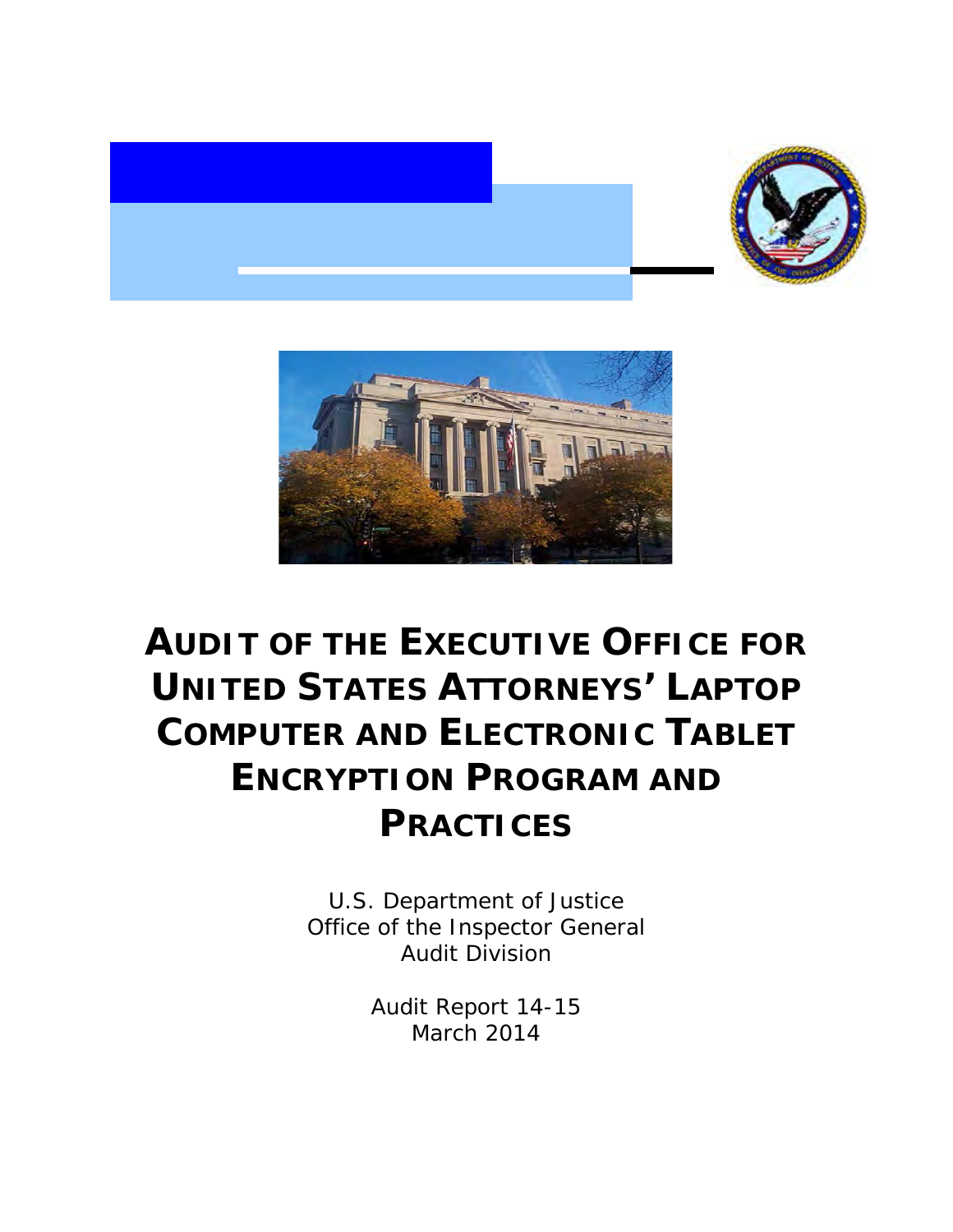# AUDIT OF THE EXECUTIVE OFFICE FOR UNITED STATES ATTORNEYS' LAPTOP COMPUTER AND ELECTRONIC TABLET ENCRYPTION PROGRAM AND PRACTICES

U.S. Department of Justice
Office of the Inspector General
Audit Division

Audit Report 14-15
March 2014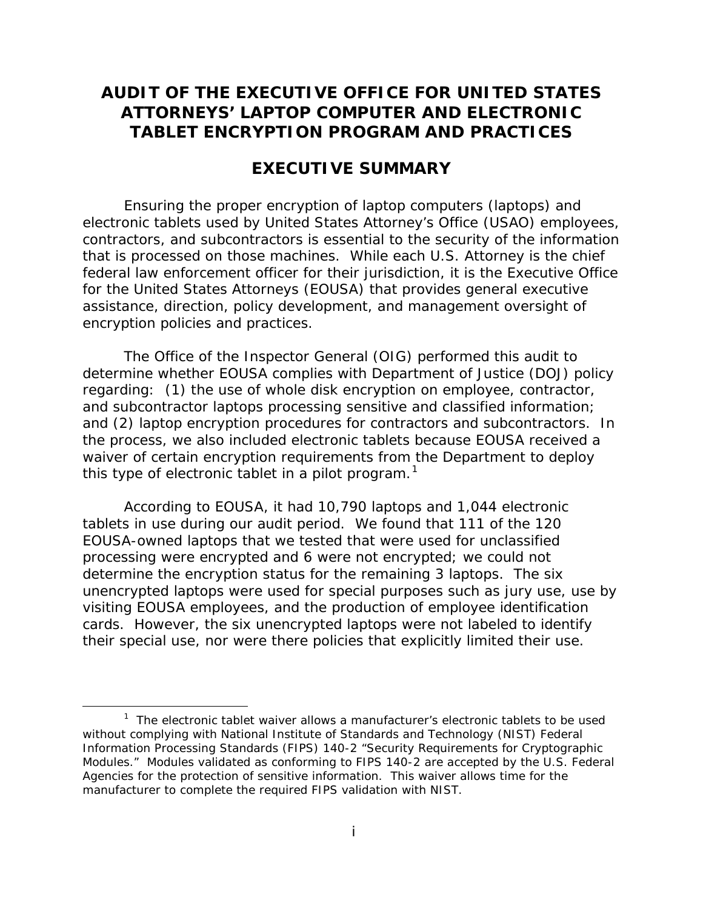# AUDIT OF THE EXECUTIVE OFFICE FOR UNITED STATES ATTORNEYS' LAPTOP COMPUTER AND ELECTRONIC TABLET ENCRYPTION PROGRAM AND PRACTICES

## EXECUTIVE SUMMARY

Ensuring the proper encryption of laptop computers (laptops) and electronic tablets used by United States Attorney's Office (USAO) employees, contractors, and subcontractors is essential to the security of the information that is processed on those machines. While each U.S. Attorney is the chief federal law enforcement officer for their jurisdiction, it is the Executive Office for the United States Attorneys (EOUSA) that provides general executive assistance, direction, policy development, and management oversight of encryption policies and practices.

The Office of the Inspector General (OIG) performed this audit to determine whether EOUSA complies with Department of Justice (DOJ) policy regarding: (1) the use of whole disk encryption on employee, contractor, and subcontractor laptops processing sensitive and classified information; and (2) laptop encryption procedures for contractors and subcontractors. In the process, we also included electronic tablets because EOUSA received a waiver of certain encryption requirements from the Department to deploy this type of electronic tablet in a pilot program.[1]

According to EOUSA, it had 10,790 laptops and 1,044 electronic tablets in use during our audit period. We found that 111 of the 120 EOUSA-owned laptops that we tested that were used for unclassified processing were encrypted and 6 were not encrypted; we could not determine the encryption status for the remaining 3 laptops. The six unencrypted laptops were used for special purposes such as jury use, use by visiting EOUSA employees, and the production of employee identification cards. However, the six unencrypted laptops were not labeled to identify their special use, nor were there policies that explicitly limited their use.

[1] The electronic tablet waiver allows a manufacturer's electronic tablets to be used without complying with National Institute of Standards and Technology (NIST) Federal Information Processing Standards (FIPS) 140-2 "Security Requirements for Cryptographic Modules." Modules validated as conforming to FIPS 140-2 are accepted by the U.S. Federal Agencies for the protection of sensitive information. This waiver allows time for the manufacturer to complete the required FIPS validation with NIST.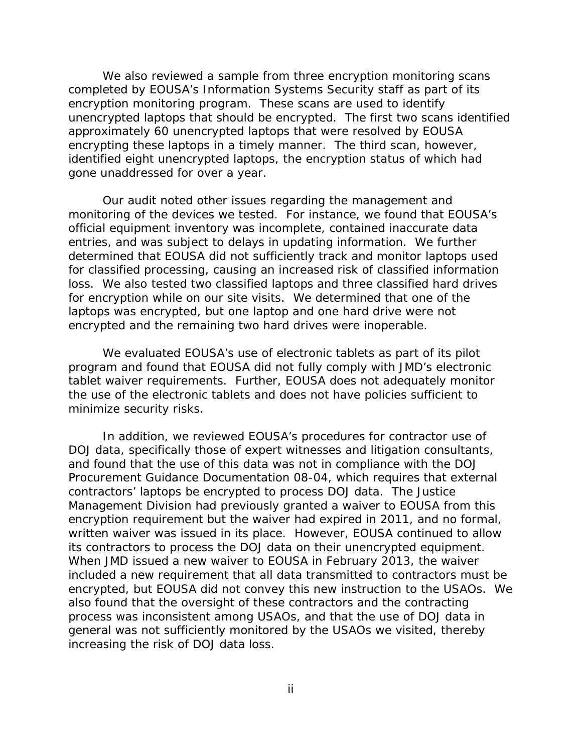We also reviewed a sample from three encryption monitoring scans completed by EOUSA's Information Systems Security staff as part of its encryption monitoring program. These scans are used to identify unencrypted laptops that should be encrypted. The first two scans identified approximately 60 unencrypted laptops that were resolved by EOUSA encrypting these laptops in a timely manner. The third scan, however, identified eight unencrypted laptops, the encryption status of which had gone unaddressed for over a year.

Our audit noted other issues regarding the management and monitoring of the devices we tested. For instance, we found that EOUSA's official equipment inventory was incomplete, contained inaccurate data entries, and was subject to delays in updating information. We further determined that EOUSA did not sufficiently track and monitor laptops used for classified processing, causing an increased risk of classified information loss. We also tested two classified laptops and three classified hard drives for encryption while on our site visits. We determined that one of the laptops was encrypted, but one laptop and one hard drive were not encrypted and the remaining two hard drives were inoperable.

We evaluated EOUSA's use of electronic tablets as part of its pilot program and found that EOUSA did not fully comply with JMD's electronic tablet waiver requirements. Further, EOUSA does not adequately monitor the use of the electronic tablets and does not have policies sufficient to minimize security risks.

In addition, we reviewed EOUSA's procedures for contractor use of DOJ data, specifically those of expert witnesses and litigation consultants, and found that the use of this data was not in compliance with the DOJ Procurement Guidance Documentation 08-04, which requires that external contractors' laptops be encrypted to process DOJ data. The Justice Management Division had previously granted a waiver to EOUSA from this encryption requirement but the waiver had expired in 2011, and no formal, written waiver was issued in its place. However, EOUSA continued to allow its contractors to process the DOJ data on their unencrypted equipment. When JMD issued a new waiver to EOUSA in February 2013, the waiver included a new requirement that all data transmitted to contractors must be encrypted, but EOUSA did not convey this new instruction to the USAOs. We also found that the oversight of these contractors and the contracting process was inconsistent among USAOs, and that the use of DOJ data in general was not sufficiently monitored by the USAOs we visited, thereby increasing the risk of DOJ data loss.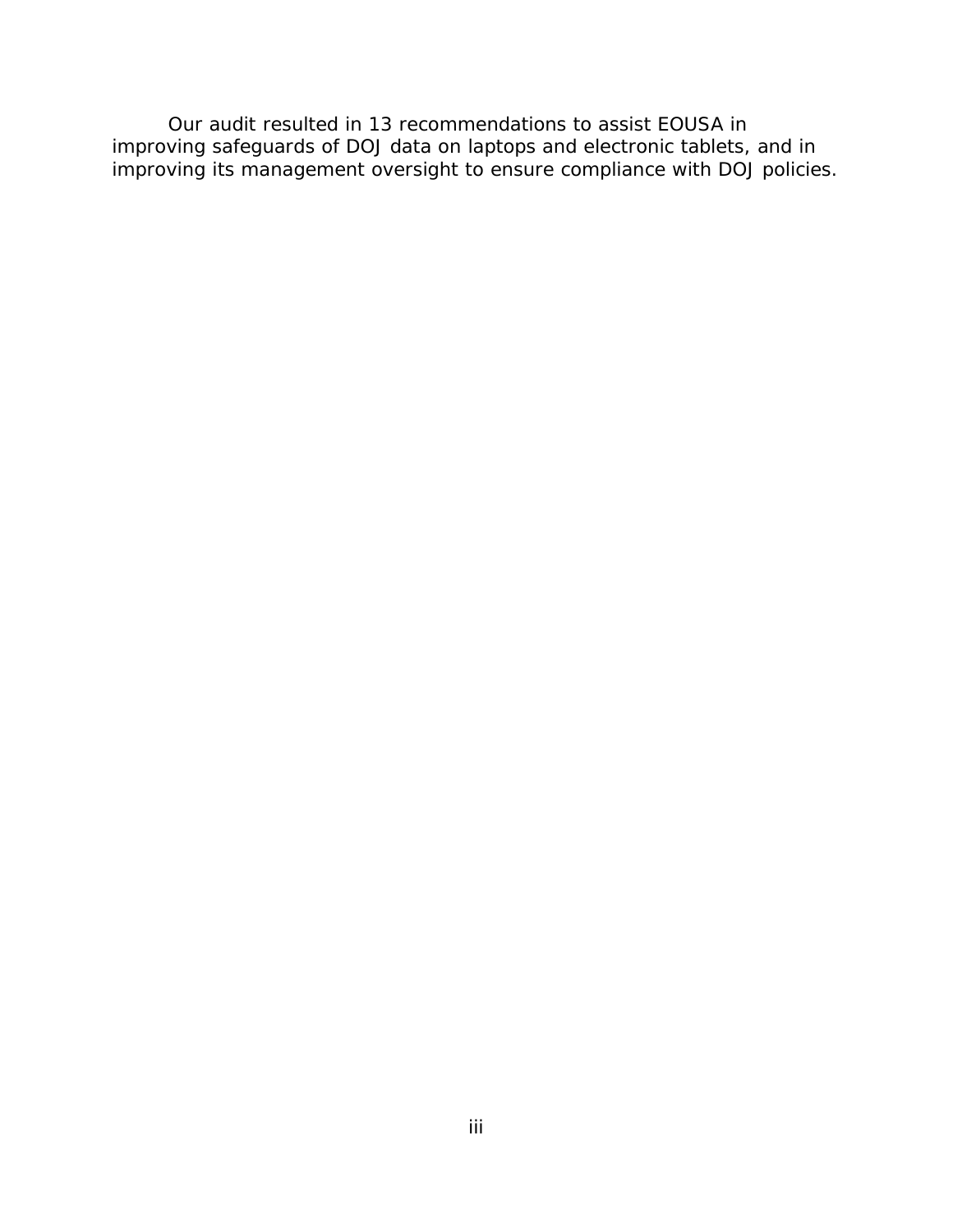Our audit resulted in 13 recommendations to assist EOUSA in improving safeguards of DOJ data on laptops and electronic tablets, and in improving its management oversight to ensure compliance with DOJ policies.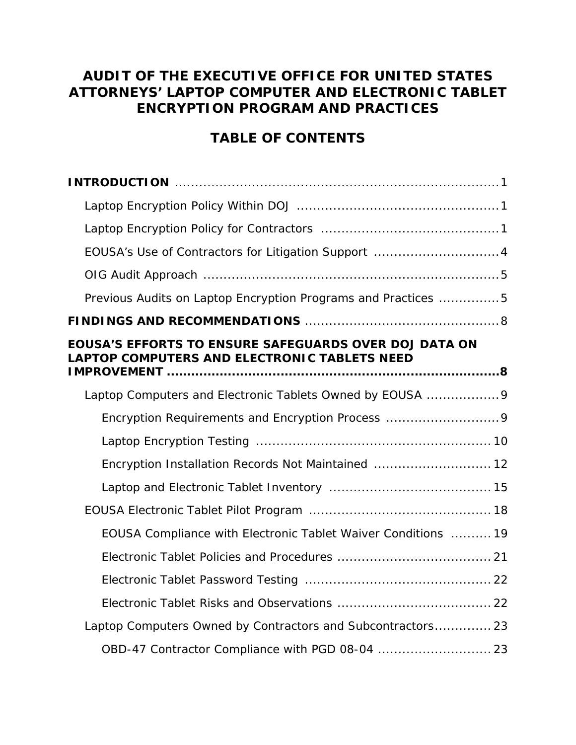# AUDIT OF THE EXECUTIVE OFFICE FOR UNITED STATES ATTORNEYS' LAPTOP COMPUTER AND ELECTRONIC TABLET ENCRYPTION PROGRAM AND PRACTICES

## TABLE OF CONTENTS

**INTRODUCTION** ............................................................................ 1

- Laptop Encryption Policy Within DOJ ................................................ 1
- Laptop Encryption Policy for Contractors ........................................... 1
- EOUSA's Use of Contractors for Litigation Support .............................. 4
- OIG Audit Approach ......................................................................... 5
- Previous Audits on Laptop Encryption Programs and Practices ............... 5

**FINDINGS AND RECOMMENDATIONS** ................................................ 8

**EOUSA'S EFFORTS TO ENSURE SAFEGUARDS OVER DOJ DATA ON LAPTOP COMPUTERS AND ELECTRONIC TABLETS NEED IMPROVEMENT** ....................................................................... 8

- Laptop Computers and Electronic Tablets Owned by EOUSA .................. 9
  - Encryption Requirements and Encryption Process ............................ 9
  - Laptop Encryption Testing ......................................................... 10
  - Encryption Installation Records Not Maintained ............................. 12
  - Laptop and Electronic Tablet Inventory ........................................ 15
- EOUSA Electronic Tablet Pilot Program ............................................. 18
  - EOUSA Compliance with Electronic Tablet Waiver Conditions .......... 19
  - Electronic Tablet Policies and Procedures ...................................... 21
  - Electronic Tablet Password Testing .............................................. 22
  - Electronic Tablet Risks and Observations ...................................... 22
- Laptop Computers Owned by Contractors and Subcontractors.............. 23
  - OBD-47 Contractor Compliance with PGD 08-04 ............................ 23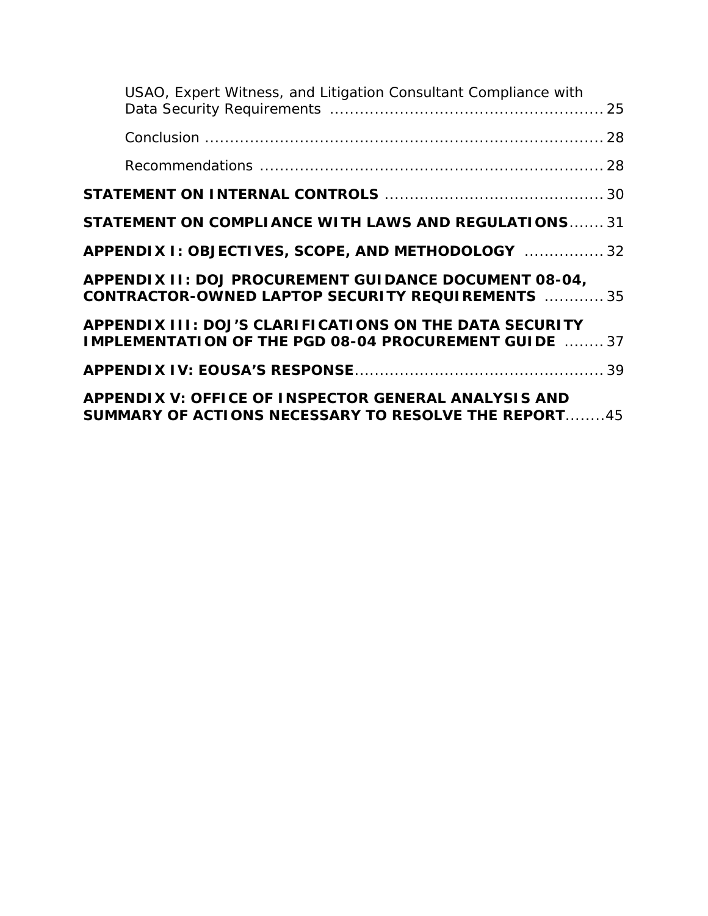USAO, Expert Witness, and Litigation Consultant Compliance with Data Security Requirements ........................................................ 25

Conclusion ................................................................................ 28

Recommendations ...................................................................... 28

**STATEMENT ON INTERNAL CONTROLS** ............................................ 30

**STATEMENT ON COMPLIANCE WITH LAWS AND REGULATIONS**....... 31

**APPENDIX I: OBJECTIVES, SCOPE, AND METHODOLOGY** ................ 32

**APPENDIX II: DOJ PROCUREMENT GUIDANCE DOCUMENT 08-04, CONTRACTOR-OWNED LAPTOP SECURITY REQUIREMENTS** ............ 35

**APPENDIX III: DOJ'S CLARIFICATIONS ON THE DATA SECURITY IMPLEMENTATION OF THE PGD 08-04 PROCUREMENT GUIDE** ........ 37

**APPENDIX IV: EOUSA'S RESPONSE**.................................................. 39

**APPENDIX V: OFFICE OF INSPECTOR GENERAL ANALYSIS AND SUMMARY OF ACTIONS NECESSARY TO RESOLVE THE REPORT**........45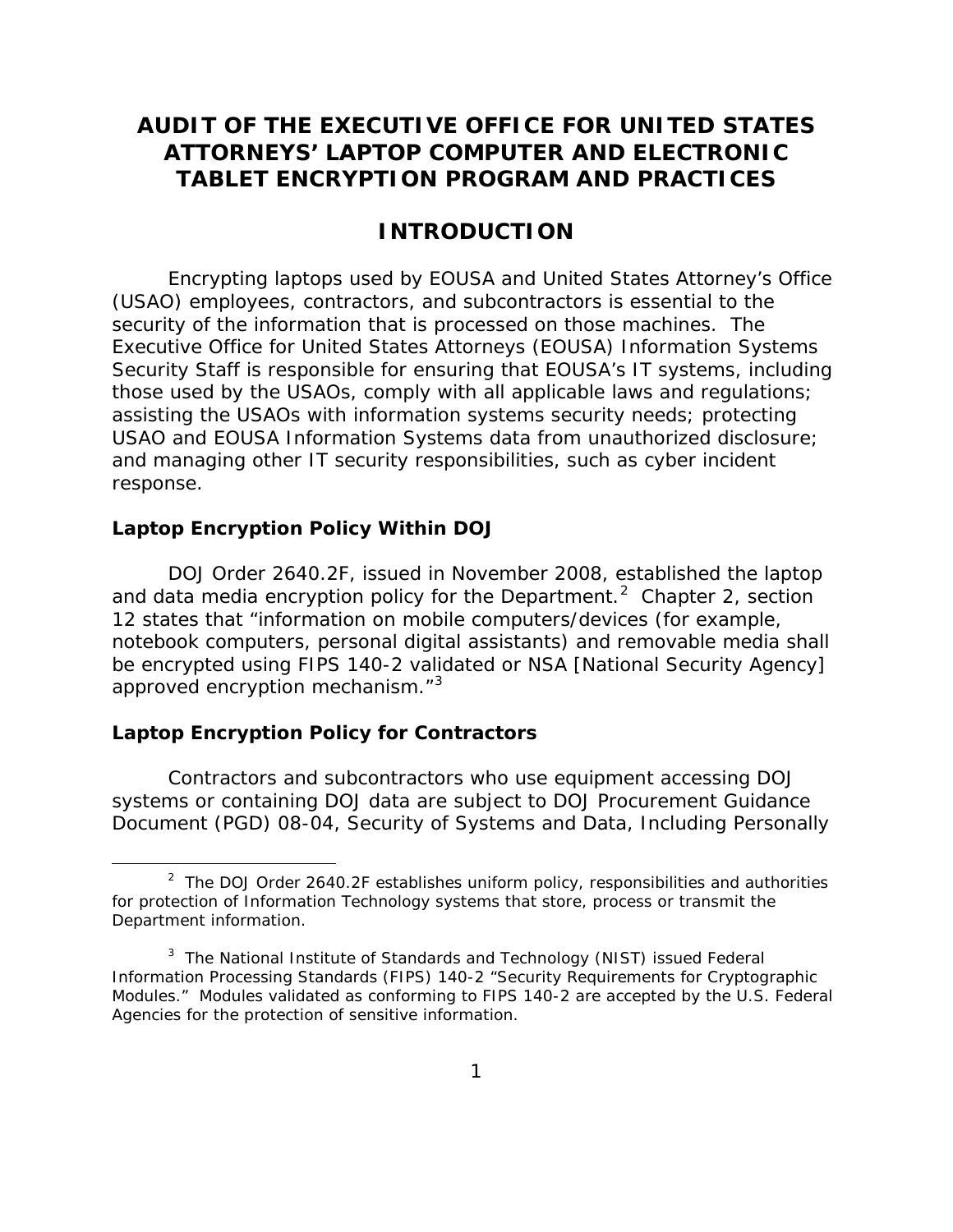# AUDIT OF THE EXECUTIVE OFFICE FOR UNITED STATES ATTORNEYS' LAPTOP COMPUTER AND ELECTRONIC TABLET ENCRYPTION PROGRAM AND PRACTICES

## INTRODUCTION

Encrypting laptops used by EOUSA and United States Attorney's Office (USAO) employees, contractors, and subcontractors is essential to the security of the information that is processed on those machines. The Executive Office for United States Attorneys (EOUSA) Information Systems Security Staff is responsible for ensuring that EOUSA's IT systems, including those used by the USAOs, comply with all applicable laws and regulations; assisting the USAOs with information systems security needs; protecting USAO and EOUSA Information Systems data from unauthorized disclosure; and managing other IT security responsibilities, such as cyber incident response.

### Laptop Encryption Policy Within DOJ

DOJ Order 2640.2F, issued in November 2008, established the laptop and data media encryption policy for the Department.[2] Chapter 2, section 12 states that "information on mobile computers/devices (for example, notebook computers, personal digital assistants) and removable media shall be encrypted using FIPS 140-2 validated or NSA [National Security Agency] approved encryption mechanism."[3]

### Laptop Encryption Policy for Contractors

Contractors and subcontractors who use equipment accessing DOJ systems or containing DOJ data are subject to DOJ Procurement Guidance Document (PGD) 08-04, Security of Systems and Data, Including Personally

---

[2] The DOJ Order 2640.2F establishes uniform policy, responsibilities and authorities for protection of Information Technology systems that store, process or transmit the Department information.

[3] The National Institute of Standards and Technology (NIST) issued Federal Information Processing Standards (FIPS) 140-2 "Security Requirements for Cryptographic Modules." Modules validated as conforming to FIPS 140-2 are accepted by the U.S. Federal Agencies for the protection of sensitive information.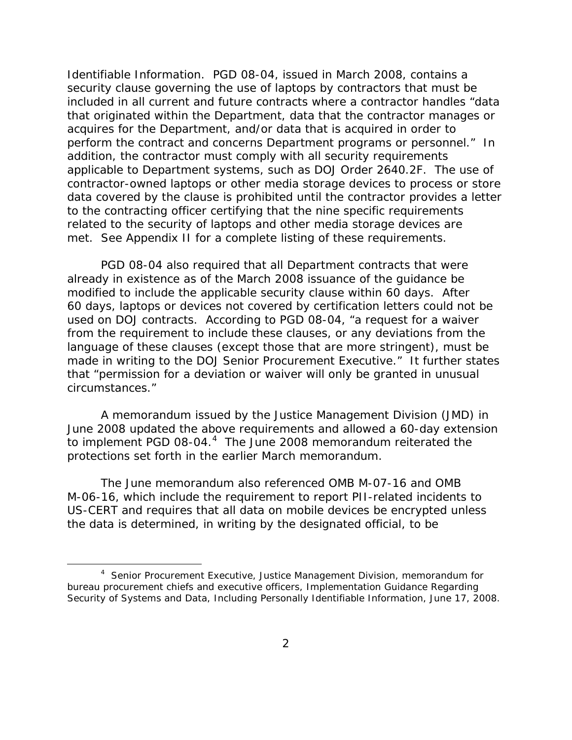Identifiable Information. PGD 08-04, issued in March 2008, contains a security clause governing the use of laptops by contractors that must be included in all current and future contracts where a contractor handles "data that originated within the Department, data that the contractor manages or acquires for the Department, and/or data that is acquired in order to perform the contract and concerns Department programs or personnel." In addition, the contractor must comply with all security requirements applicable to Department systems, such as DOJ Order 2640.2F. The use of contractor-owned laptops or other media storage devices to process or store data covered by the clause is prohibited until the contractor provides a letter to the contracting officer certifying that the nine specific requirements related to the security of laptops and other media storage devices are met. See Appendix II for a complete listing of these requirements.

PGD 08-04 also required that all Department contracts that were already in existence as of the March 2008 issuance of the guidance be modified to include the applicable security clause within 60 days. After 60 days, laptops or devices not covered by certification letters could not be used on DOJ contracts. According to PGD 08-04, "a request for a waiver from the requirement to include these clauses, or any deviations from the language of these clauses (except those that are more stringent), must be made in writing to the DOJ Senior Procurement Executive." It further states that "permission for a deviation or waiver will only be granted in unusual circumstances."

A memorandum issued by the Justice Management Division (JMD) in June 2008 updated the above requirements and allowed a 60-day extension to implement PGD 08-04.[4] The June 2008 memorandum reiterated the protections set forth in the earlier March memorandum.

The June memorandum also referenced OMB M-07-16 and OMB M-06-16, which include the requirement to report PII-related incidents to US-CERT and requires that all data on mobile devices be encrypted unless the data is determined, in writing by the designated official, to be

---

[4] Senior Procurement Executive, Justice Management Division, memorandum for bureau procurement chiefs and executive officers, Implementation Guidance Regarding Security of Systems and Data, Including Personally Identifiable Information, June 17, 2008.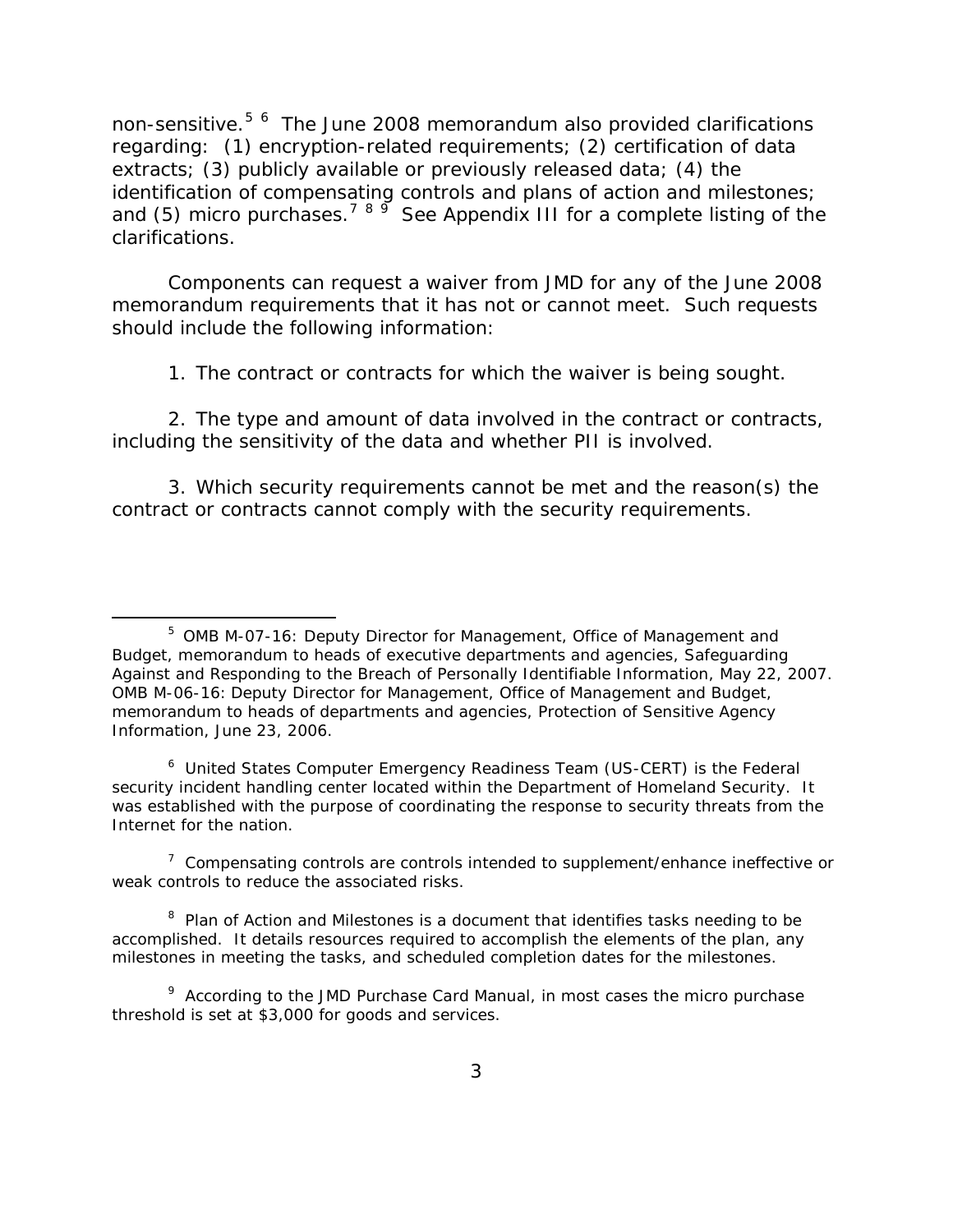non-sensitive.[5] [6] The June 2008 memorandum also provided clarifications regarding: (1) encryption-related requirements; (2) certification of data extracts; (3) publicly available or previously released data; (4) the identification of compensating controls and plans of action and milestones; and (5) micro purchases.[7] [8] [9] See Appendix III for a complete listing of the clarifications.

Components can request a waiver from JMD for any of the June 2008 memorandum requirements that it has not or cannot meet. Such requests should include the following information:

1. The contract or contracts for which the waiver is being sought.

2. The type and amount of data involved in the contract or contracts, including the sensitivity of the data and whether PII is involved.

3. Which security requirements cannot be met and the reason(s) the contract or contracts cannot comply with the security requirements.

---

[5] OMB M-07-16: Deputy Director for Management, Office of Management and Budget, memorandum to heads of executive departments and agencies, Safeguarding Against and Responding to the Breach of Personally Identifiable Information, May 22, 2007. OMB M-06-16: Deputy Director for Management, Office of Management and Budget, memorandum to heads of departments and agencies, Protection of Sensitive Agency Information, June 23, 2006.

[6] United States Computer Emergency Readiness Team (US-CERT) is the Federal security incident handling center located within the Department of Homeland Security. It was established with the purpose of coordinating the response to security threats from the Internet for the nation.

[7] Compensating controls are controls intended to supplement/enhance ineffective or weak controls to reduce the associated risks.

[8] Plan of Action and Milestones is a document that identifies tasks needing to be accomplished. It details resources required to accomplish the elements of the plan, any milestones in meeting the tasks, and scheduled completion dates for the milestones.

[9] According to the JMD Purchase Card Manual, in most cases the micro purchase threshold is set at $3,000 for goods and services.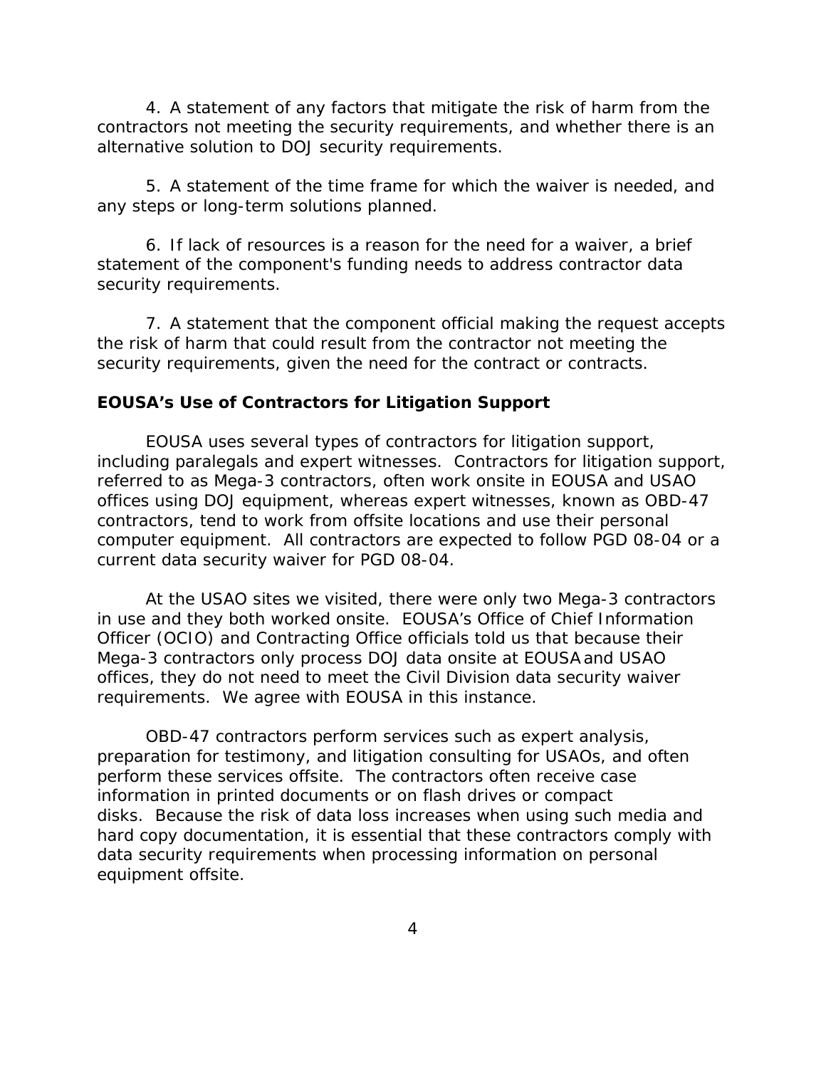4. A statement of any factors that mitigate the risk of harm from the contractors not meeting the security requirements, and whether there is an alternative solution to DOJ security requirements.

5. A statement of the time frame for which the waiver is needed, and any steps or long-term solutions planned.

6. If lack of resources is a reason for the need for a waiver, a brief statement of the component's funding needs to address contractor data security requirements.

7. A statement that the component official making the request accepts the risk of harm that could result from the contractor not meeting the security requirements, given the need for the contract or contracts.

**EOUSA's Use of Contractors for Litigation Support**

EOUSA uses several types of contractors for litigation support, including paralegals and expert witnesses. Contractors for litigation support, referred to as Mega-3 contractors, often work onsite in EOUSA and USAO offices using DOJ equipment, whereas expert witnesses, known as OBD-47 contractors, tend to work from offsite locations and use their personal computer equipment. All contractors are expected to follow PGD 08-04 or a current data security waiver for PGD 08-04.

At the USAO sites we visited, there were only two Mega-3 contractors in use and they both worked onsite. EOUSA's Office of Chief Information Officer (OCIO) and Contracting Office officials told us that because their Mega-3 contractors only process DOJ data onsite at EOUSA and USAO offices, they do not need to meet the Civil Division data security waiver requirements. We agree with EOUSA in this instance.

OBD-47 contractors perform services such as expert analysis, preparation for testimony, and litigation consulting for USAOs, and often perform these services offsite. The contractors often receive case information in printed documents or on flash drives or compact disks. Because the risk of data loss increases when using such media and hard copy documentation, it is essential that these contractors comply with data security requirements when processing information on personal equipment offsite.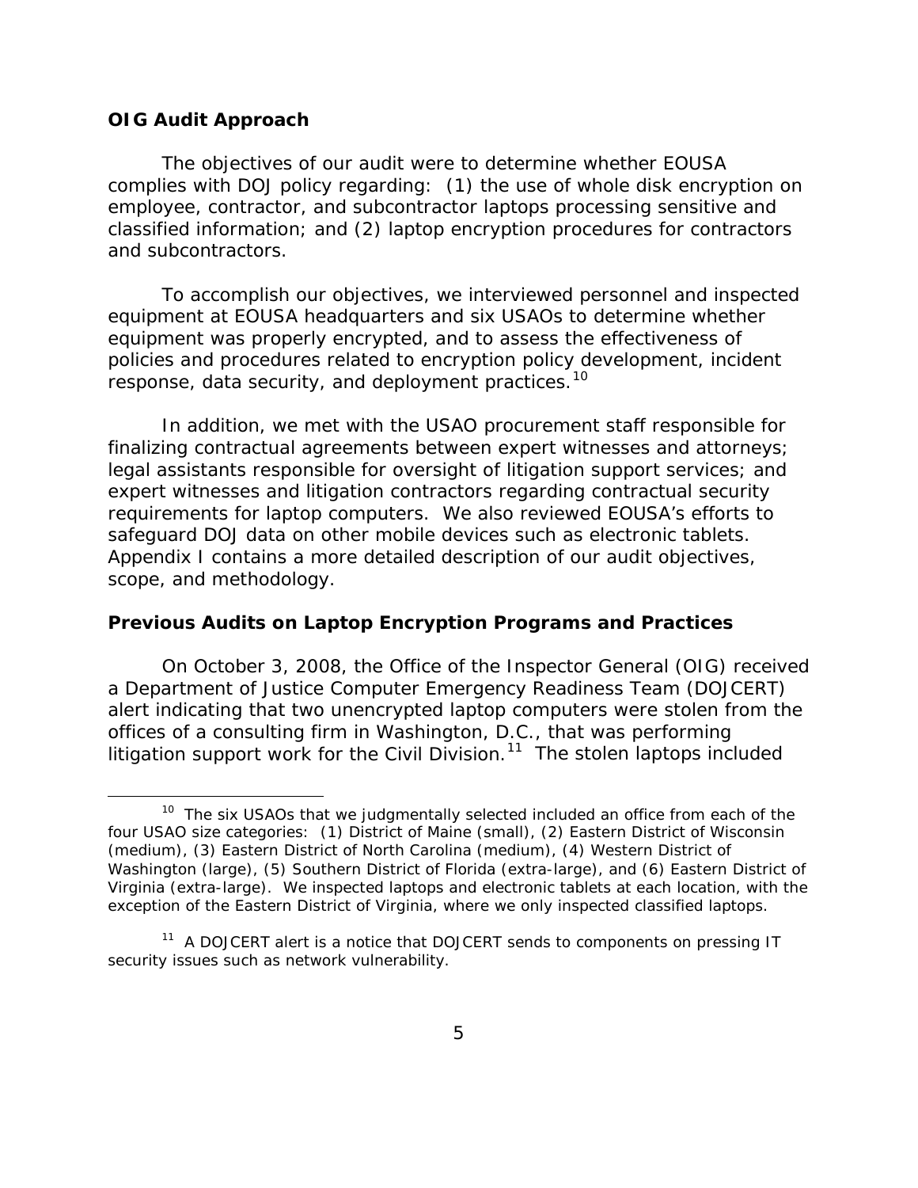### OIG Audit Approach

The objectives of our audit were to determine whether EOUSA complies with DOJ policy regarding: (1) the use of whole disk encryption on employee, contractor, and subcontractor laptops processing sensitive and classified information; and (2) laptop encryption procedures for contractors and subcontractors.

To accomplish our objectives, we interviewed personnel and inspected equipment at EOUSA headquarters and six USAOs to determine whether equipment was properly encrypted, and to assess the effectiveness of policies and procedures related to encryption policy development, incident response, data security, and deployment practices.[10]

In addition, we met with the USAO procurement staff responsible for finalizing contractual agreements between expert witnesses and attorneys; legal assistants responsible for oversight of litigation support services; and expert witnesses and litigation contractors regarding contractual security requirements for laptop computers. We also reviewed EOUSA's efforts to safeguard DOJ data on other mobile devices such as electronic tablets. Appendix I contains a more detailed description of our audit objectives, scope, and methodology.

### Previous Audits on Laptop Encryption Programs and Practices

On October 3, 2008, the Office of the Inspector General (OIG) received a Department of Justice Computer Emergency Readiness Team (DOJCERT) alert indicating that two unencrypted laptop computers were stolen from the offices of a consulting firm in Washington, D.C., that was performing litigation support work for the Civil Division.[11] The stolen laptops included

---

[10] The six USAOs that we judgmentally selected included an office from each of the four USAO size categories: (1) District of Maine (small), (2) Eastern District of Wisconsin (medium), (3) Eastern District of North Carolina (medium), (4) Western District of Washington (large), (5) Southern District of Florida (extra-large), and (6) Eastern District of Virginia (extra-large). We inspected laptops and electronic tablets at each location, with the exception of the Eastern District of Virginia, where we only inspected classified laptops.

[11] A DOJCERT alert is a notice that DOJCERT sends to components on pressing IT security issues such as network vulnerability.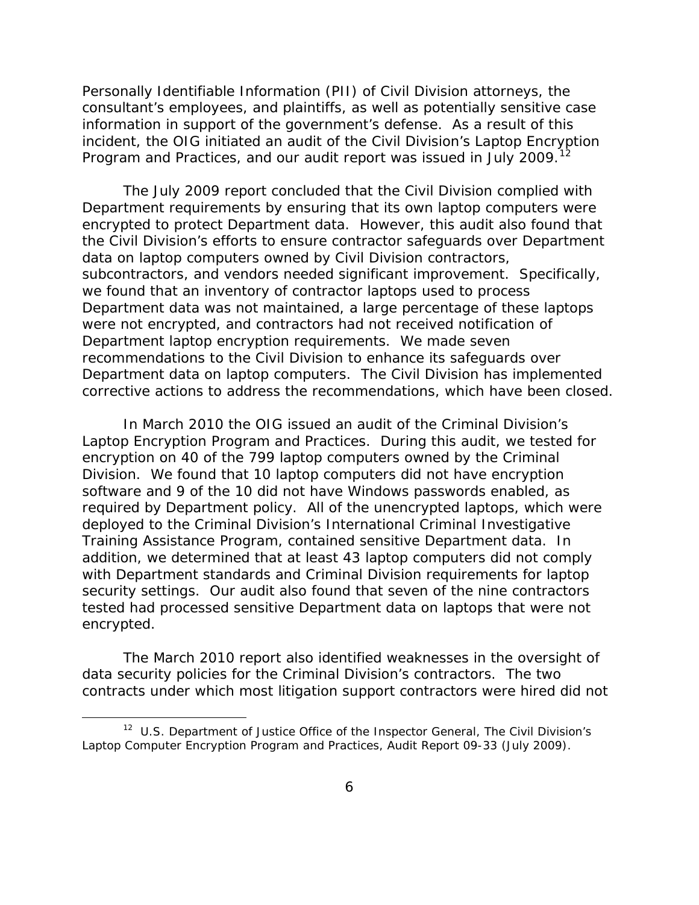Personally Identifiable Information (PII) of Civil Division attorneys, the consultant's employees, and plaintiffs, as well as potentially sensitive case information in support of the government's defense. As a result of this incident, the OIG initiated an audit of the Civil Division's Laptop Encryption Program and Practices, and our audit report was issued in July 2009.[12]

The July 2009 report concluded that the Civil Division complied with Department requirements by ensuring that its own laptop computers were encrypted to protect Department data. However, this audit also found that the Civil Division's efforts to ensure contractor safeguards over Department data on laptop computers owned by Civil Division contractors, subcontractors, and vendors needed significant improvement. Specifically, we found that an inventory of contractor laptops used to process Department data was not maintained, a large percentage of these laptops were not encrypted, and contractors had not received notification of Department laptop encryption requirements. We made seven recommendations to the Civil Division to enhance its safeguards over Department data on laptop computers. The Civil Division has implemented corrective actions to address the recommendations, which have been closed.

In March 2010 the OIG issued an audit of the Criminal Division's Laptop Encryption Program and Practices. During this audit, we tested for encryption on 40 of the 799 laptop computers owned by the Criminal Division. We found that 10 laptop computers did not have encryption software and 9 of the 10 did not have Windows passwords enabled, as required by Department policy. All of the unencrypted laptops, which were deployed to the Criminal Division's International Criminal Investigative Training Assistance Program, contained sensitive Department data. In addition, we determined that at least 43 laptop computers did not comply with Department standards and Criminal Division requirements for laptop security settings. Our audit also found that seven of the nine contractors tested had processed sensitive Department data on laptops that were not encrypted.

The March 2010 report also identified weaknesses in the oversight of data security policies for the Criminal Division's contractors. The two contracts under which most litigation support contractors were hired did not

[12] U.S. Department of Justice Office of the Inspector General, The Civil Division's Laptop Computer Encryption Program and Practices, Audit Report 09-33 (July 2009).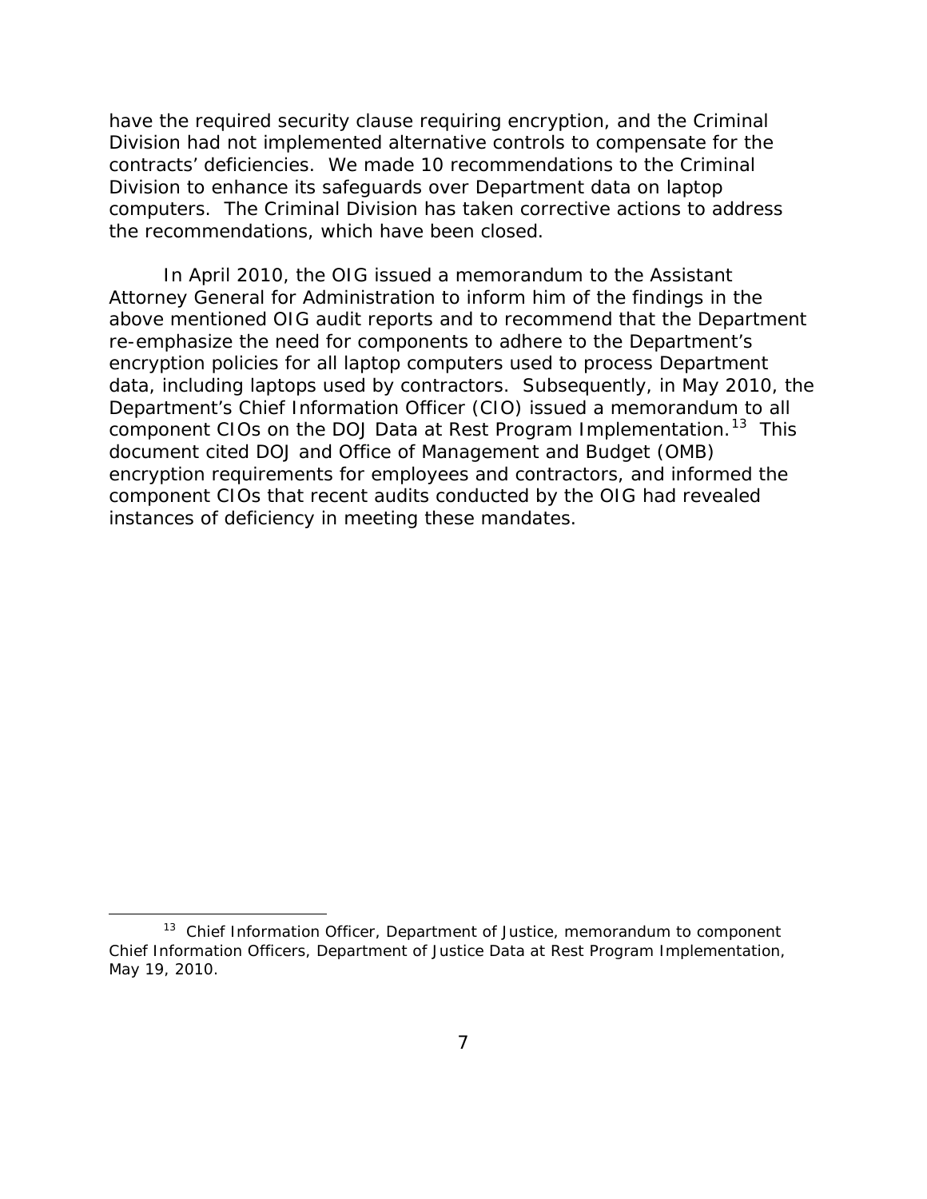have the required security clause requiring encryption, and the Criminal Division had not implemented alternative controls to compensate for the contracts' deficiencies. We made 10 recommendations to the Criminal Division to enhance its safeguards over Department data on laptop computers. The Criminal Division has taken corrective actions to address the recommendations, which have been closed.

In April 2010, the OIG issued a memorandum to the Assistant Attorney General for Administration to inform him of the findings in the above mentioned OIG audit reports and to recommend that the Department re-emphasize the need for components to adhere to the Department's encryption policies for all laptop computers used to process Department data, including laptops used by contractors. Subsequently, in May 2010, the Department's Chief Information Officer (CIO) issued a memorandum to all component CIOs on the DOJ Data at Rest Program Implementation.[13] This document cited DOJ and Office of Management and Budget (OMB) encryption requirements for employees and contractors, and informed the component CIOs that recent audits conducted by the OIG had revealed instances of deficiency in meeting these mandates.

---

[13] Chief Information Officer, Department of Justice, memorandum to component Chief Information Officers, Department of Justice Data at Rest Program Implementation, May 19, 2010.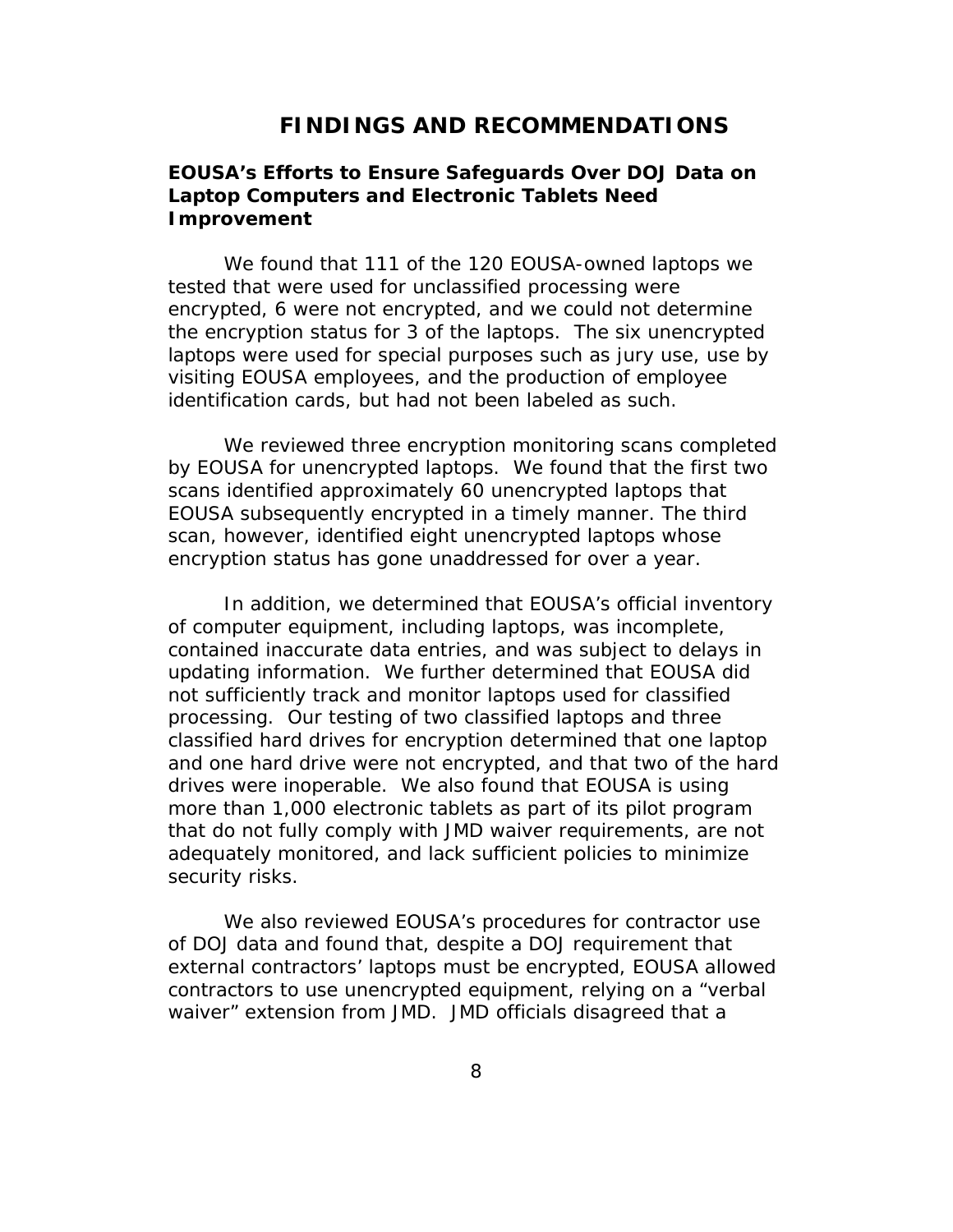# FINDINGS AND RECOMMENDATIONS

## EOUSA's Efforts to Ensure Safeguards Over DOJ Data on Laptop Computers and Electronic Tablets Need Improvement

We found that 111 of the 120 EOUSA-owned laptops we tested that were used for unclassified processing were encrypted, 6 were not encrypted, and we could not determine the encryption status for 3 of the laptops. The six unencrypted laptops were used for special purposes such as jury use, use by visiting EOUSA employees, and the production of employee identification cards, but had not been labeled as such.

We reviewed three encryption monitoring scans completed by EOUSA for unencrypted laptops. We found that the first two scans identified approximately 60 unencrypted laptops that EOUSA subsequently encrypted in a timely manner. The third scan, however, identified eight unencrypted laptops whose encryption status has gone unaddressed for over a year.

In addition, we determined that EOUSA's official inventory of computer equipment, including laptops, was incomplete, contained inaccurate data entries, and was subject to delays in updating information. We further determined that EOUSA did not sufficiently track and monitor laptops used for classified processing. Our testing of two classified laptops and three classified hard drives for encryption determined that one laptop and one hard drive were not encrypted, and that two of the hard drives were inoperable. We also found that EOUSA is using more than 1,000 electronic tablets as part of its pilot program that do not fully comply with JMD waiver requirements, are not adequately monitored, and lack sufficient policies to minimize security risks.

We also reviewed EOUSA's procedures for contractor use of DOJ data and found that, despite a DOJ requirement that external contractors' laptops must be encrypted, EOUSA allowed contractors to use unencrypted equipment, relying on a "verbal waiver" extension from JMD. JMD officials disagreed that a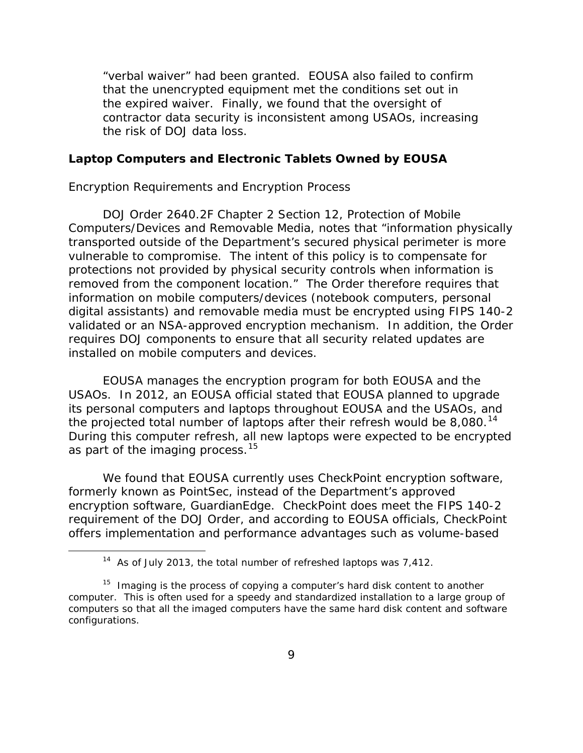"verbal waiver" had been granted. EOUSA also failed to confirm that the unencrypted equipment met the conditions set out in the expired waiver. Finally, we found that the oversight of contractor data security is inconsistent among USAOs, increasing the risk of DOJ data loss.

### Laptop Computers and Electronic Tablets Owned by EOUSA

*Encryption Requirements and Encryption Process*

DOJ Order 2640.2F Chapter 2 Section 12, Protection of Mobile Computers/Devices and Removable Media, notes that "information physically transported outside of the Department's secured physical perimeter is more vulnerable to compromise. The intent of this policy is to compensate for protections not provided by physical security controls when information is removed from the component location." The Order therefore requires that information on mobile computers/devices (notebook computers, personal digital assistants) and removable media must be encrypted using FIPS 140-2 validated or an NSA-approved encryption mechanism. In addition, the Order requires DOJ components to ensure that all security related updates are installed on mobile computers and devices.

EOUSA manages the encryption program for both EOUSA and the USAOs. In 2012, an EOUSA official stated that EOUSA planned to upgrade its personal computers and laptops throughout EOUSA and the USAOs, and the projected total number of laptops after their refresh would be 8,080.[14] During this computer refresh, all new laptops were expected to be encrypted as part of the imaging process.[15]

We found that EOUSA currently uses CheckPoint encryption software, formerly known as PointSec, instead of the Department's approved encryption software, GuardianEdge. CheckPoint does meet the FIPS 140-2 requirement of the DOJ Order, and according to EOUSA officials, CheckPoint offers implementation and performance advantages such as volume-based

---

[14] As of July 2013, the total number of refreshed laptops was 7,412.

[15] Imaging is the process of copying a computer's hard disk content to another computer. This is often used for a speedy and standardized installation to a large group of computers so that all the imaged computers have the same hard disk content and software configurations.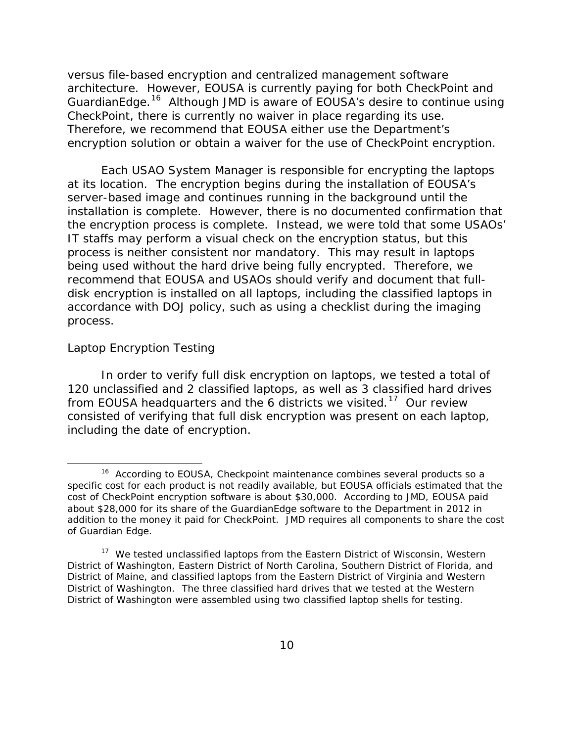versus file-based encryption and centralized management software architecture. However, EOUSA is currently paying for both CheckPoint and GuardianEdge.[16] Although JMD is aware of EOUSA's desire to continue using CheckPoint, there is currently no waiver in place regarding its use. Therefore, we recommend that EOUSA either use the Department's encryption solution or obtain a waiver for the use of CheckPoint encryption.

Each USAO System Manager is responsible for encrypting the laptops at its location. The encryption begins during the installation of EOUSA's server-based image and continues running in the background until the installation is complete. However, there is no documented confirmation that the encryption process is complete. Instead, we were told that some USAOs' IT staffs may perform a visual check on the encryption status, but this process is neither consistent nor mandatory. This may result in laptops being used without the hard drive being fully encrypted. Therefore, we recommend that EOUSA and USAOs should verify and document that full-disk encryption is installed on all laptops, including the classified laptops in accordance with DOJ policy, such as using a checklist during the imaging process.

*Laptop Encryption Testing*

In order to verify full disk encryption on laptops, we tested a total of 120 unclassified and 2 classified laptops, as well as 3 classified hard drives from EOUSA headquarters and the 6 districts we visited.[17] Our review consisted of verifying that full disk encryption was present on each laptop, including the date of encryption.

---

[16] According to EOUSA, Checkpoint maintenance combines several products so a specific cost for each product is not readily available, but EOUSA officials estimated that the cost of CheckPoint encryption software is about $30,000. According to JMD, EOUSA paid about $28,000 for its share of the GuardianEdge software to the Department in 2012 in addition to the money it paid for CheckPoint. JMD requires all components to share the cost of Guardian Edge.

[17] We tested unclassified laptops from the Eastern District of Wisconsin, Western District of Washington, Eastern District of North Carolina, Southern District of Florida, and District of Maine, and classified laptops from the Eastern District of Virginia and Western District of Washington. The three classified hard drives that we tested at the Western District of Washington were assembled using two classified laptop shells for testing.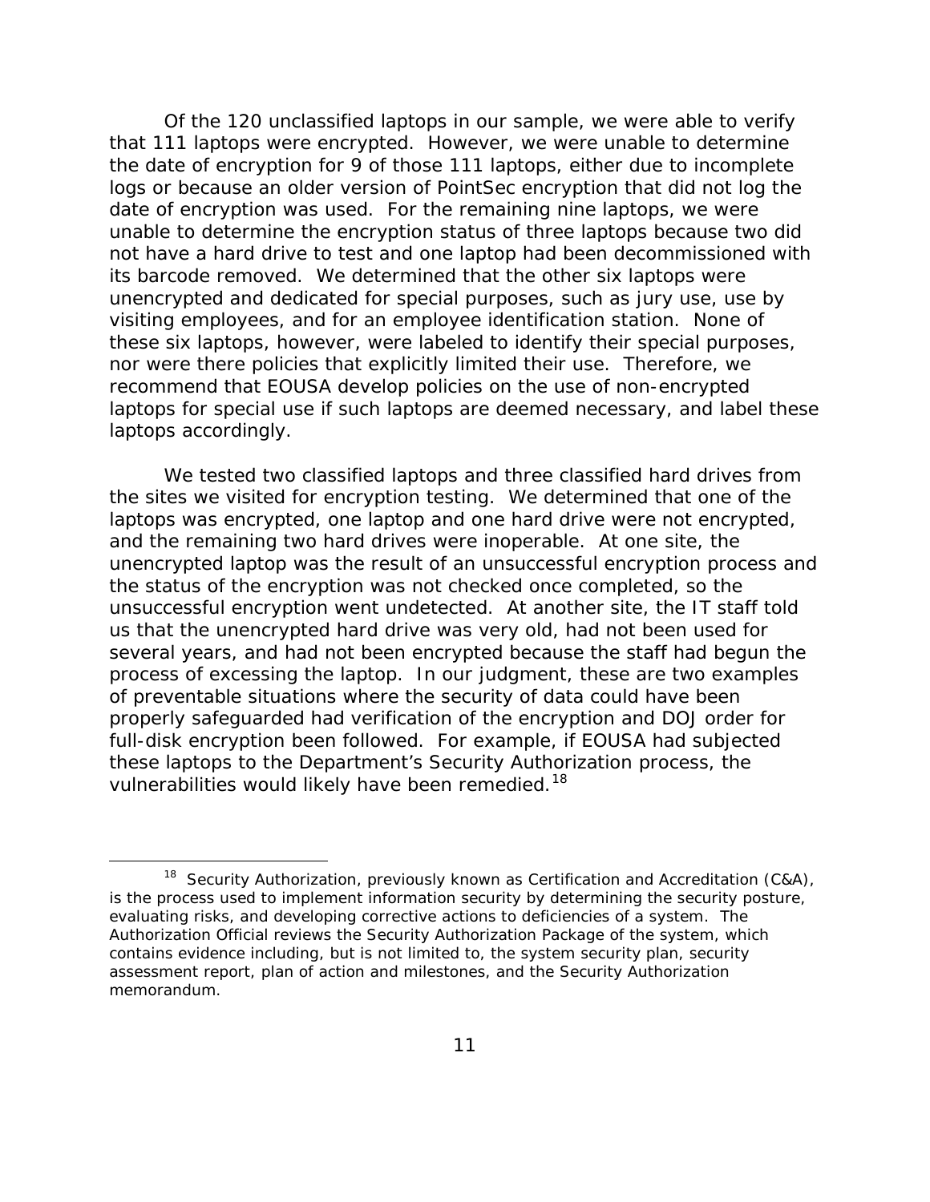Of the 120 unclassified laptops in our sample, we were able to verify that 111 laptops were encrypted. However, we were unable to determine the date of encryption for 9 of those 111 laptops, either due to incomplete logs or because an older version of PointSec encryption that did not log the date of encryption was used. For the remaining nine laptops, we were unable to determine the encryption status of three laptops because two did not have a hard drive to test and one laptop had been decommissioned with its barcode removed. We determined that the other six laptops were unencrypted and dedicated for special purposes, such as jury use, use by visiting employees, and for an employee identification station. None of these six laptops, however, were labeled to identify their special purposes, nor were there policies that explicitly limited their use. Therefore, we recommend that EOUSA develop policies on the use of non-encrypted laptops for special use if such laptops are deemed necessary, and label these laptops accordingly.

We tested two classified laptops and three classified hard drives from the sites we visited for encryption testing. We determined that one of the laptops was encrypted, one laptop and one hard drive were not encrypted, and the remaining two hard drives were inoperable. At one site, the unencrypted laptop was the result of an unsuccessful encryption process and the status of the encryption was not checked once completed, so the unsuccessful encryption went undetected. At another site, the IT staff told us that the unencrypted hard drive was very old, had not been used for several years, and had not been encrypted because the staff had begun the process of excessing the laptop. In our judgment, these are two examples of preventable situations where the security of data could have been properly safeguarded had verification of the encryption and DOJ order for full-disk encryption been followed. For example, if EOUSA had subjected these laptops to the Department's Security Authorization process, the vulnerabilities would likely have been remedied.[18]

[18] Security Authorization, previously known as Certification and Accreditation (C&A), is the process used to implement information security by determining the security posture, evaluating risks, and developing corrective actions to deficiencies of a system. The Authorization Official reviews the Security Authorization Package of the system, which contains evidence including, but is not limited to, the system security plan, security assessment report, plan of action and milestones, and the Security Authorization memorandum.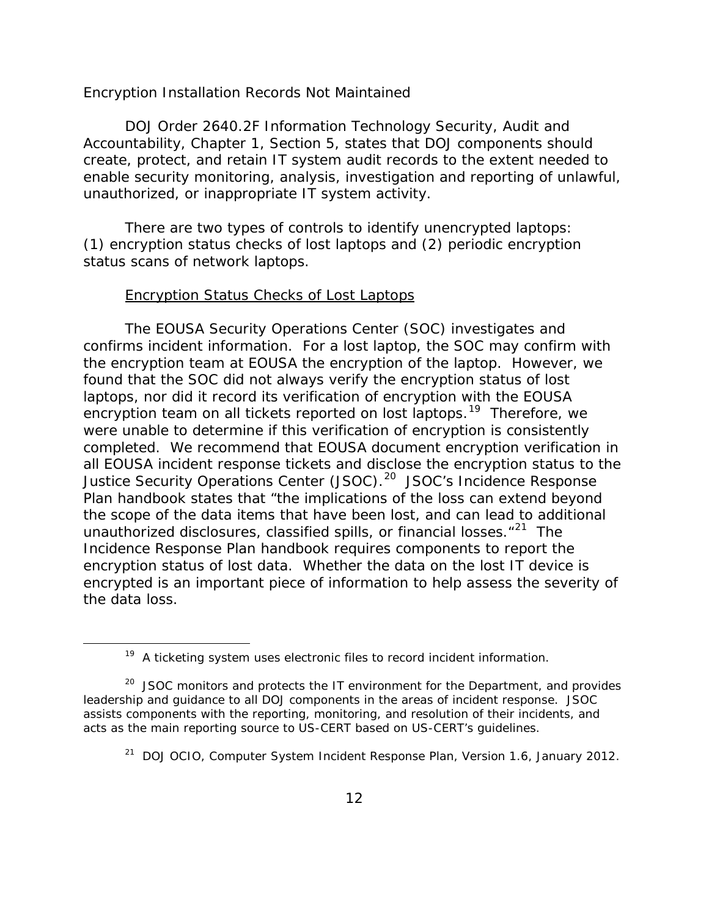### Encryption Installation Records Not Maintained

DOJ Order 2640.2F Information Technology Security, Audit and Accountability, Chapter 1, Section 5, states that DOJ components should create, protect, and retain IT system audit records to the extent needed to enable security monitoring, analysis, investigation and reporting of unlawful, unauthorized, or inappropriate IT system activity.

There are two types of controls to identify unencrypted laptops: (1) encryption status checks of lost laptops and (2) periodic encryption status scans of network laptops.

#### Encryption Status Checks of Lost Laptops

The EOUSA Security Operations Center (SOC) investigates and confirms incident information. For a lost laptop, the SOC may confirm with the encryption team at EOUSA the encryption of the laptop. However, we found that the SOC did not always verify the encryption status of lost laptops, nor did it record its verification of encryption with the EOUSA encryption team on all tickets reported on lost laptops.[19] Therefore, we were unable to determine if this verification of encryption is consistently completed. We recommend that EOUSA document encryption verification in all EOUSA incident response tickets and disclose the encryption status to the Justice Security Operations Center (JSOC).[20] JSOC's Incidence Response Plan handbook states that "the implications of the loss can extend beyond the scope of the data items that have been lost, and can lead to additional unauthorized disclosures, classified spills, or financial losses."[21] The Incidence Response Plan handbook requires components to report the encryption status of lost data. Whether the data on the lost IT device is encrypted is an important piece of information to help assess the severity of the data loss.

---

[19] A ticketing system uses electronic files to record incident information.

[20] JSOC monitors and protects the IT environment for the Department, and provides leadership and guidance to all DOJ components in the areas of incident response. JSOC assists components with the reporting, monitoring, and resolution of their incidents, and acts as the main reporting source to US-CERT based on US-CERT's guidelines.

[21] DOJ OCIO, Computer System Incident Response Plan, Version 1.6, January 2012.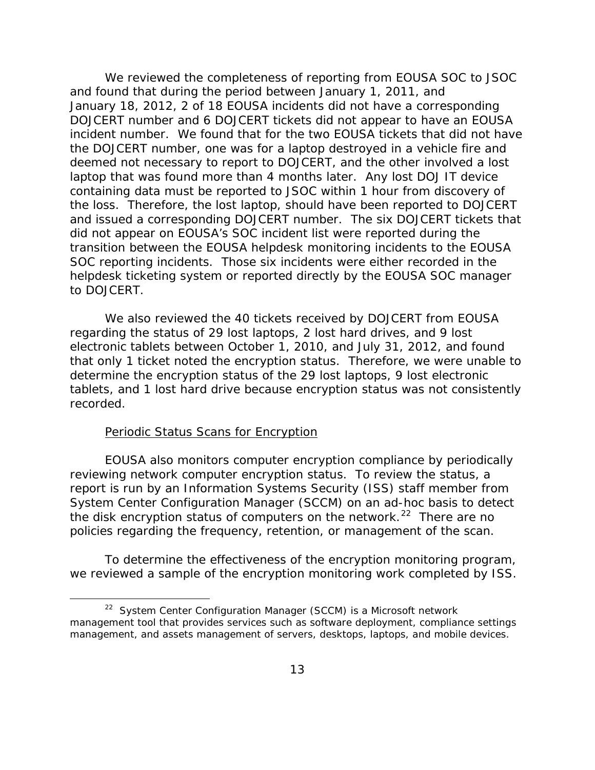We reviewed the completeness of reporting from EOUSA SOC to JSOC and found that during the period between January 1, 2011, and January 18, 2012, 2 of 18 EOUSA incidents did not have a corresponding DOJCERT number and 6 DOJCERT tickets did not appear to have an EOUSA incident number. We found that for the two EOUSA tickets that did not have the DOJCERT number, one was for a laptop destroyed in a vehicle fire and deemed not necessary to report to DOJCERT, and the other involved a lost laptop that was found more than 4 months later. Any lost DOJ IT device containing data must be reported to JSOC within 1 hour from discovery of the loss. Therefore, the lost laptop, should have been reported to DOJCERT and issued a corresponding DOJCERT number. The six DOJCERT tickets that did not appear on EOUSA's SOC incident list were reported during the transition between the EOUSA helpdesk monitoring incidents to the EOUSA SOC reporting incidents. Those six incidents were either recorded in the helpdesk ticketing system or reported directly by the EOUSA SOC manager to DOJCERT.

We also reviewed the 40 tickets received by DOJCERT from EOUSA regarding the status of 29 lost laptops, 2 lost hard drives, and 9 lost electronic tablets between October 1, 2010, and July 31, 2012, and found that only 1 ticket noted the encryption status. Therefore, we were unable to determine the encryption status of the 29 lost laptops, 9 lost electronic tablets, and 1 lost hard drive because encryption status was not consistently recorded.

Periodic Status Scans for Encryption

EOUSA also monitors computer encryption compliance by periodically reviewing network computer encryption status. To review the status, a report is run by an Information Systems Security (ISS) staff member from System Center Configuration Manager (SCCM) on an ad-hoc basis to detect the disk encryption status of computers on the network.[22] There are no policies regarding the frequency, retention, or management of the scan.

To determine the effectiveness of the encryption monitoring program, we reviewed a sample of the encryption monitoring work completed by ISS.

[22] System Center Configuration Manager (SCCM) is a Microsoft network management tool that provides services such as software deployment, compliance settings management, and assets management of servers, desktops, laptops, and mobile devices.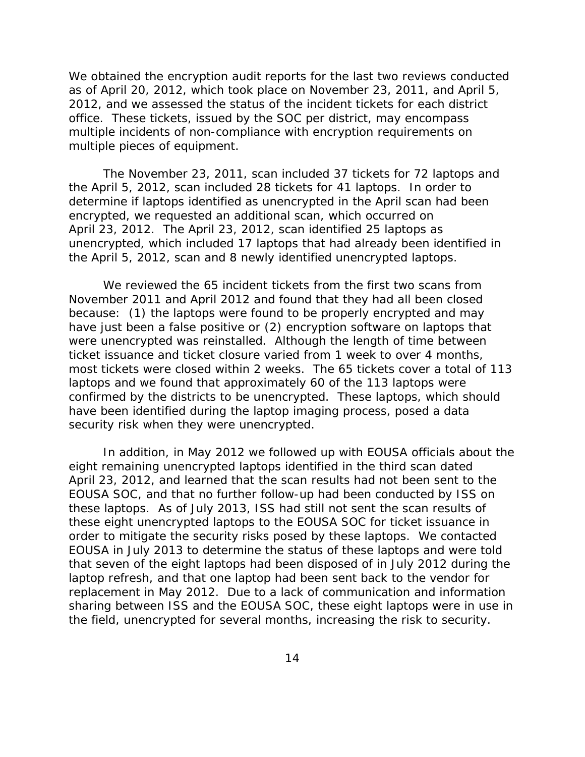We obtained the encryption audit reports for the last two reviews conducted as of April 20, 2012, which took place on November 23, 2011, and April 5, 2012, and we assessed the status of the incident tickets for each district office. These tickets, issued by the SOC per district, may encompass multiple incidents of non-compliance with encryption requirements on multiple pieces of equipment.

The November 23, 2011, scan included 37 tickets for 72 laptops and the April 5, 2012, scan included 28 tickets for 41 laptops. In order to determine if laptops identified as unencrypted in the April scan had been encrypted, we requested an additional scan, which occurred on April 23, 2012. The April 23, 2012, scan identified 25 laptops as unencrypted, which included 17 laptops that had already been identified in the April 5, 2012, scan and 8 newly identified unencrypted laptops.

We reviewed the 65 incident tickets from the first two scans from November 2011 and April 2012 and found that they had all been closed because: (1) the laptops were found to be properly encrypted and may have just been a false positive or (2) encryption software on laptops that were unencrypted was reinstalled. Although the length of time between ticket issuance and ticket closure varied from 1 week to over 4 months, most tickets were closed within 2 weeks. The 65 tickets cover a total of 113 laptops and we found that approximately 60 of the 113 laptops were confirmed by the districts to be unencrypted. These laptops, which should have been identified during the laptop imaging process, posed a data security risk when they were unencrypted.

In addition, in May 2012 we followed up with EOUSA officials about the eight remaining unencrypted laptops identified in the third scan dated April 23, 2012, and learned that the scan results had not been sent to the EOUSA SOC, and that no further follow-up had been conducted by ISS on these laptops. As of July 2013, ISS had still not sent the scan results of these eight unencrypted laptops to the EOUSA SOC for ticket issuance in order to mitigate the security risks posed by these laptops. We contacted EOUSA in July 2013 to determine the status of these laptops and were told that seven of the eight laptops had been disposed of in July 2012 during the laptop refresh, and that one laptop had been sent back to the vendor for replacement in May 2012. Due to a lack of communication and information sharing between ISS and the EOUSA SOC, these eight laptops were in use in the field, unencrypted for several months, increasing the risk to security.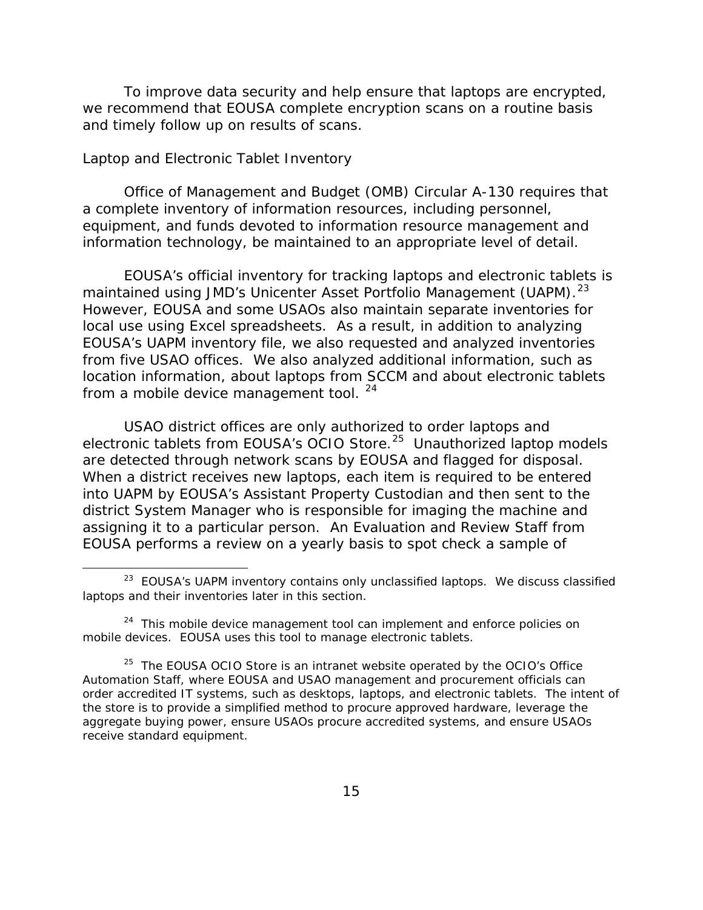To improve data security and help ensure that laptops are encrypted, we recommend that EOUSA complete encryption scans on a routine basis and timely follow up on results of scans.

*Laptop and Electronic Tablet Inventory*

Office of Management and Budget (OMB) Circular A-130 requires that a complete inventory of information resources, including personnel, equipment, and funds devoted to information resource management and information technology, be maintained to an appropriate level of detail.

EOUSA's official inventory for tracking laptops and electronic tablets is maintained using JMD's Unicenter Asset Portfolio Management (UAPM).[23] However, EOUSA and some USAOs also maintain separate inventories for local use using Excel spreadsheets. As a result, in addition to analyzing EOUSA's UAPM inventory file, we also requested and analyzed inventories from five USAO offices. We also analyzed additional information, such as location information, about laptops from SCCM and about electronic tablets from a mobile device management tool. [24]

USAO district offices are only authorized to order laptops and electronic tablets from EOUSA's OCIO Store.[25] Unauthorized laptop models are detected through network scans by EOUSA and flagged for disposal. When a district receives new laptops, each item is required to be entered into UAPM by EOUSA's Assistant Property Custodian and then sent to the district System Manager who is responsible for imaging the machine and assigning it to a particular person. An Evaluation and Review Staff from EOUSA performs a review on a yearly basis to spot check a sample of

---

[23] EOUSA's UAPM inventory contains only unclassified laptops. We discuss classified laptops and their inventories later in this section.

[24] This mobile device management tool can implement and enforce policies on mobile devices. EOUSA uses this tool to manage electronic tablets.

[25] The EOUSA OCIO Store is an intranet website operated by the OCIO's Office Automation Staff, where EOUSA and USAO management and procurement officials can order accredited IT systems, such as desktops, laptops, and electronic tablets. The intent of the store is to provide a simplified method to procure approved hardware, leverage the aggregate buying power, ensure USAOs procure accredited systems, and ensure USAOs receive standard equipment.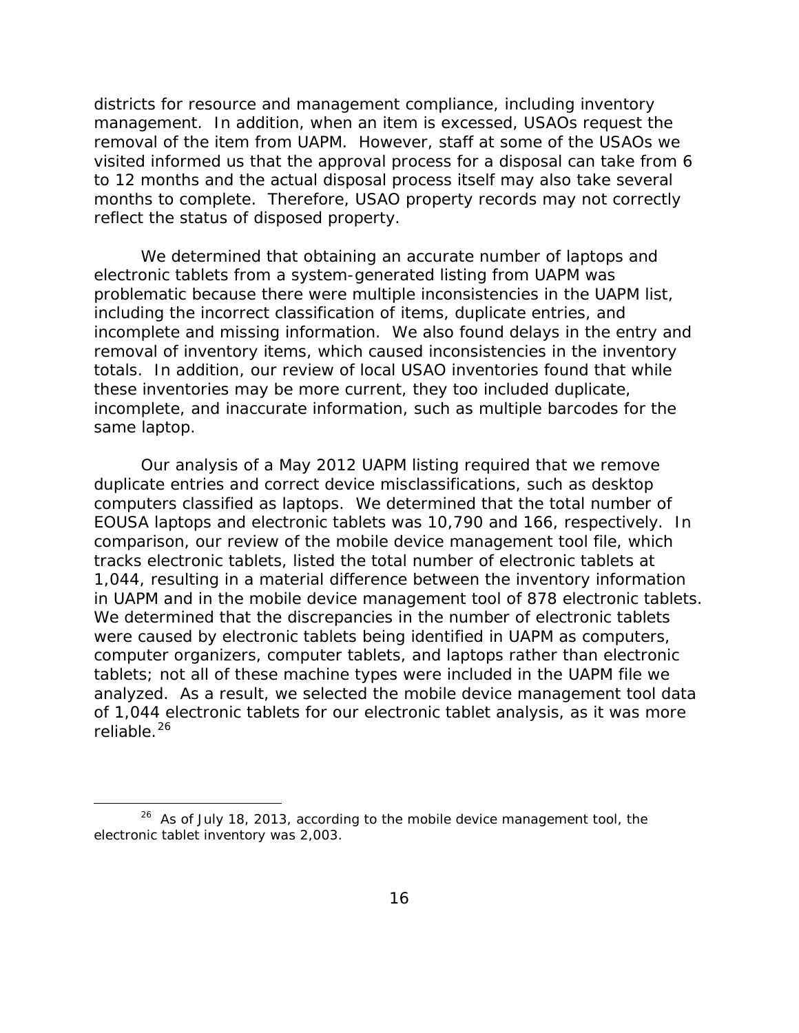districts for resource and management compliance, including inventory management. In addition, when an item is excessed, USAOs request the removal of the item from UAPM. However, staff at some of the USAOs we visited informed us that the approval process for a disposal can take from 6 to 12 months and the actual disposal process itself may also take several months to complete. Therefore, USAO property records may not correctly reflect the status of disposed property.

We determined that obtaining an accurate number of laptops and electronic tablets from a system-generated listing from UAPM was problematic because there were multiple inconsistencies in the UAPM list, including the incorrect classification of items, duplicate entries, and incomplete and missing information. We also found delays in the entry and removal of inventory items, which caused inconsistencies in the inventory totals. In addition, our review of local USAO inventories found that while these inventories may be more current, they too included duplicate, incomplete, and inaccurate information, such as multiple barcodes for the same laptop.

Our analysis of a May 2012 UAPM listing required that we remove duplicate entries and correct device misclassifications, such as desktop computers classified as laptops. We determined that the total number of EOUSA laptops and electronic tablets was 10,790 and 166, respectively. In comparison, our review of the mobile device management tool file, which tracks electronic tablets, listed the total number of electronic tablets at 1,044, resulting in a material difference between the inventory information in UAPM and in the mobile device management tool of 878 electronic tablets. We determined that the discrepancies in the number of electronic tablets were caused by electronic tablets being identified in UAPM as computers, computer organizers, computer tablets, and laptops rather than electronic tablets; not all of these machine types were included in the UAPM file we analyzed. As a result, we selected the mobile device management tool data of 1,044 electronic tablets for our electronic tablet analysis, as it was more reliable.[26]

[26] As of July 18, 2013, according to the mobile device management tool, the electronic tablet inventory was 2,003.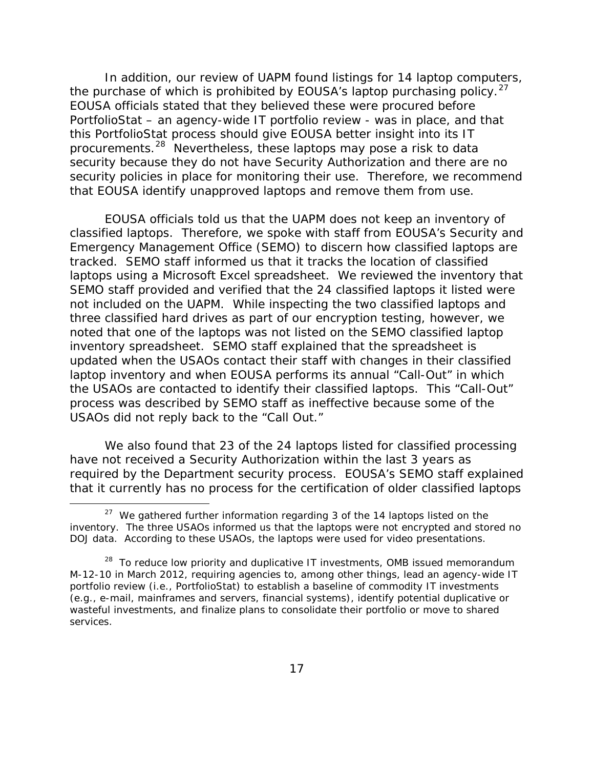In addition, our review of UAPM found listings for 14 laptop computers, the purchase of which is prohibited by EOUSA's laptop purchasing policy.[27] EOUSA officials stated that they believed these were procured before PortfolioStat – an agency-wide IT portfolio review - was in place, and that this PortfolioStat process should give EOUSA better insight into its IT procurements.[28] Nevertheless, these laptops may pose a risk to data security because they do not have Security Authorization and there are no security policies in place for monitoring their use. Therefore, we recommend that EOUSA identify unapproved laptops and remove them from use.

EOUSA officials told us that the UAPM does not keep an inventory of classified laptops. Therefore, we spoke with staff from EOUSA's Security and Emergency Management Office (SEMO) to discern how classified laptops are tracked. SEMO staff informed us that it tracks the location of classified laptops using a Microsoft Excel spreadsheet. We reviewed the inventory that SEMO staff provided and verified that the 24 classified laptops it listed were not included on the UAPM. While inspecting the two classified laptops and three classified hard drives as part of our encryption testing, however, we noted that one of the laptops was not listed on the SEMO classified laptop inventory spreadsheet. SEMO staff explained that the spreadsheet is updated when the USAOs contact their staff with changes in their classified laptop inventory and when EOUSA performs its annual "Call-Out" in which the USAOs are contacted to identify their classified laptops. This "Call-Out" process was described by SEMO staff as ineffective because some of the USAOs did not reply back to the "Call Out."

We also found that 23 of the 24 laptops listed for classified processing have not received a Security Authorization within the last 3 years as required by the Department security process. EOUSA's SEMO staff explained that it currently has no process for the certification of older classified laptops

[27] We gathered further information regarding 3 of the 14 laptops listed on the inventory. The three USAOs informed us that the laptops were not encrypted and stored no DOJ data. According to these USAOs, the laptops were used for video presentations.

[28] To reduce low priority and duplicative IT investments, OMB issued memorandum M-12-10 in March 2012, requiring agencies to, among other things, lead an agency-wide IT portfolio review (i.e., PortfolioStat) to establish a baseline of commodity IT investments (e.g., e-mail, mainframes and servers, financial systems), identify potential duplicative or wasteful investments, and finalize plans to consolidate their portfolio or move to shared services.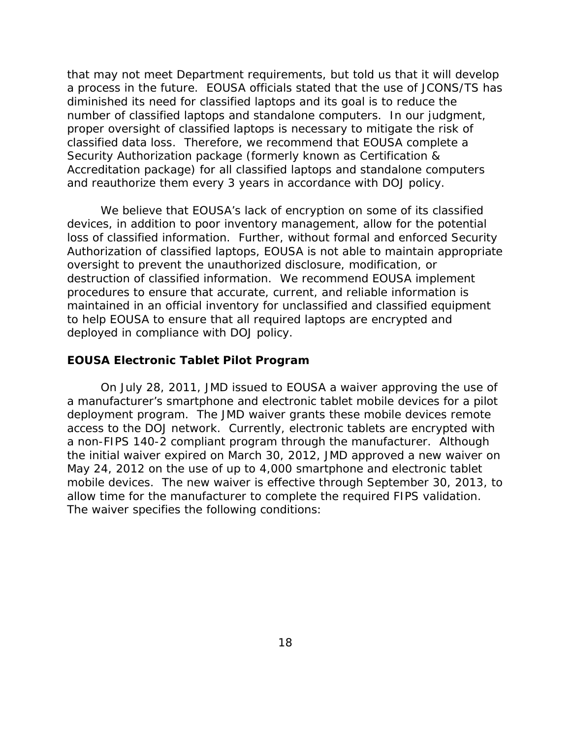that may not meet Department requirements, but told us that it will develop a process in the future. EOUSA officials stated that the use of JCONS/TS has diminished its need for classified laptops and its goal is to reduce the number of classified laptops and standalone computers. In our judgment, proper oversight of classified laptops is necessary to mitigate the risk of classified data loss. Therefore, we recommend that EOUSA complete a Security Authorization package (formerly known as Certification & Accreditation package) for all classified laptops and standalone computers and reauthorize them every 3 years in accordance with DOJ policy.

We believe that EOUSA's lack of encryption on some of its classified devices, in addition to poor inventory management, allow for the potential loss of classified information. Further, without formal and enforced Security Authorization of classified laptops, EOUSA is not able to maintain appropriate oversight to prevent the unauthorized disclosure, modification, or destruction of classified information. We recommend EOUSA implement procedures to ensure that accurate, current, and reliable information is maintained in an official inventory for unclassified and classified equipment to help EOUSA to ensure that all required laptops are encrypted and deployed in compliance with DOJ policy.

**EOUSA Electronic Tablet Pilot Program**

On July 28, 2011, JMD issued to EOUSA a waiver approving the use of a manufacturer's smartphone and electronic tablet mobile devices for a pilot deployment program. The JMD waiver grants these mobile devices remote access to the DOJ network. Currently, electronic tablets are encrypted with a non-FIPS 140-2 compliant program through the manufacturer. Although the initial waiver expired on March 30, 2012, JMD approved a new waiver on May 24, 2012 on the use of up to 4,000 smartphone and electronic tablet mobile devices. The new waiver is effective through September 30, 2013, to allow time for the manufacturer to complete the required FIPS validation. The waiver specifies the following conditions: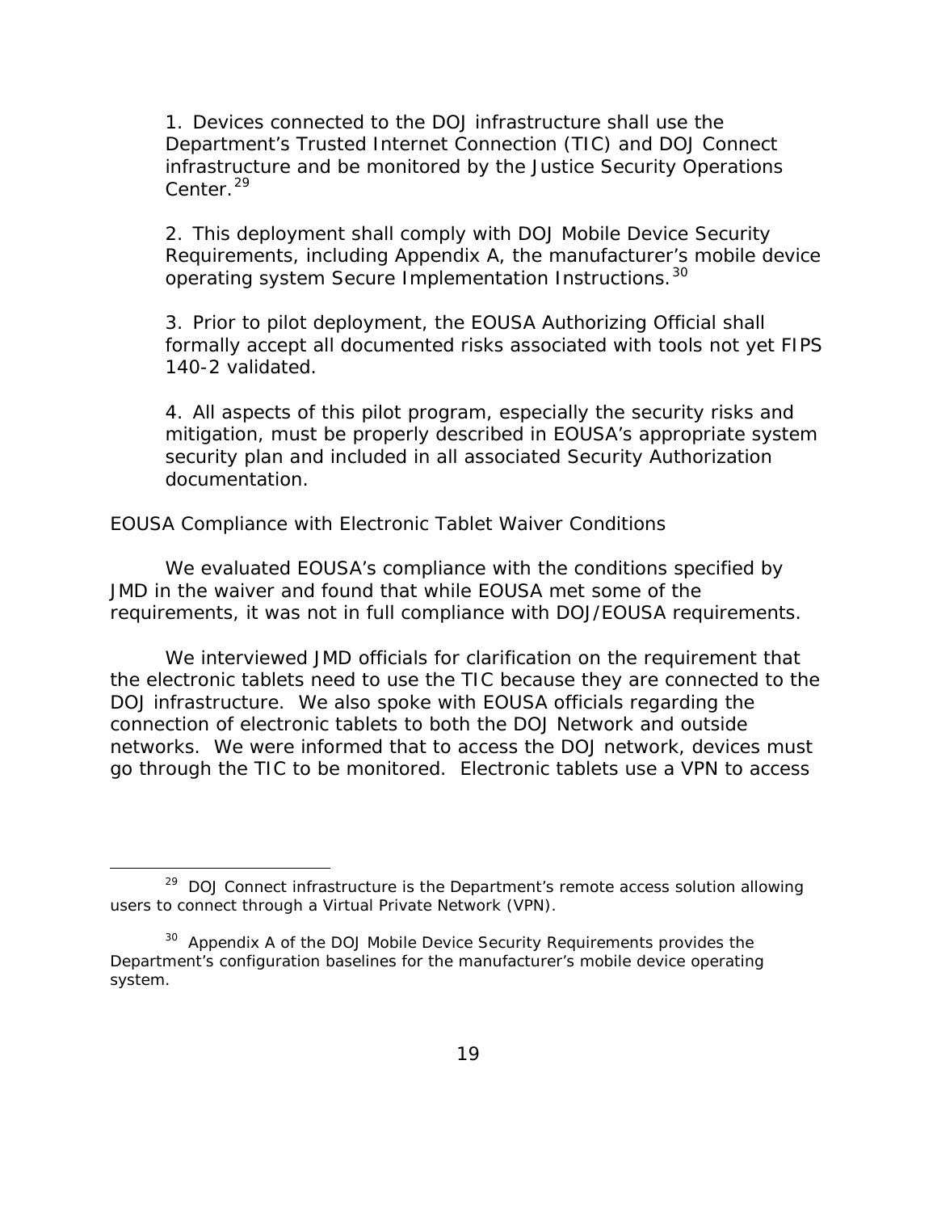1. Devices connected to the DOJ infrastructure shall use the Department's Trusted Internet Connection (TIC) and DOJ Connect infrastructure and be monitored by the Justice Security Operations Center.[29]

2. This deployment shall comply with DOJ Mobile Device Security Requirements, including Appendix A, the manufacturer's mobile device operating system Secure Implementation Instructions.[30]

3. Prior to pilot deployment, the EOUSA Authorizing Official shall formally accept all documented risks associated with tools not yet FIPS 140-2 validated.

4. All aspects of this pilot program, especially the security risks and mitigation, must be properly described in EOUSA's appropriate system security plan and included in all associated Security Authorization documentation.

*EOUSA Compliance with Electronic Tablet Waiver Conditions*

We evaluated EOUSA's compliance with the conditions specified by JMD in the waiver and found that while EOUSA met some of the requirements, it was not in full compliance with DOJ/EOUSA requirements.

We interviewed JMD officials for clarification on the requirement that the electronic tablets need to use the TIC because they are connected to the DOJ infrastructure. We also spoke with EOUSA officials regarding the connection of electronic tablets to both the DOJ Network and outside networks. We were informed that to access the DOJ network, devices must go through the TIC to be monitored. Electronic tablets use a VPN to access

---

[29] DOJ Connect infrastructure is the Department's remote access solution allowing users to connect through a Virtual Private Network (VPN).

[30] Appendix A of the DOJ Mobile Device Security Requirements provides the Department's configuration baselines for the manufacturer's mobile device operating system.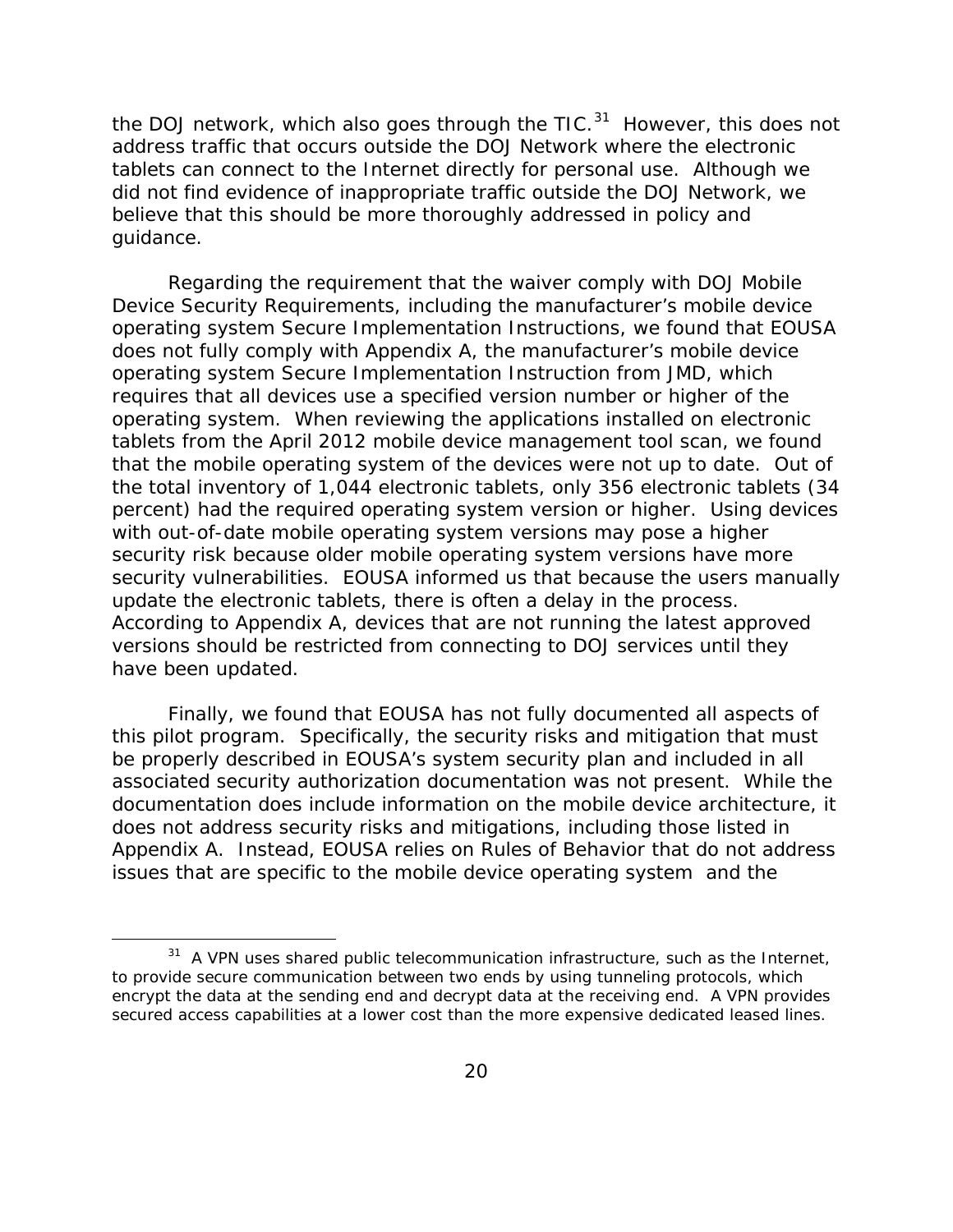the DOJ network, which also goes through the TIC.[31] However, this does not address traffic that occurs outside the DOJ Network where the electronic tablets can connect to the Internet directly for personal use. Although we did not find evidence of inappropriate traffic outside the DOJ Network, we believe that this should be more thoroughly addressed in policy and guidance.

Regarding the requirement that the waiver comply with DOJ Mobile Device Security Requirements, including the manufacturer's mobile device operating system Secure Implementation Instructions, we found that EOUSA does not fully comply with Appendix A, the manufacturer's mobile device operating system Secure Implementation Instruction from JMD, which requires that all devices use a specified version number or higher of the operating system. When reviewing the applications installed on electronic tablets from the April 2012 mobile device management tool scan, we found that the mobile operating system of the devices were not up to date. Out of the total inventory of 1,044 electronic tablets, only 356 electronic tablets (34 percent) had the required operating system version or higher. Using devices with out-of-date mobile operating system versions may pose a higher security risk because older mobile operating system versions have more security vulnerabilities. EOUSA informed us that because the users manually update the electronic tablets, there is often a delay in the process. According to Appendix A, devices that are not running the latest approved versions should be restricted from connecting to DOJ services until they have been updated.

Finally, we found that EOUSA has not fully documented all aspects of this pilot program. Specifically, the security risks and mitigation that must be properly described in EOUSA's system security plan and included in all associated security authorization documentation was not present. While the documentation does include information on the mobile device architecture, it does not address security risks and mitigations, including those listed in Appendix A. Instead, EOUSA relies on Rules of Behavior that do not address issues that are specific to the mobile device operating system and the

[31] A VPN uses shared public telecommunication infrastructure, such as the Internet, to provide secure communication between two ends by using tunneling protocols, which encrypt the data at the sending end and decrypt data at the receiving end. A VPN provides secured access capabilities at a lower cost than the more expensive dedicated leased lines.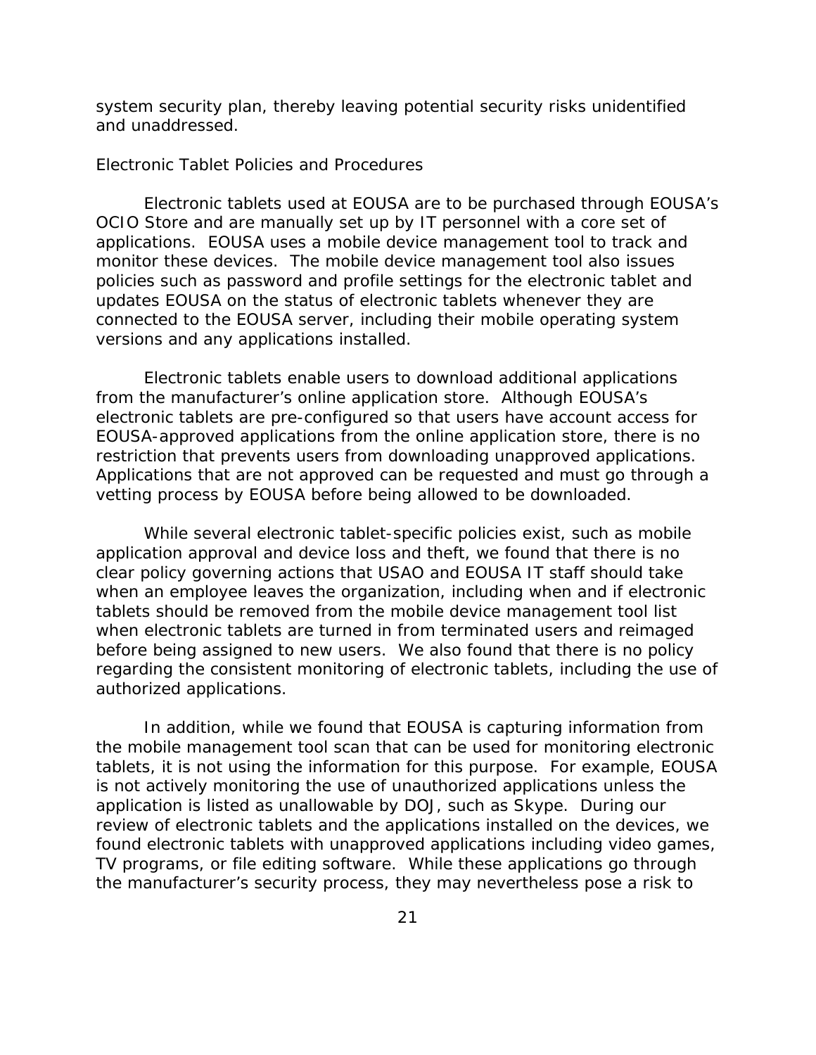system security plan, thereby leaving potential security risks unidentified and unaddressed.

### Electronic Tablet Policies and Procedures

Electronic tablets used at EOUSA are to be purchased through EOUSA's OCIO Store and are manually set up by IT personnel with a core set of applications. EOUSA uses a mobile device management tool to track and monitor these devices. The mobile device management tool also issues policies such as password and profile settings for the electronic tablet and updates EOUSA on the status of electronic tablets whenever they are connected to the EOUSA server, including their mobile operating system versions and any applications installed.

Electronic tablets enable users to download additional applications from the manufacturer's online application store. Although EOUSA's electronic tablets are pre-configured so that users have account access for EOUSA-approved applications from the online application store, there is no restriction that prevents users from downloading unapproved applications. Applications that are not approved can be requested and must go through a vetting process by EOUSA before being allowed to be downloaded.

While several electronic tablet-specific policies exist, such as mobile application approval and device loss and theft, we found that there is no clear policy governing actions that USAO and EOUSA IT staff should take when an employee leaves the organization, including when and if electronic tablets should be removed from the mobile device management tool list when electronic tablets are turned in from terminated users and reimaged before being assigned to new users. We also found that there is no policy regarding the consistent monitoring of electronic tablets, including the use of authorized applications.

In addition, while we found that EOUSA is capturing information from the mobile management tool scan that can be used for monitoring electronic tablets, it is not using the information for this purpose. For example, EOUSA is not actively monitoring the use of unauthorized applications unless the application is listed as unallowable by DOJ, such as Skype. During our review of electronic tablets and the applications installed on the devices, we found electronic tablets with unapproved applications including video games, TV programs, or file editing software. While these applications go through the manufacturer's security process, they may nevertheless pose a risk to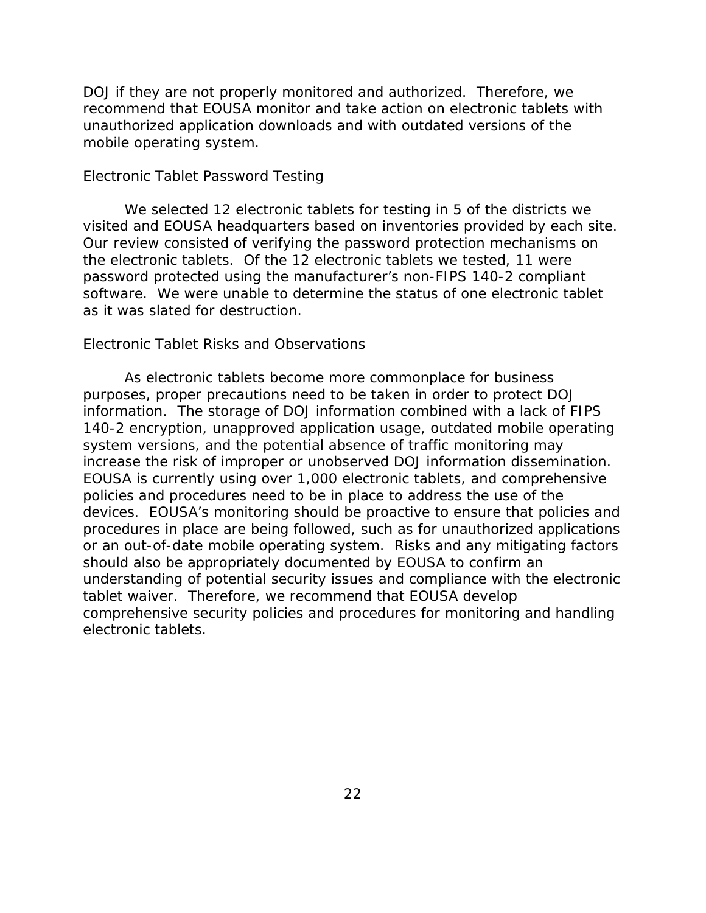DOJ if they are not properly monitored and authorized. Therefore, we recommend that EOUSA monitor and take action on electronic tablets with unauthorized application downloads and with outdated versions of the mobile operating system.

### Electronic Tablet Password Testing

We selected 12 electronic tablets for testing in 5 of the districts we visited and EOUSA headquarters based on inventories provided by each site. Our review consisted of verifying the password protection mechanisms on the electronic tablets. Of the 12 electronic tablets we tested, 11 were password protected using the manufacturer's non-FIPS 140-2 compliant software. We were unable to determine the status of one electronic tablet as it was slated for destruction.

### Electronic Tablet Risks and Observations

As electronic tablets become more commonplace for business purposes, proper precautions need to be taken in order to protect DOJ information. The storage of DOJ information combined with a lack of FIPS 140-2 encryption, unapproved application usage, outdated mobile operating system versions, and the potential absence of traffic monitoring may increase the risk of improper or unobserved DOJ information dissemination. EOUSA is currently using over 1,000 electronic tablets, and comprehensive policies and procedures need to be in place to address the use of the devices. EOUSA's monitoring should be proactive to ensure that policies and procedures in place are being followed, such as for unauthorized applications or an out-of-date mobile operating system. Risks and any mitigating factors should also be appropriately documented by EOUSA to confirm an understanding of potential security issues and compliance with the electronic tablet waiver. Therefore, we recommend that EOUSA develop comprehensive security policies and procedures for monitoring and handling electronic tablets.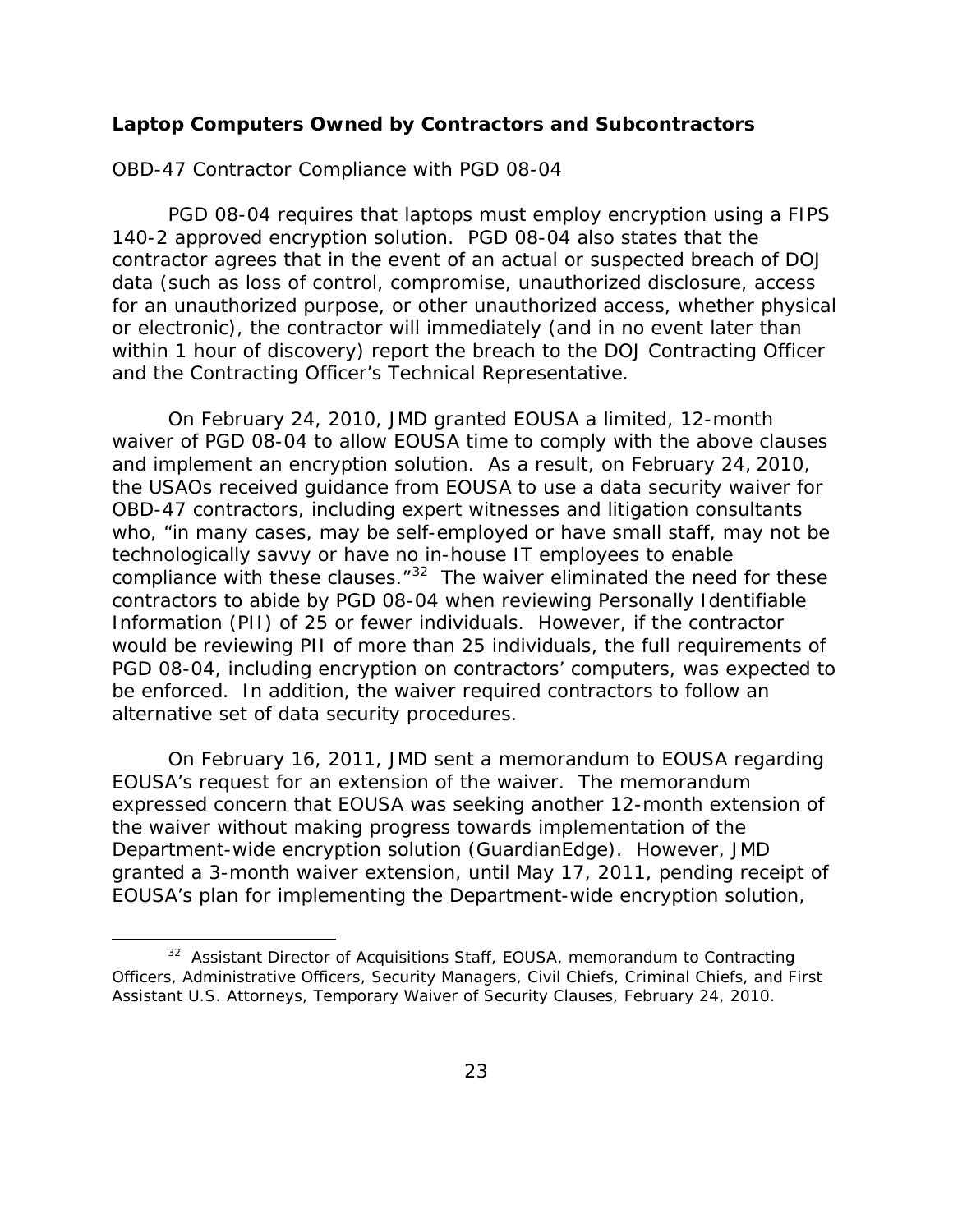## Laptop Computers Owned by Contractors and Subcontractors

### OBD-47 Contractor Compliance with PGD 08-04

PGD 08-04 requires that laptops must employ encryption using a FIPS 140-2 approved encryption solution. PGD 08-04 also states that the contractor agrees that in the event of an actual or suspected breach of DOJ data (such as loss of control, compromise, unauthorized disclosure, access for an unauthorized purpose, or other unauthorized access, whether physical or electronic), the contractor will immediately (and in no event later than within 1 hour of discovery) report the breach to the DOJ Contracting Officer and the Contracting Officer's Technical Representative.

On February 24, 2010, JMD granted EOUSA a limited, 12-month waiver of PGD 08-04 to allow EOUSA time to comply with the above clauses and implement an encryption solution. As a result, on February 24, 2010, the USAOs received guidance from EOUSA to use a data security waiver for OBD-47 contractors, including expert witnesses and litigation consultants who, "in many cases, may be self-employed or have small staff, may not be technologically savvy or have no in-house IT employees to enable compliance with these clauses."[32] The waiver eliminated the need for these contractors to abide by PGD 08-04 when reviewing Personally Identifiable Information (PII) of 25 or fewer individuals. However, if the contractor would be reviewing PII of more than 25 individuals, the full requirements of PGD 08-04, including encryption on contractors' computers, was expected to be enforced. In addition, the waiver required contractors to follow an alternative set of data security procedures.

On February 16, 2011, JMD sent a memorandum to EOUSA regarding EOUSA's request for an extension of the waiver. The memorandum expressed concern that EOUSA was seeking another 12-month extension of the waiver without making progress towards implementation of the Department-wide encryption solution (GuardianEdge). However, JMD granted a 3-month waiver extension, until May 17, 2011, pending receipt of EOUSA's plan for implementing the Department-wide encryption solution,

[32] Assistant Director of Acquisitions Staff, EOUSA, memorandum to Contracting Officers, Administrative Officers, Security Managers, Civil Chiefs, Criminal Chiefs, and First Assistant U.S. Attorneys, Temporary Waiver of Security Clauses, February 24, 2010.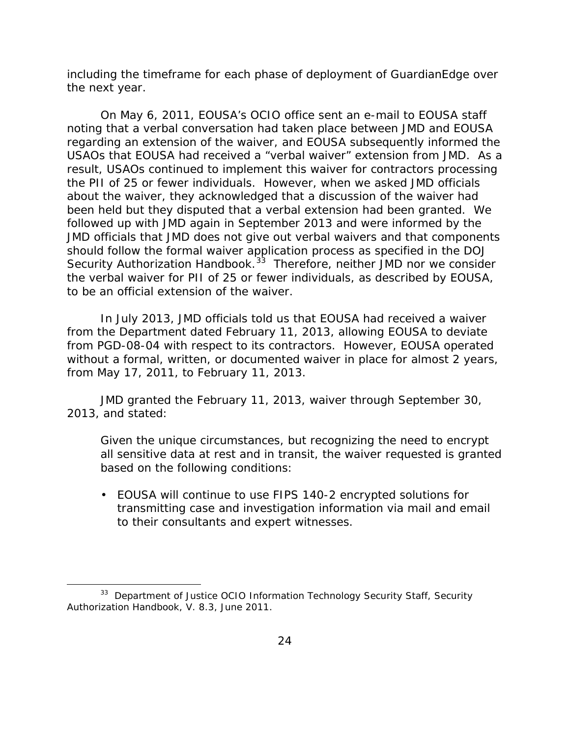including the timeframe for each phase of deployment of GuardianEdge over the next year.

On May 6, 2011, EOUSA's OCIO office sent an e-mail to EOUSA staff noting that a verbal conversation had taken place between JMD and EOUSA regarding an extension of the waiver, and EOUSA subsequently informed the USAOs that EOUSA had received a "verbal waiver" extension from JMD. As a result, USAOs continued to implement this waiver for contractors processing the PII of 25 or fewer individuals. However, when we asked JMD officials about the waiver, they acknowledged that a discussion of the waiver had been held but they disputed that a verbal extension had been granted. We followed up with JMD again in September 2013 and were informed by the JMD officials that JMD does not give out verbal waivers and that components should follow the formal waiver application process as specified in the DOJ Security Authorization Handbook.[33] Therefore, neither JMD nor we consider the verbal waiver for PII of 25 or fewer individuals, as described by EOUSA, to be an official extension of the waiver.

In July 2013, JMD officials told us that EOUSA had received a waiver from the Department dated February 11, 2013, allowing EOUSA to deviate from PGD-08-04 with respect to its contractors. However, EOUSA operated without a formal, written, or documented waiver in place for almost 2 years, from May 17, 2011, to February 11, 2013.

JMD granted the February 11, 2013, waiver through September 30, 2013, and stated:

> Given the unique circumstances, but recognizing the need to encrypt all sensitive data at rest and in transit, the waiver requested is granted based on the following conditions:
>
> - EOUSA will continue to use FIPS 140-2 encrypted solutions for transmitting case and investigation information via mail and email to their consultants and expert witnesses.

---

[33] Department of Justice OCIO Information Technology Security Staff, Security Authorization Handbook, V. 8.3, June 2011.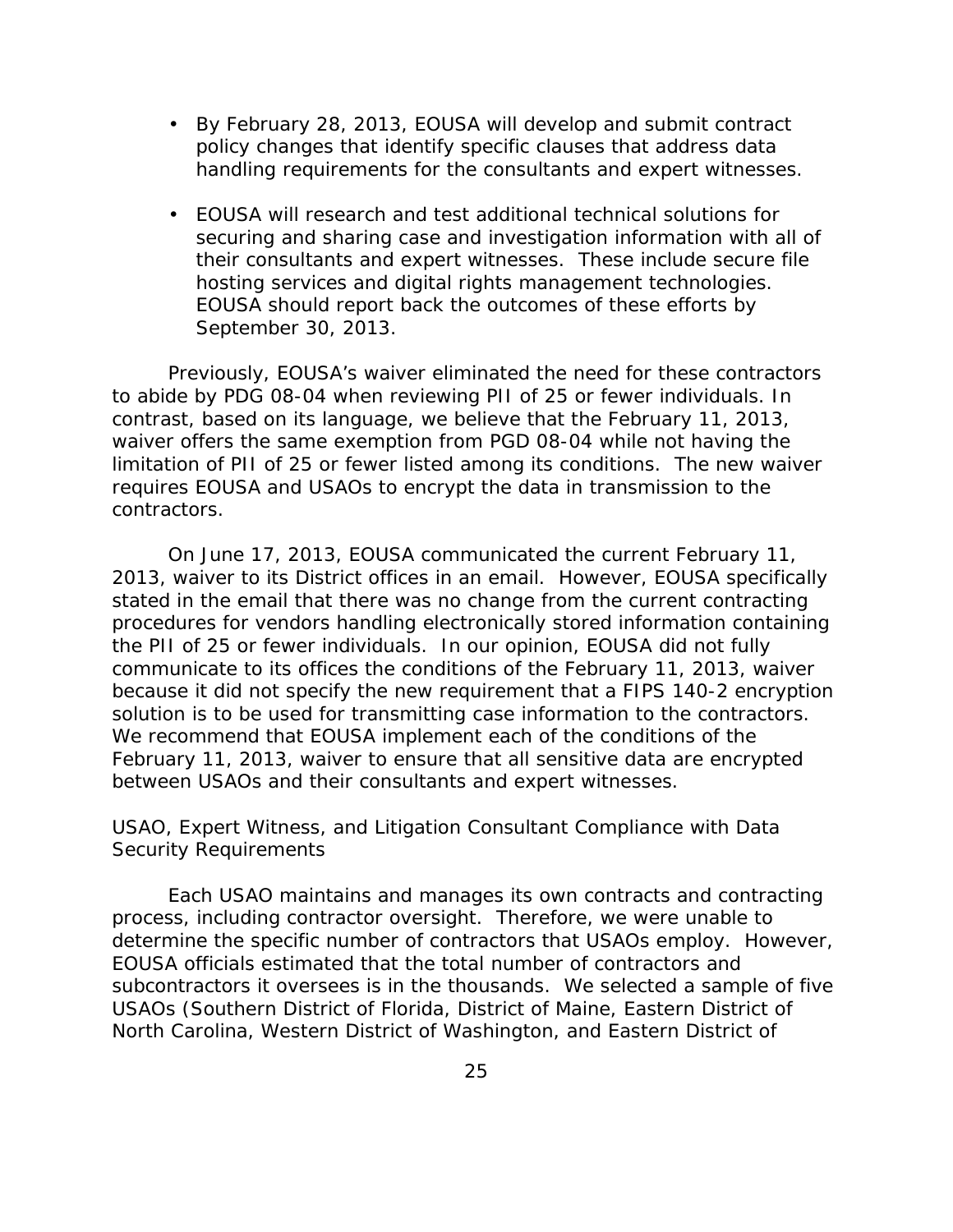- By February 28, 2013, EOUSA will develop and submit contract policy changes that identify specific clauses that address data handling requirements for the consultants and expert witnesses.

- EOUSA will research and test additional technical solutions for securing and sharing case and investigation information with all of their consultants and expert witnesses. These include secure file hosting services and digital rights management technologies. EOUSA should report back the outcomes of these efforts by September 30, 2013.

Previously, EOUSA's waiver eliminated the need for these contractors to abide by PDG 08-04 when reviewing PII of 25 or fewer individuals. In contrast, based on its language, we believe that the February 11, 2013, waiver offers the same exemption from PGD 08-04 while not having the limitation of PII of 25 or fewer listed among its conditions. The new waiver requires EOUSA and USAOs to encrypt the data in transmission to the contractors.

On June 17, 2013, EOUSA communicated the current February 11, 2013, waiver to its District offices in an email. However, EOUSA specifically stated in the email that there was no change from the current contracting procedures for vendors handling electronically stored information containing the PII of 25 or fewer individuals. In our opinion, EOUSA did not fully communicate to its offices the conditions of the February 11, 2013, waiver because it did not specify the new requirement that a FIPS 140-2 encryption solution is to be used for transmitting case information to the contractors. We recommend that EOUSA implement each of the conditions of the February 11, 2013, waiver to ensure that all sensitive data are encrypted between USAOs and their consultants and expert witnesses.

USAO, Expert Witness, and Litigation Consultant Compliance with Data Security Requirements

Each USAO maintains and manages its own contracts and contracting process, including contractor oversight. Therefore, we were unable to determine the specific number of contractors that USAOs employ. However, EOUSA officials estimated that the total number of contractors and subcontractors it oversees is in the thousands. We selected a sample of five USAOs (Southern District of Florida, District of Maine, Eastern District of North Carolina, Western District of Washington, and Eastern District of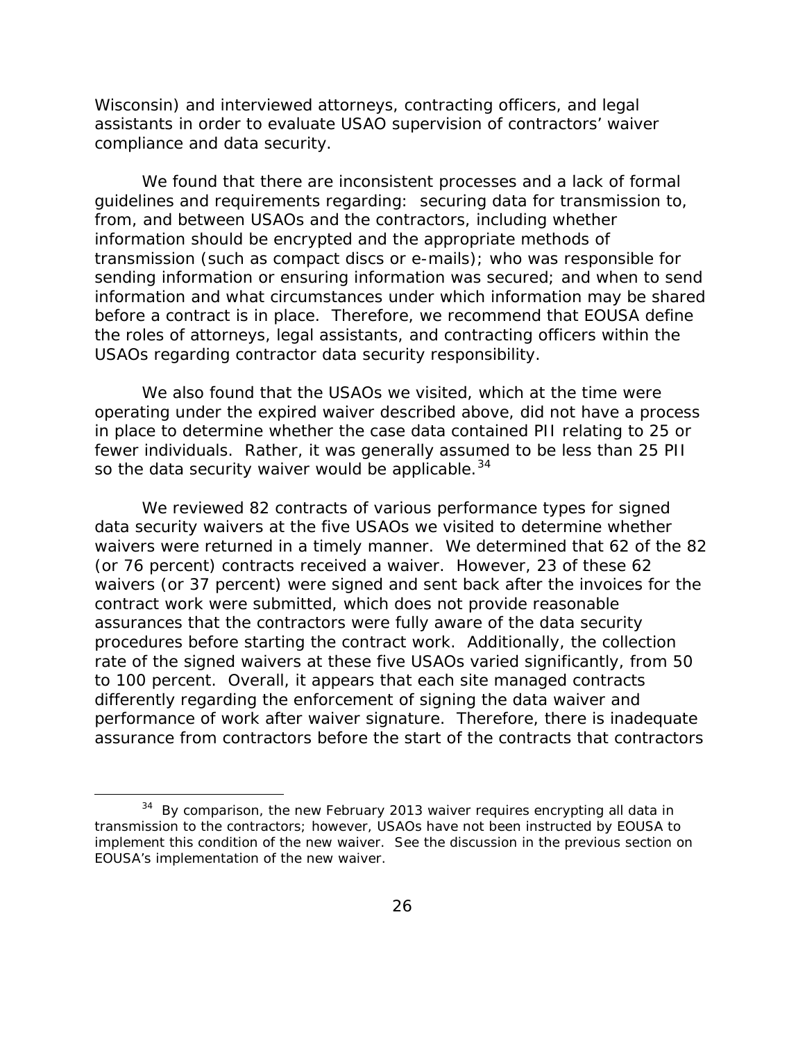Wisconsin) and interviewed attorneys, contracting officers, and legal assistants in order to evaluate USAO supervision of contractors' waiver compliance and data security.

We found that there are inconsistent processes and a lack of formal guidelines and requirements regarding: securing data for transmission to, from, and between USAOs and the contractors, including whether information should be encrypted and the appropriate methods of transmission (such as compact discs or e-mails); who was responsible for sending information or ensuring information was secured; and when to send information and what circumstances under which information may be shared before a contract is in place. Therefore, we recommend that EOUSA define the roles of attorneys, legal assistants, and contracting officers within the USAOs regarding contractor data security responsibility.

We also found that the USAOs we visited, which at the time were operating under the expired waiver described above, did not have a process in place to determine whether the case data contained PII relating to 25 or fewer individuals. Rather, it was generally assumed to be less than 25 PII so the data security waiver would be applicable.[34]

We reviewed 82 contracts of various performance types for signed data security waivers at the five USAOs we visited to determine whether waivers were returned in a timely manner. We determined that 62 of the 82 (or 76 percent) contracts received a waiver. However, 23 of these 62 waivers (or 37 percent) were signed and sent back after the invoices for the contract work were submitted, which does not provide reasonable assurances that the contractors were fully aware of the data security procedures before starting the contract work. Additionally, the collection rate of the signed waivers at these five USAOs varied significantly, from 50 to 100 percent. Overall, it appears that each site managed contracts differently regarding the enforcement of signing the data waiver and performance of work after waiver signature. Therefore, there is inadequate assurance from contractors before the start of the contracts that contractors

[34] By comparison, the new February 2013 waiver requires encrypting all data in transmission to the contractors; however, USAOs have not been instructed by EOUSA to implement this condition of the new waiver. See the discussion in the previous section on EOUSA's implementation of the new waiver.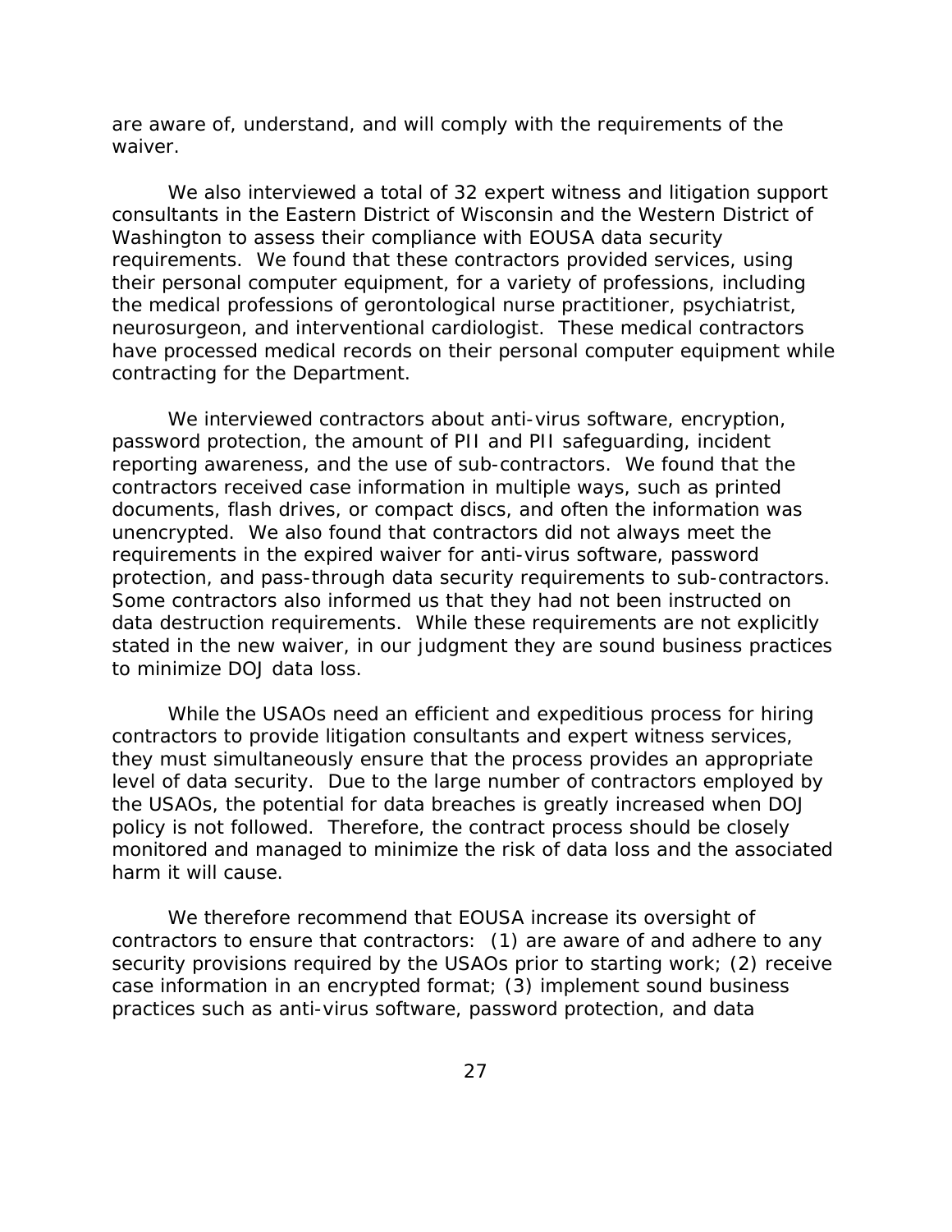are aware of, understand, and will comply with the requirements of the waiver.

We also interviewed a total of 32 expert witness and litigation support consultants in the Eastern District of Wisconsin and the Western District of Washington to assess their compliance with EOUSA data security requirements. We found that these contractors provided services, using their personal computer equipment, for a variety of professions, including the medical professions of gerontological nurse practitioner, psychiatrist, neurosurgeon, and interventional cardiologist. These medical contractors have processed medical records on their personal computer equipment while contracting for the Department.

We interviewed contractors about anti-virus software, encryption, password protection, the amount of PII and PII safeguarding, incident reporting awareness, and the use of sub-contractors. We found that the contractors received case information in multiple ways, such as printed documents, flash drives, or compact discs, and often the information was unencrypted. We also found that contractors did not always meet the requirements in the expired waiver for anti-virus software, password protection, and pass-through data security requirements to sub-contractors. Some contractors also informed us that they had not been instructed on data destruction requirements. While these requirements are not explicitly stated in the new waiver, in our judgment they are sound business practices to minimize DOJ data loss.

While the USAOs need an efficient and expeditious process for hiring contractors to provide litigation consultants and expert witness services, they must simultaneously ensure that the process provides an appropriate level of data security. Due to the large number of contractors employed by the USAOs, the potential for data breaches is greatly increased when DOJ policy is not followed. Therefore, the contract process should be closely monitored and managed to minimize the risk of data loss and the associated harm it will cause.

We therefore recommend that EOUSA increase its oversight of contractors to ensure that contractors: (1) are aware of and adhere to any security provisions required by the USAOs prior to starting work; (2) receive case information in an encrypted format; (3) implement sound business practices such as anti-virus software, password protection, and data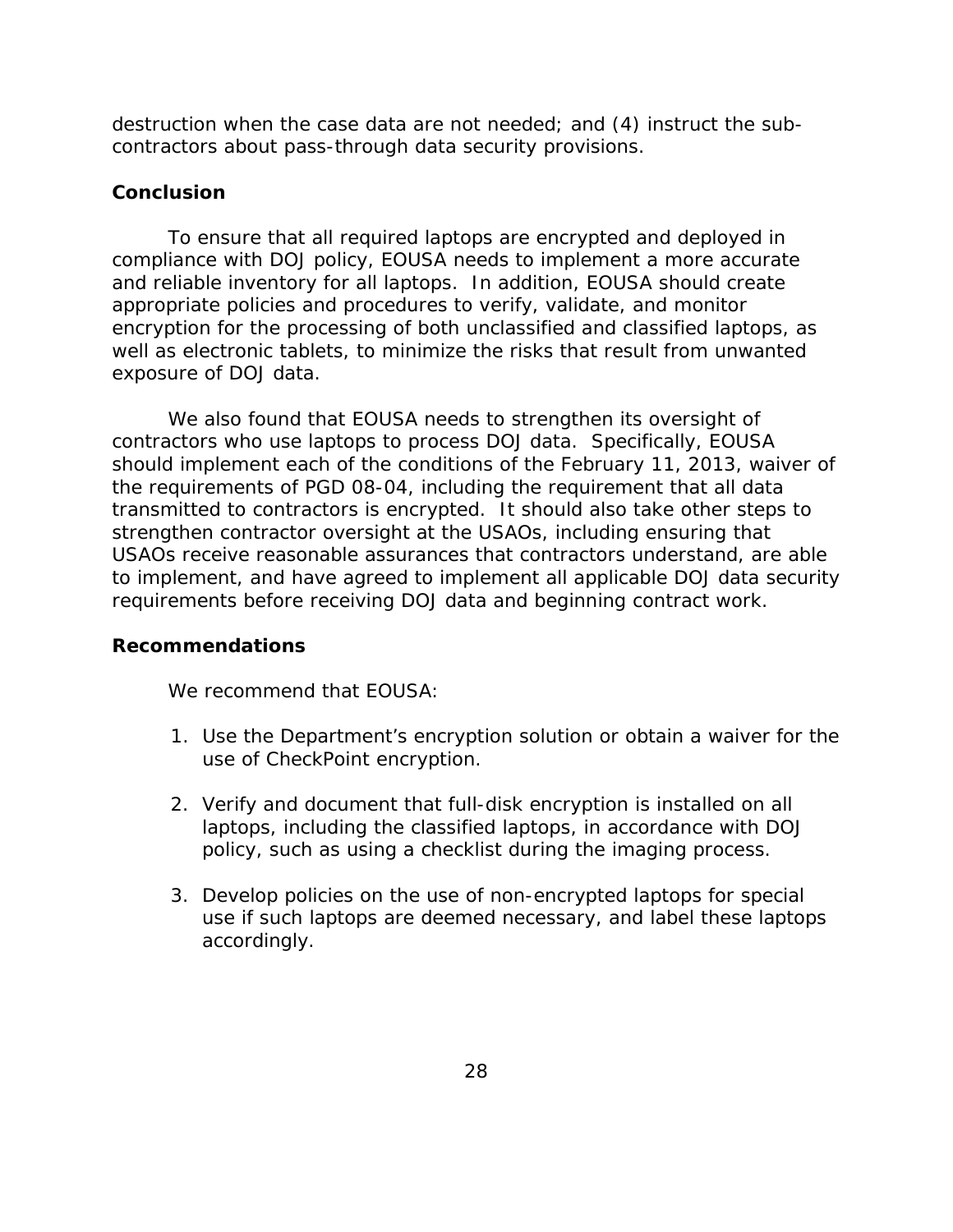destruction when the case data are not needed; and (4) instruct the sub-contractors about pass-through data security provisions.

## Conclusion

To ensure that all required laptops are encrypted and deployed in compliance with DOJ policy, EOUSA needs to implement a more accurate and reliable inventory for all laptops. In addition, EOUSA should create appropriate policies and procedures to verify, validate, and monitor encryption for the processing of both unclassified and classified laptops, as well as electronic tablets, to minimize the risks that result from unwanted exposure of DOJ data.

We also found that EOUSA needs to strengthen its oversight of contractors who use laptops to process DOJ data. Specifically, EOUSA should implement each of the conditions of the February 11, 2013, waiver of the requirements of PGD 08-04, including the requirement that all data transmitted to contractors is encrypted. It should also take other steps to strengthen contractor oversight at the USAOs, including ensuring that USAOs receive reasonable assurances that contractors understand, are able to implement, and have agreed to implement all applicable DOJ data security requirements before receiving DOJ data and beginning contract work.

## Recommendations

We recommend that EOUSA:

1. Use the Department's encryption solution or obtain a waiver for the use of CheckPoint encryption.

2. Verify and document that full-disk encryption is installed on all laptops, including the classified laptops, in accordance with DOJ policy, such as using a checklist during the imaging process.

3. Develop policies on the use of non-encrypted laptops for special use if such laptops are deemed necessary, and label these laptops accordingly.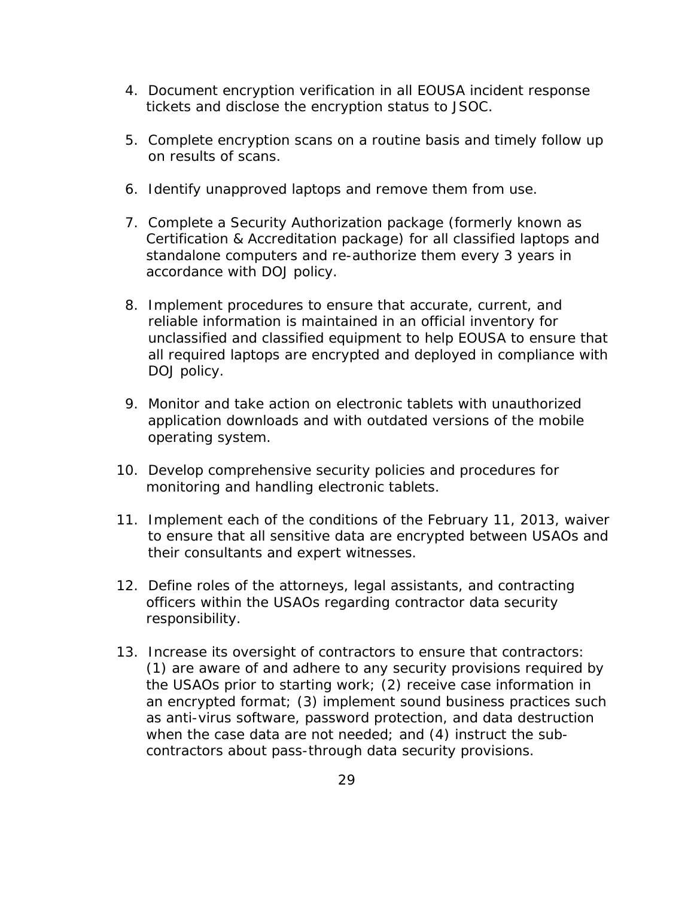4. Document encryption verification in all EOUSA incident response tickets and disclose the encryption status to JSOC.

5. Complete encryption scans on a routine basis and timely follow up on results of scans.

6. Identify unapproved laptops and remove them from use.

7. Complete a Security Authorization package (formerly known as Certification & Accreditation package) for all classified laptops and standalone computers and re-authorize them every 3 years in accordance with DOJ policy.

8. Implement procedures to ensure that accurate, current, and reliable information is maintained in an official inventory for unclassified and classified equipment to help EOUSA to ensure that all required laptops are encrypted and deployed in compliance with DOJ policy.

9. Monitor and take action on electronic tablets with unauthorized application downloads and with outdated versions of the mobile operating system.

10. Develop comprehensive security policies and procedures for monitoring and handling electronic tablets.

11. Implement each of the conditions of the February 11, 2013, waiver to ensure that all sensitive data are encrypted between USAOs and their consultants and expert witnesses.

12. Define roles of the attorneys, legal assistants, and contracting officers within the USAOs regarding contractor data security responsibility.

13. Increase its oversight of contractors to ensure that contractors: (1) are aware of and adhere to any security provisions required by the USAOs prior to starting work; (2) receive case information in an encrypted format; (3) implement sound business practices such as anti-virus software, password protection, and data destruction when the case data are not needed; and (4) instruct the sub-contractors about pass-through data security provisions.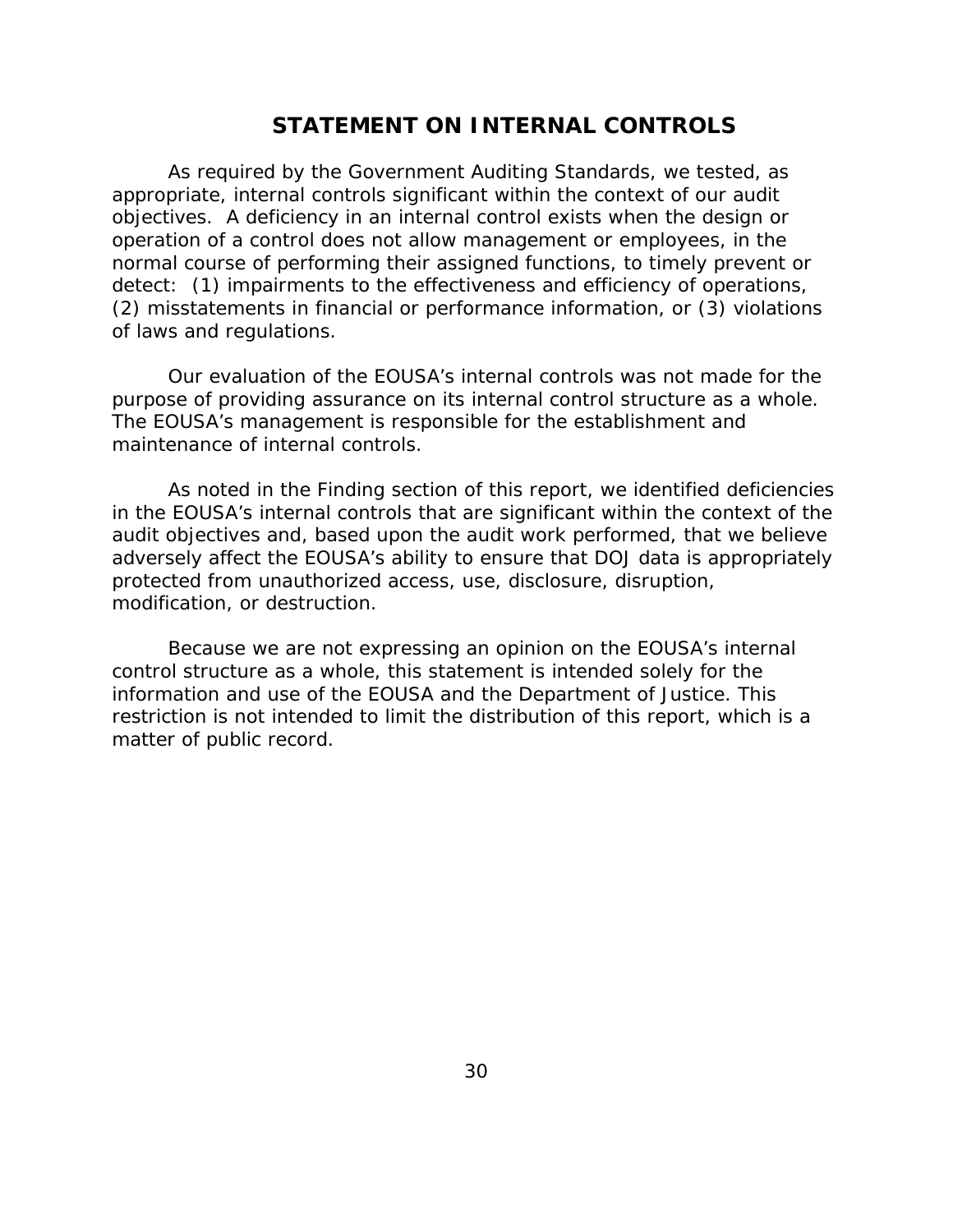## STATEMENT ON INTERNAL CONTROLS

As required by the Government Auditing Standards, we tested, as appropriate, internal controls significant within the context of our audit objectives. A deficiency in an internal control exists when the design or operation of a control does not allow management or employees, in the normal course of performing their assigned functions, to timely prevent or detect: (1) impairments to the effectiveness and efficiency of operations, (2) misstatements in financial or performance information, or (3) violations of laws and regulations.

Our evaluation of the EOUSA's internal controls was not made for the purpose of providing assurance on its internal control structure as a whole. The EOUSA's management is responsible for the establishment and maintenance of internal controls.

As noted in the Finding section of this report, we identified deficiencies in the EOUSA's internal controls that are significant within the context of the audit objectives and, based upon the audit work performed, that we believe adversely affect the EOUSA's ability to ensure that DOJ data is appropriately protected from unauthorized access, use, disclosure, disruption, modification, or destruction.

Because we are not expressing an opinion on the EOUSA's internal control structure as a whole, this statement is intended solely for the information and use of the EOUSA and the Department of Justice. This restriction is not intended to limit the distribution of this report, which is a matter of public record.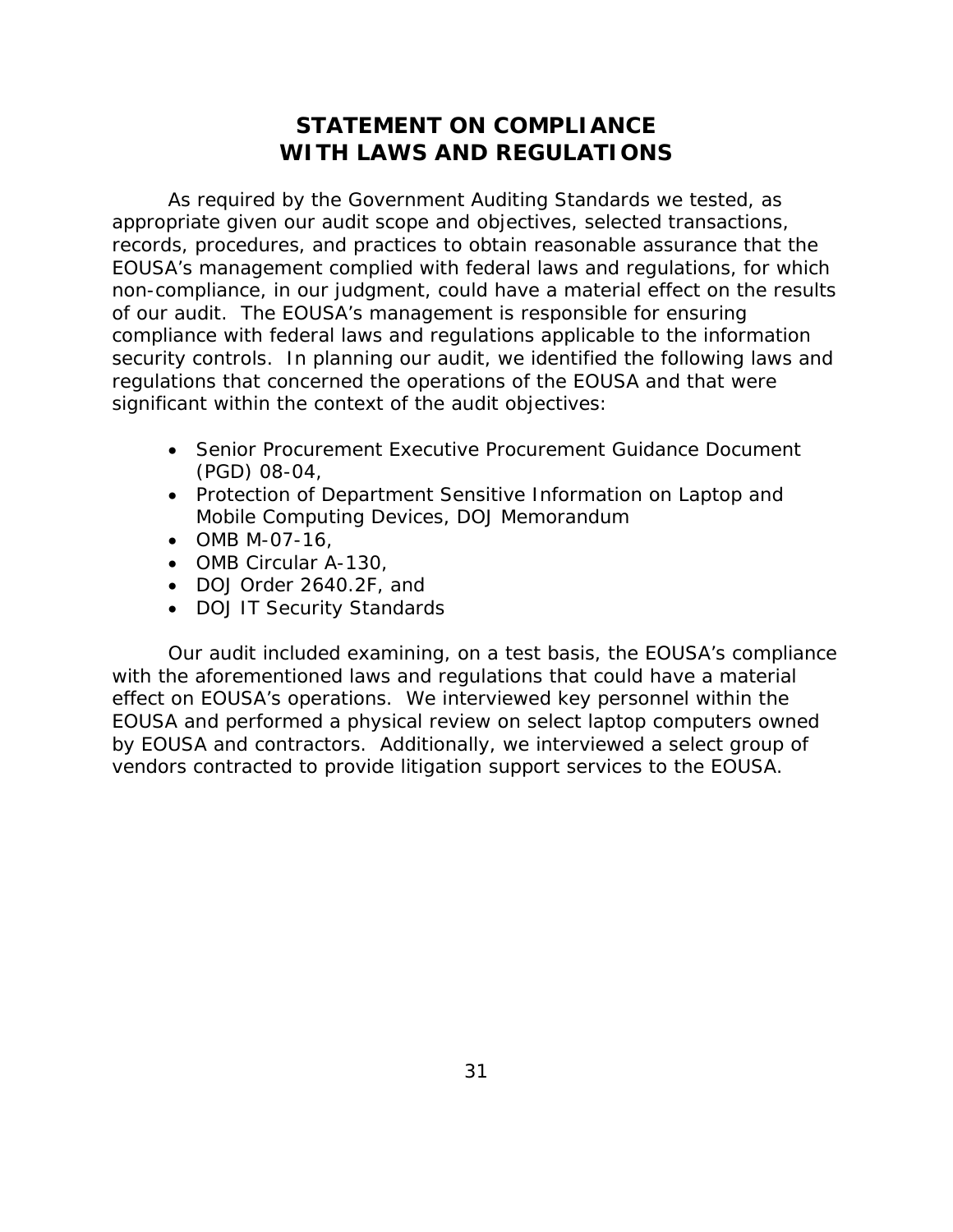# STATEMENT ON COMPLIANCE WITH LAWS AND REGULATIONS

As required by the Government Auditing Standards we tested, as appropriate given our audit scope and objectives, selected transactions, records, procedures, and practices to obtain reasonable assurance that the EOUSA's management complied with federal laws and regulations, for which non-compliance, in our judgment, could have a material effect on the results of our audit. The EOUSA's management is responsible for ensuring compliance with federal laws and regulations applicable to the information security controls. In planning our audit, we identified the following laws and regulations that concerned the operations of the EOUSA and that were significant within the context of the audit objectives:

- Senior Procurement Executive Procurement Guidance Document (PGD) 08-04,
- Protection of Department Sensitive Information on Laptop and Mobile Computing Devices, DOJ Memorandum
- OMB M-07-16,
- OMB Circular A-130,
- DOJ Order 2640.2F, and
- DOJ IT Security Standards

Our audit included examining, on a test basis, the EOUSA's compliance with the aforementioned laws and regulations that could have a material effect on EOUSA's operations. We interviewed key personnel within the EOUSA and performed a physical review on select laptop computers owned by EOUSA and contractors. Additionally, we interviewed a select group of vendors contracted to provide litigation support services to the EOUSA.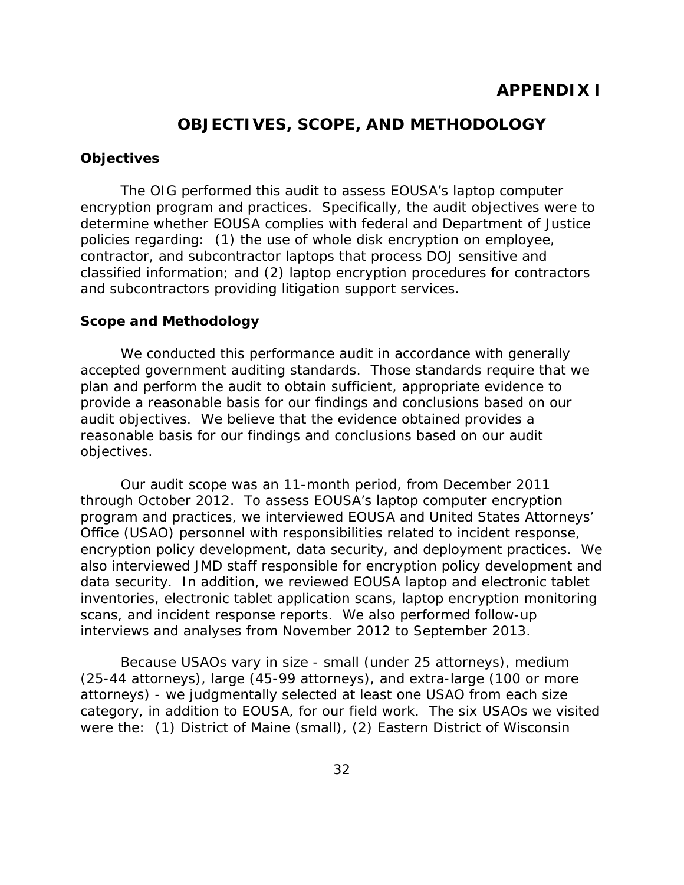# APPENDIX I

## OBJECTIVES, SCOPE, AND METHODOLOGY

### Objectives

The OIG performed this audit to assess EOUSA's laptop computer encryption program and practices. Specifically, the audit objectives were to determine whether EOUSA complies with federal and Department of Justice policies regarding: (1) the use of whole disk encryption on employee, contractor, and subcontractor laptops that process DOJ sensitive and classified information; and (2) laptop encryption procedures for contractors and subcontractors providing litigation support services.

### Scope and Methodology

We conducted this performance audit in accordance with generally accepted government auditing standards. Those standards require that we plan and perform the audit to obtain sufficient, appropriate evidence to provide a reasonable basis for our findings and conclusions based on our audit objectives. We believe that the evidence obtained provides a reasonable basis for our findings and conclusions based on our audit objectives.

Our audit scope was an 11-month period, from December 2011 through October 2012. To assess EOUSA's laptop computer encryption program and practices, we interviewed EOUSA and United States Attorneys' Office (USAO) personnel with responsibilities related to incident response, encryption policy development, data security, and deployment practices. We also interviewed JMD staff responsible for encryption policy development and data security. In addition, we reviewed EOUSA laptop and electronic tablet inventories, electronic tablet application scans, laptop encryption monitoring scans, and incident response reports. We also performed follow-up interviews and analyses from November 2012 to September 2013.

Because USAOs vary in size - small (under 25 attorneys), medium (25-44 attorneys), large (45-99 attorneys), and extra-large (100 or more attorneys) - we judgmentally selected at least one USAO from each size category, in addition to EOUSA, for our field work. The six USAOs we visited were the: (1) District of Maine (small), (2) Eastern District of Wisconsin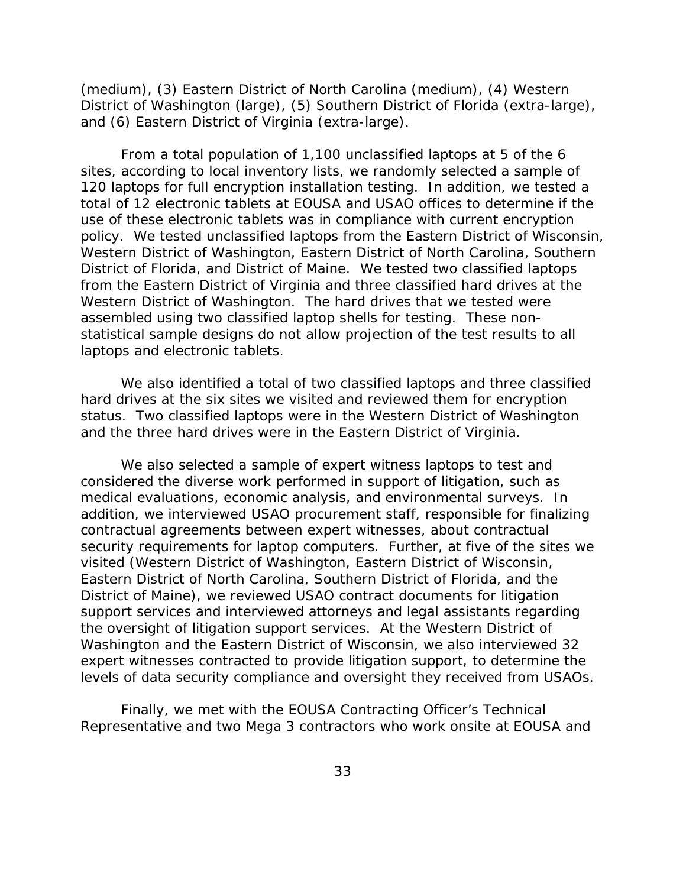(medium), (3) Eastern District of North Carolina (medium), (4) Western District of Washington (large), (5) Southern District of Florida (extra-large), and (6) Eastern District of Virginia (extra-large).

From a total population of 1,100 unclassified laptops at 5 of the 6 sites, according to local inventory lists, we randomly selected a sample of 120 laptops for full encryption installation testing. In addition, we tested a total of 12 electronic tablets at EOUSA and USAO offices to determine if the use of these electronic tablets was in compliance with current encryption policy. We tested unclassified laptops from the Eastern District of Wisconsin, Western District of Washington, Eastern District of North Carolina, Southern District of Florida, and District of Maine. We tested two classified laptops from the Eastern District of Virginia and three classified hard drives at the Western District of Washington. The hard drives that we tested were assembled using two classified laptop shells for testing. These non-statistical sample designs do not allow projection of the test results to all laptops and electronic tablets.

We also identified a total of two classified laptops and three classified hard drives at the six sites we visited and reviewed them for encryption status. Two classified laptops were in the Western District of Washington and the three hard drives were in the Eastern District of Virginia.

We also selected a sample of expert witness laptops to test and considered the diverse work performed in support of litigation, such as medical evaluations, economic analysis, and environmental surveys. In addition, we interviewed USAO procurement staff, responsible for finalizing contractual agreements between expert witnesses, about contractual security requirements for laptop computers. Further, at five of the sites we visited (Western District of Washington, Eastern District of Wisconsin, Eastern District of North Carolina, Southern District of Florida, and the District of Maine), we reviewed USAO contract documents for litigation support services and interviewed attorneys and legal assistants regarding the oversight of litigation support services. At the Western District of Washington and the Eastern District of Wisconsin, we also interviewed 32 expert witnesses contracted to provide litigation support, to determine the levels of data security compliance and oversight they received from USAOs.

Finally, we met with the EOUSA Contracting Officer's Technical Representative and two Mega 3 contractors who work onsite at EOUSA and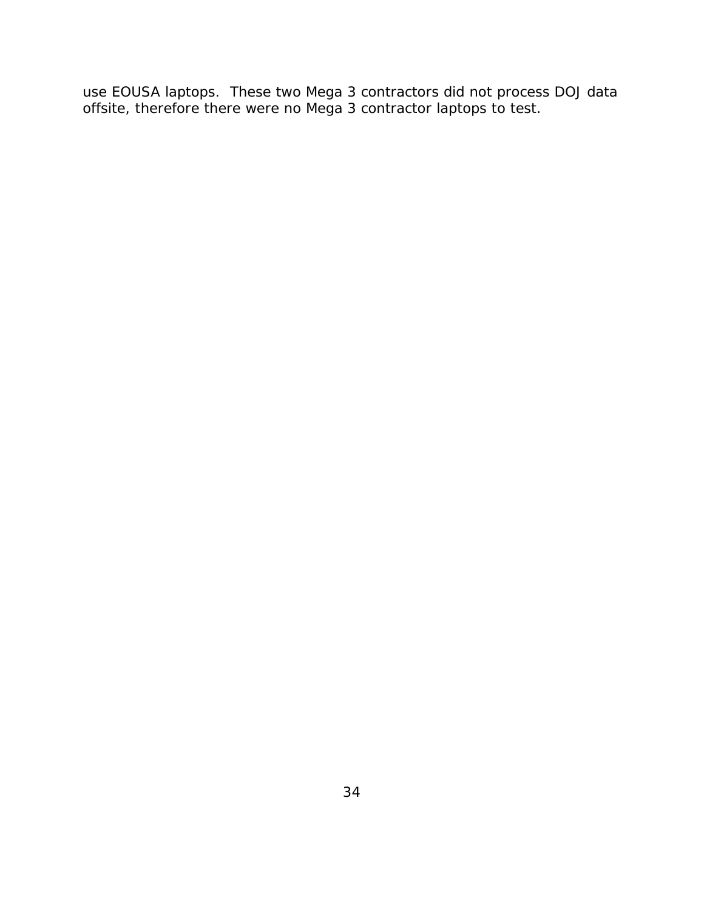use EOUSA laptops. These two Mega 3 contractors did not process DOJ data offsite, therefore there were no Mega 3 contractor laptops to test.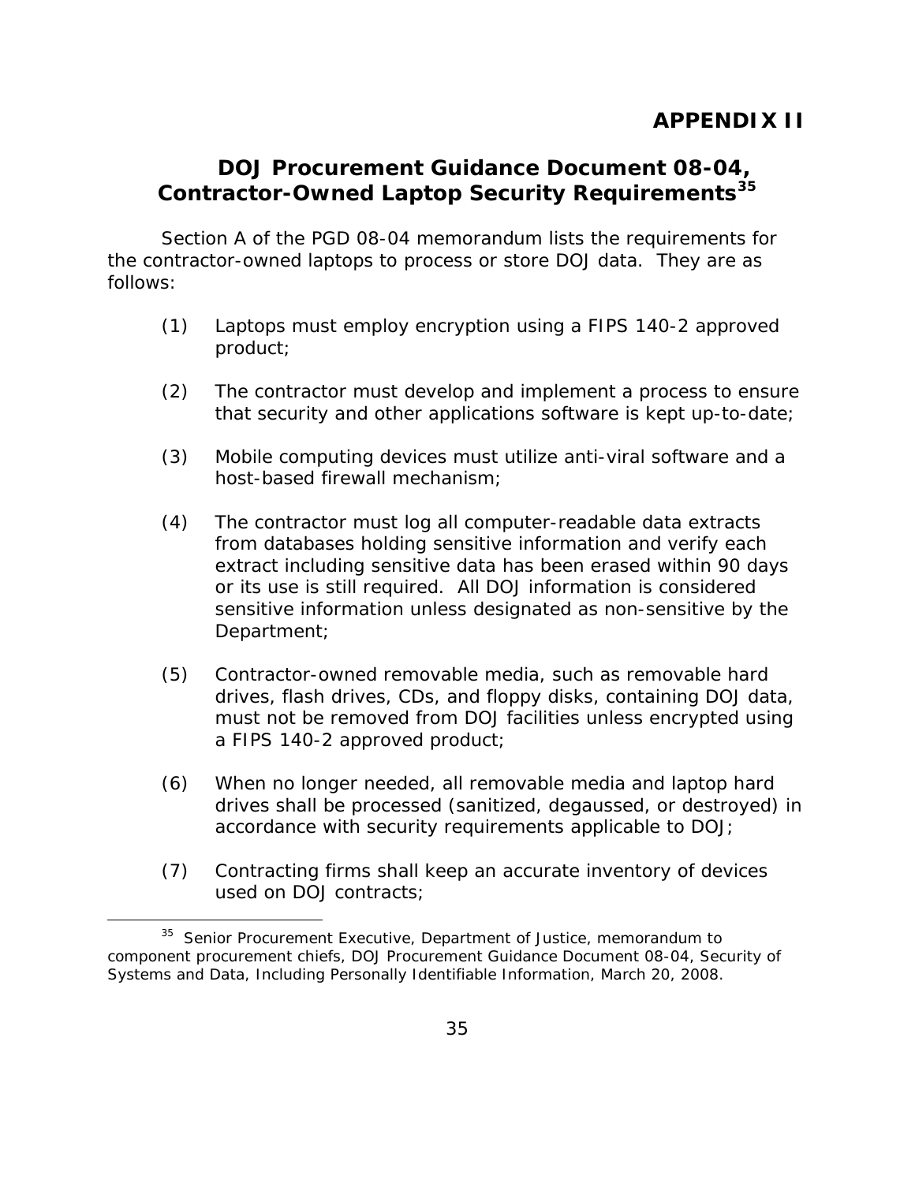# APPENDIX II

## DOJ Procurement Guidance Document 08-04, Contractor-Owned Laptop Security Requirements[35]

Section A of the PGD 08-04 memorandum lists the requirements for the contractor-owned laptops to process or store DOJ data. They are as follows:

(1) Laptops must employ encryption using a FIPS 140-2 approved product;

(2) The contractor must develop and implement a process to ensure that security and other applications software is kept up-to-date;

(3) Mobile computing devices must utilize anti-viral software and a host-based firewall mechanism;

(4) The contractor must log all computer-readable data extracts from databases holding sensitive information and verify each extract including sensitive data has been erased within 90 days or its use is still required. All DOJ information is considered sensitive information unless designated as non-sensitive by the Department;

(5) Contractor-owned removable media, such as removable hard drives, flash drives, CDs, and floppy disks, containing DOJ data, must not be removed from DOJ facilities unless encrypted using a FIPS 140-2 approved product;

(6) When no longer needed, all removable media and laptop hard drives shall be processed (sanitized, degaussed, or destroyed) in accordance with security requirements applicable to DOJ;

(7) Contracting firms shall keep an accurate inventory of devices used on DOJ contracts;

---

[35] Senior Procurement Executive, Department of Justice, memorandum to component procurement chiefs, DOJ Procurement Guidance Document 08-04, Security of Systems and Data, Including Personally Identifiable Information, March 20, 2008.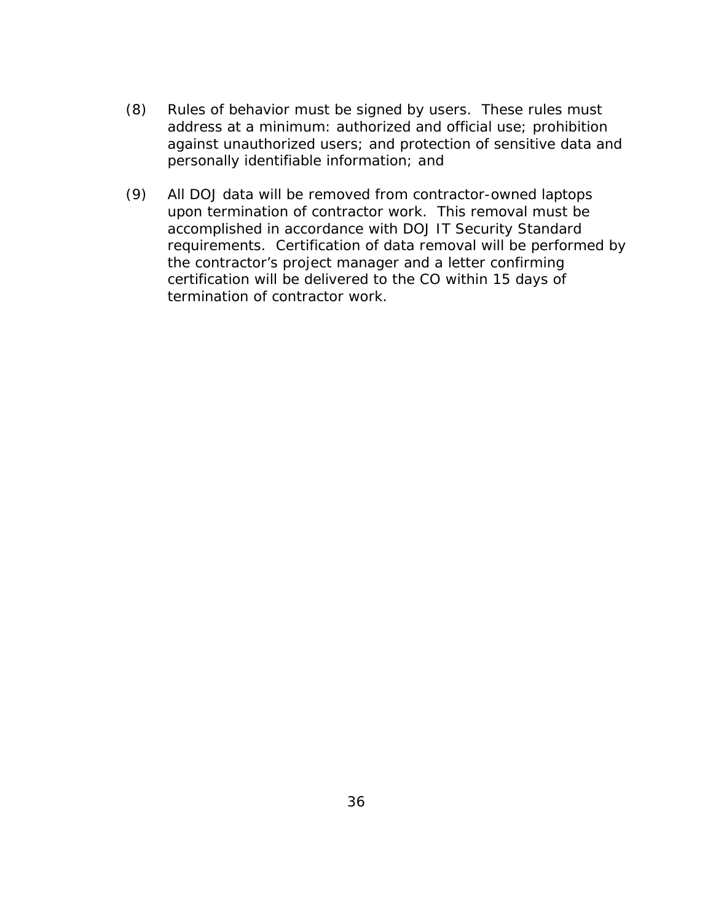(8) Rules of behavior must be signed by users. These rules must address at a minimum: authorized and official use; prohibition against unauthorized users; and protection of sensitive data and personally identifiable information; and

(9) All DOJ data will be removed from contractor-owned laptops upon termination of contractor work. This removal must be accomplished in accordance with DOJ IT Security Standard requirements. Certification of data removal will be performed by the contractor's project manager and a letter confirming certification will be delivered to the CO within 15 days of termination of contractor work.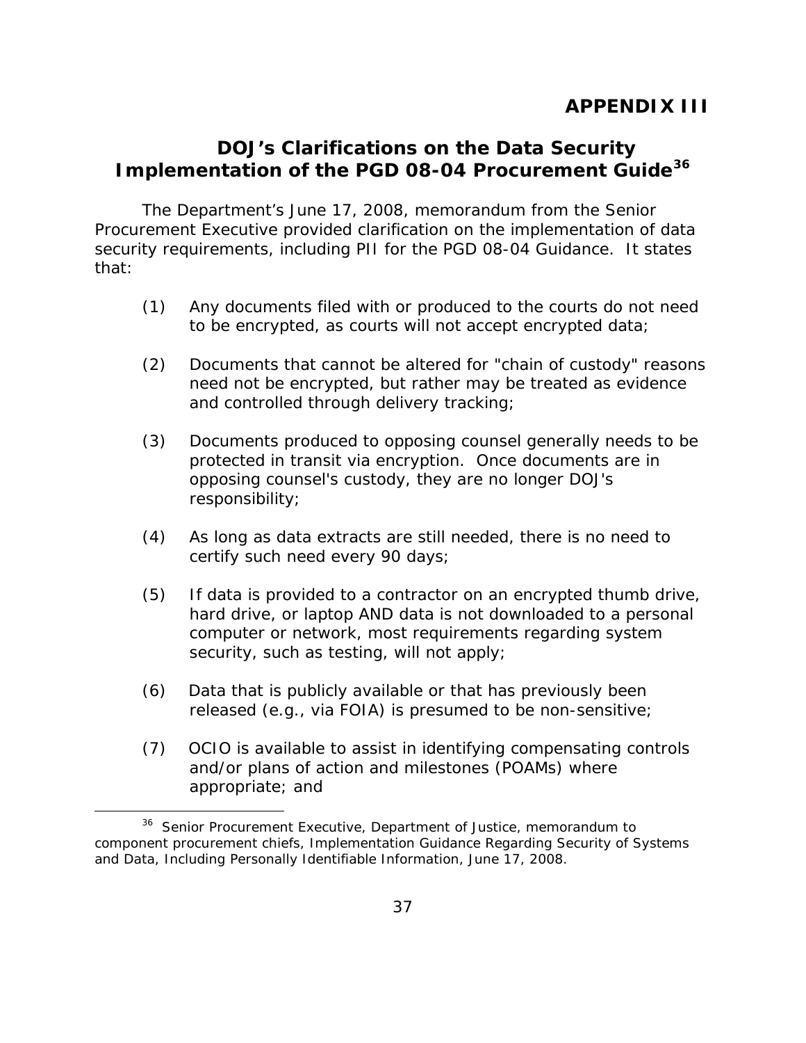# APPENDIX III

## DOJ's Clarifications on the Data Security Implementation of the PGD 08-04 Procurement Guide[36]

The Department's June 17, 2008, memorandum from the Senior Procurement Executive provided clarification on the implementation of data security requirements, including PII for the PGD 08-04 Guidance. It states that:

(1) Any documents filed with or produced to the courts do not need to be encrypted, as courts will not accept encrypted data;

(2) Documents that cannot be altered for "chain of custody" reasons need not be encrypted, but rather may be treated as evidence and controlled through delivery tracking;

(3) Documents produced to opposing counsel generally needs to be protected in transit via encryption. Once documents are in opposing counsel's custody, they are no longer DOJ's responsibility;

(4) As long as data extracts are still needed, there is no need to certify such need every 90 days;

(5) If data is provided to a contractor on an encrypted thumb drive, hard drive, or laptop AND data is not downloaded to a personal computer or network, most requirements regarding system security, such as testing, will not apply;

(6) Data that is publicly available or that has previously been released (e.g., via FOIA) is presumed to be non-sensitive;

(7) OCIO is available to assist in identifying compensating controls and/or plans of action and milestones (POAMs) where appropriate; and

---

[36] Senior Procurement Executive, Department of Justice, memorandum to component procurement chiefs, Implementation Guidance Regarding Security of Systems and Data, Including Personally Identifiable Information, June 17, 2008.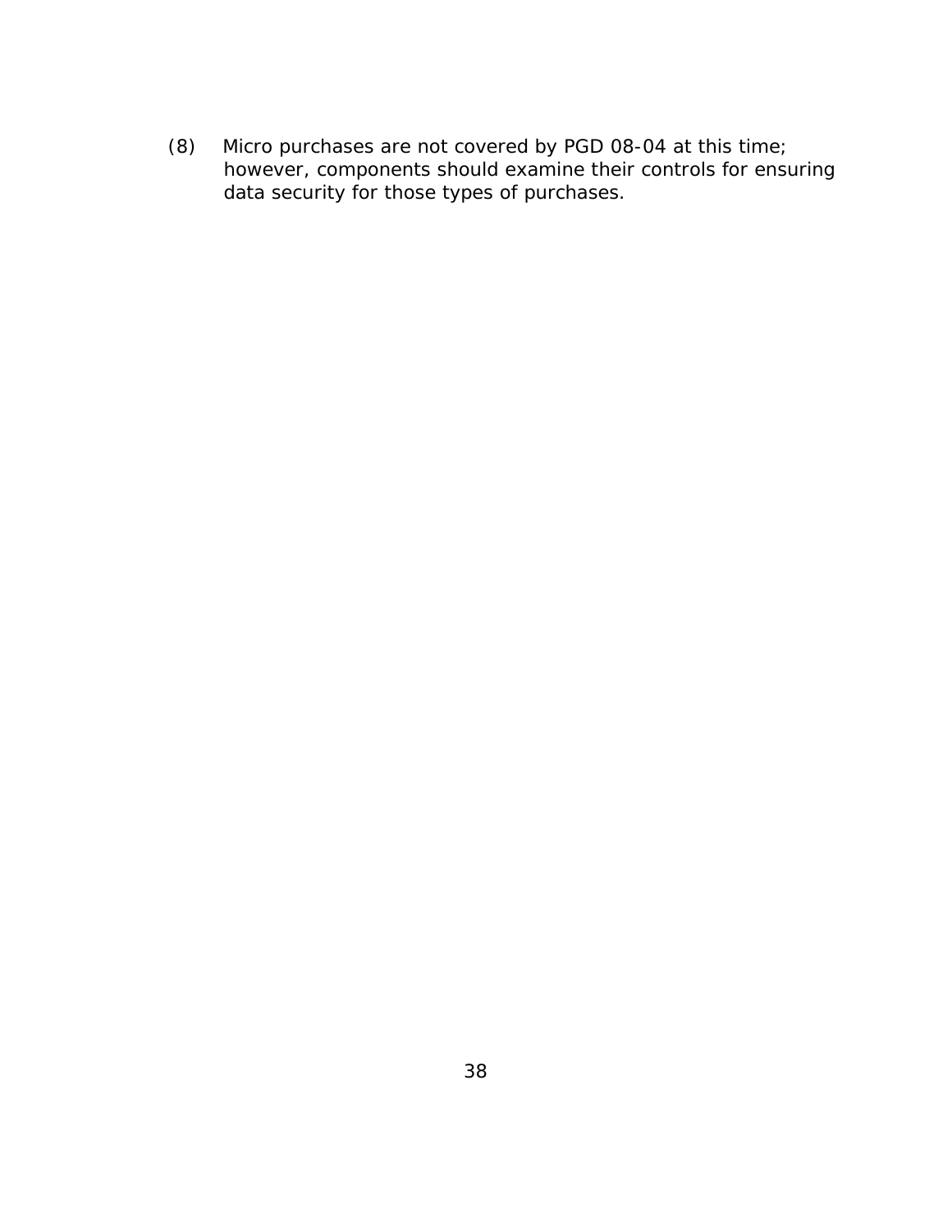(8) Micro purchases are not covered by PGD 08-04 at this time; however, components should examine their controls for ensuring data security for those types of purchases.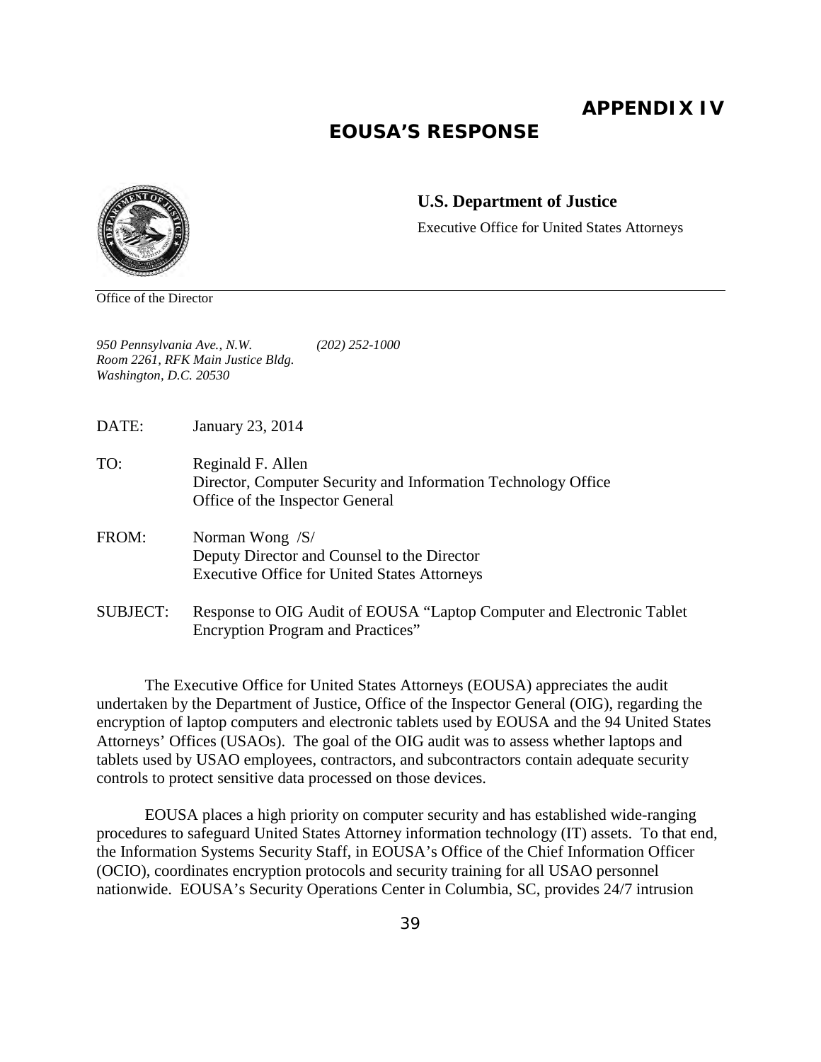# APPENDIX IV

## EOUSA'S RESPONSE

**U.S. Department of Justice**

Executive Office for United States Attorneys

Office of the Director

*950 Pennsylvania Ave., N.W.* *(202) 252-1000*
*Room 2261, RFK Main Justice Bldg.*
*Washington, D.C. 20530*

DATE: January 23, 2014

TO: Reginald F. Allen
Director, Computer Security and Information Technology Office
Office of the Inspector General

FROM: Norman Wong /S/
Deputy Director and Counsel to the Director
Executive Office for United States Attorneys

SUBJECT: Response to OIG Audit of EOUSA "Laptop Computer and Electronic Tablet Encryption Program and Practices"

The Executive Office for United States Attorneys (EOUSA) appreciates the audit undertaken by the Department of Justice, Office of the Inspector General (OIG), regarding the encryption of laptop computers and electronic tablets used by EOUSA and the 94 United States Attorneys' Offices (USAOs). The goal of the OIG audit was to assess whether laptops and tablets used by USAO employees, contractors, and subcontractors contain adequate security controls to protect sensitive data processed on those devices.

EOUSA places a high priority on computer security and has established wide-ranging procedures to safeguard United States Attorney information technology (IT) assets. To that end, the Information Systems Security Staff, in EOUSA's Office of the Chief Information Officer (OCIO), coordinates encryption protocols and security training for all USAO personnel nationwide. EOUSA's Security Operations Center in Columbia, SC, provides 24/7 intrusion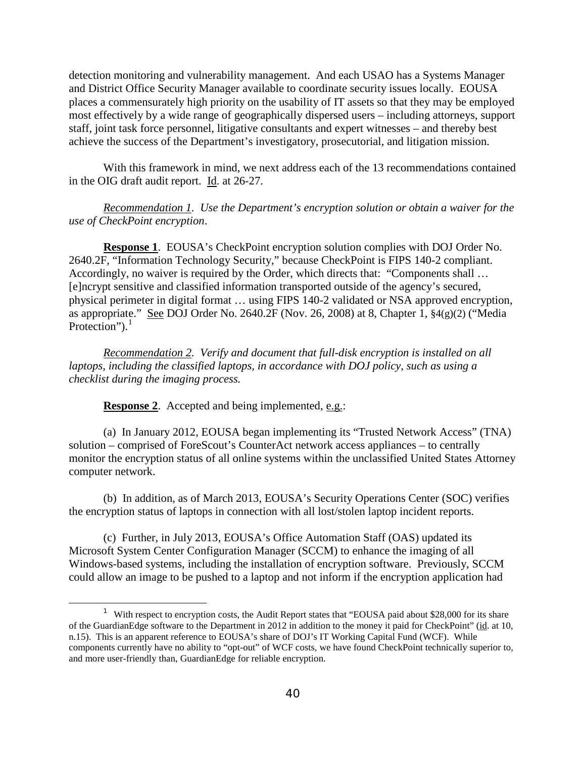detection monitoring and vulnerability management. And each USAO has a Systems Manager and District Office Security Manager available to coordinate security issues locally. EOUSA places a commensurately high priority on the usability of IT assets so that they may be employed most effectively by a wide range of geographically dispersed users – including attorneys, support staff, joint task force personnel, litigative consultants and expert witnesses – and thereby best achieve the success of the Department's investigatory, prosecutorial, and litigation mission.

With this framework in mind, we next address each of the 13 recommendations contained in the OIG draft audit report. Id. at 26-27.

*Recommendation 1. Use the Department's encryption solution or obtain a waiver for the use of CheckPoint encryption.*

**Response 1**. EOUSA's CheckPoint encryption solution complies with DOJ Order No. 2640.2F, "Information Technology Security," because CheckPoint is FIPS 140-2 compliant. Accordingly, no waiver is required by the Order, which directs that: "Components shall … [e]ncrypt sensitive and classified information transported outside of the agency's secured, physical perimeter in digital format … using FIPS 140-2 validated or NSA approved encryption, as appropriate." See DOJ Order No. 2640.2F (Nov. 26, 2008) at 8, Chapter 1, §4(g)(2) ("Media Protection").[1]

*Recommendation 2. Verify and document that full-disk encryption is installed on all laptops, including the classified laptops, in accordance with DOJ policy, such as using a checklist during the imaging process.*

**Response 2**. Accepted and being implemented, e.g.:

(a) In January 2012, EOUSA began implementing its "Trusted Network Access" (TNA) solution – comprised of ForeScout's CounterAct network access appliances – to centrally monitor the encryption status of all online systems within the unclassified United States Attorney computer network.

(b) In addition, as of March 2013, EOUSA's Security Operations Center (SOC) verifies the encryption status of laptops in connection with all lost/stolen laptop incident reports.

(c) Further, in July 2013, EOUSA's Office Automation Staff (OAS) updated its Microsoft System Center Configuration Manager (SCCM) to enhance the imaging of all Windows-based systems, including the installation of encryption software. Previously, SCCM could allow an image to be pushed to a laptop and not inform if the encryption application had

[1] With respect to encryption costs, the Audit Report states that "EOUSA paid about $28,000 for its share of the GuardianEdge software to the Department in 2012 in addition to the money it paid for CheckPoint" (id. at 10, n.15). This is an apparent reference to EOUSA's share of DOJ's IT Working Capital Fund (WCF). While components currently have no ability to "opt-out" of WCF costs, we have found CheckPoint technically superior to, and more user-friendly than, GuardianEdge for reliable encryption.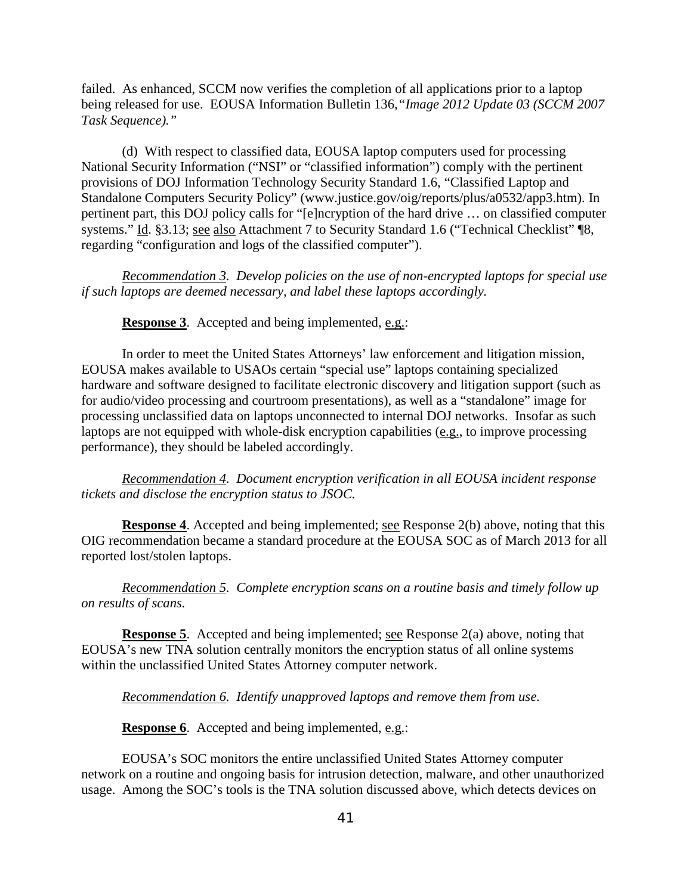failed. As enhanced, SCCM now verifies the completion of all applications prior to a laptop being released for use. EOUSA Information Bulletin 136, *"Image 2012 Update 03 (SCCM 2007 Task Sequence)."*

(d) With respect to classified data, EOUSA laptop computers used for processing National Security Information ("NSI" or "classified information") comply with the pertinent provisions of DOJ Information Technology Security Standard 1.6, "Classified Laptop and Standalone Computers Security Policy" (www.justice.gov/oig/reports/plus/a0532/app3.htm). In pertinent part, this DOJ policy calls for "[e]ncryption of the hard drive … on classified computer systems." Id. §3.13; see also Attachment 7 to Security Standard 1.6 ("Technical Checklist" ¶8, regarding "configuration and logs of the classified computer").

*Recommendation 3. Develop policies on the use of non-encrypted laptops for special use if such laptops are deemed necessary, and label these laptops accordingly.*

**Response 3**. Accepted and being implemented, e.g.:

In order to meet the United States Attorneys' law enforcement and litigation mission, EOUSA makes available to USAOs certain "special use" laptops containing specialized hardware and software designed to facilitate electronic discovery and litigation support (such as for audio/video processing and courtroom presentations), as well as a "standalone" image for processing unclassified data on laptops unconnected to internal DOJ networks. Insofar as such laptops are not equipped with whole-disk encryption capabilities (e.g., to improve processing performance), they should be labeled accordingly.

*Recommendation 4. Document encryption verification in all EOUSA incident response tickets and disclose the encryption status to JSOC.*

**Response 4**. Accepted and being implemented; see Response 2(b) above, noting that this OIG recommendation became a standard procedure at the EOUSA SOC as of March 2013 for all reported lost/stolen laptops.

*Recommendation 5. Complete encryption scans on a routine basis and timely follow up on results of scans.*

**Response 5**. Accepted and being implemented; see Response 2(a) above, noting that EOUSA's new TNA solution centrally monitors the encryption status of all online systems within the unclassified United States Attorney computer network.

*Recommendation 6. Identify unapproved laptops and remove them from use.*

**Response 6**. Accepted and being implemented, e.g.:

EOUSA's SOC monitors the entire unclassified United States Attorney computer network on a routine and ongoing basis for intrusion detection, malware, and other unauthorized usage. Among the SOC's tools is the TNA solution discussed above, which detects devices on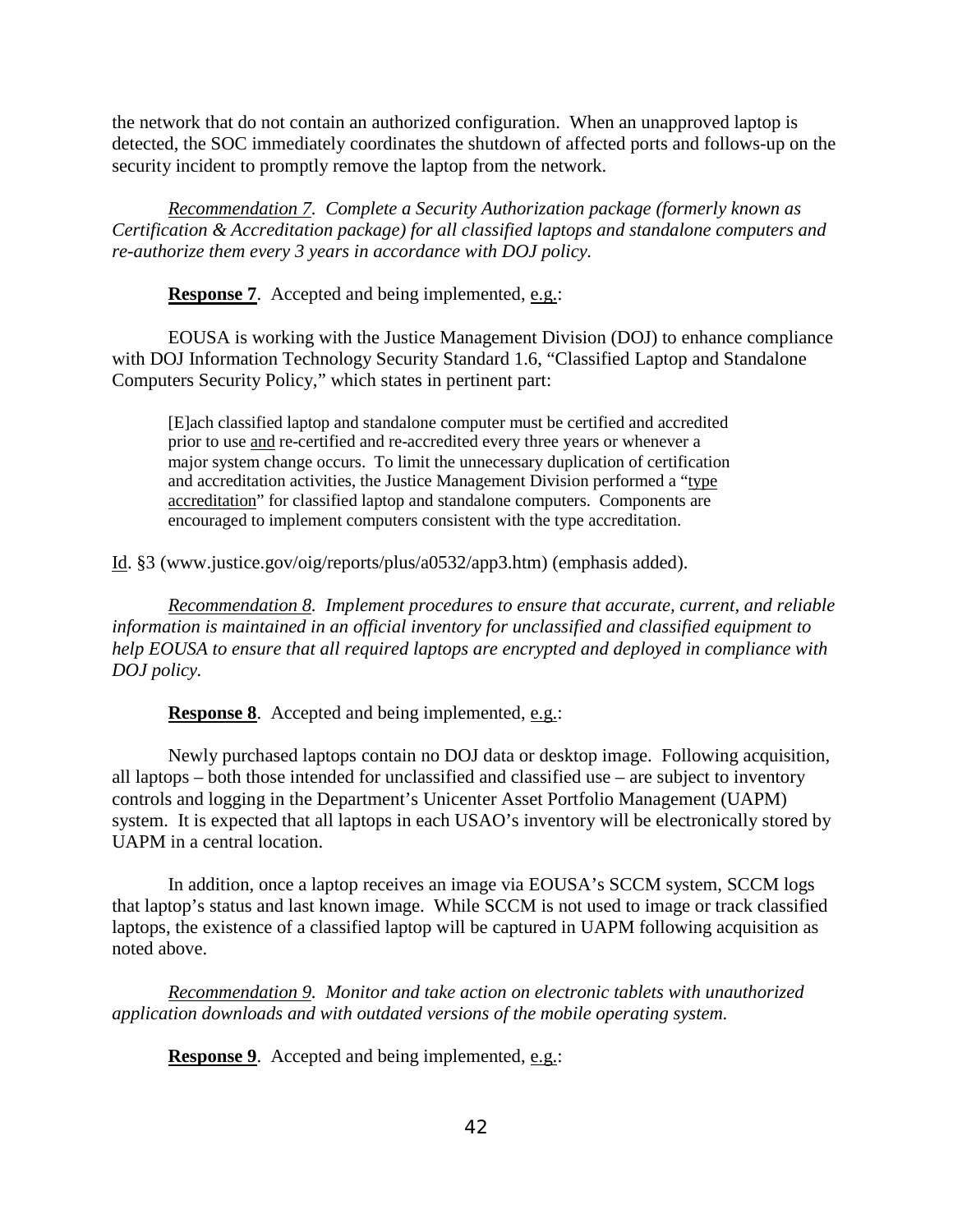the network that do not contain an authorized configuration. When an unapproved laptop is detected, the SOC immediately coordinates the shutdown of affected ports and follows-up on the security incident to promptly remove the laptop from the network.

*Recommendation 7. Complete a Security Authorization package (formerly known as Certification & Accreditation package) for all classified laptops and standalone computers and re-authorize them every 3 years in accordance with DOJ policy.*

**Response 7**. Accepted and being implemented, e.g.:

EOUSA is working with the Justice Management Division (DOJ) to enhance compliance with DOJ Information Technology Security Standard 1.6, "Classified Laptop and Standalone Computers Security Policy," which states in pertinent part:

> [E]ach classified laptop and standalone computer must be certified and accredited prior to use and re-certified and re-accredited every three years or whenever a major system change occurs. To limit the unnecessary duplication of certification and accreditation activities, the Justice Management Division performed a "type accreditation" for classified laptop and standalone computers. Components are encouraged to implement computers consistent with the type accreditation.

Id. §3 (www.justice.gov/oig/reports/plus/a0532/app3.htm) (emphasis added).

*Recommendation 8. Implement procedures to ensure that accurate, current, and reliable information is maintained in an official inventory for unclassified and classified equipment to help EOUSA to ensure that all required laptops are encrypted and deployed in compliance with DOJ policy.*

**Response 8**. Accepted and being implemented, e.g.:

Newly purchased laptops contain no DOJ data or desktop image. Following acquisition, all laptops – both those intended for unclassified and classified use – are subject to inventory controls and logging in the Department's Unicenter Asset Portfolio Management (UAPM) system. It is expected that all laptops in each USAO's inventory will be electronically stored by UAPM in a central location.

In addition, once a laptop receives an image via EOUSA's SCCM system, SCCM logs that laptop's status and last known image. While SCCM is not used to image or track classified laptops, the existence of a classified laptop will be captured in UAPM following acquisition as noted above.

*Recommendation 9. Monitor and take action on electronic tablets with unauthorized application downloads and with outdated versions of the mobile operating system.*

**Response 9**. Accepted and being implemented, e.g.: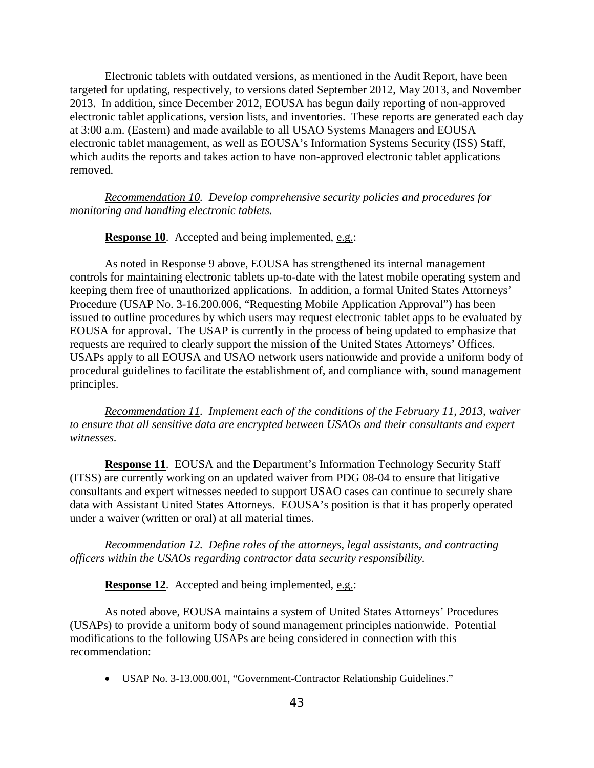Electronic tablets with outdated versions, as mentioned in the Audit Report, have been targeted for updating, respectively, to versions dated September 2012, May 2013, and November 2013. In addition, since December 2012, EOUSA has begun daily reporting of non-approved electronic tablet applications, version lists, and inventories. These reports are generated each day at 3:00 a.m. (Eastern) and made available to all USAO Systems Managers and EOUSA electronic tablet management, as well as EOUSA's Information Systems Security (ISS) Staff, which audits the reports and takes action to have non-approved electronic tablet applications removed.

*Recommendation 10. Develop comprehensive security policies and procedures for monitoring and handling electronic tablets.*

**Response 10**. Accepted and being implemented, e.g.:

As noted in Response 9 above, EOUSA has strengthened its internal management controls for maintaining electronic tablets up-to-date with the latest mobile operating system and keeping them free of unauthorized applications. In addition, a formal United States Attorneys' Procedure (USAP No. 3-16.200.006, "Requesting Mobile Application Approval") has been issued to outline procedures by which users may request electronic tablet apps to be evaluated by EOUSA for approval. The USAP is currently in the process of being updated to emphasize that requests are required to clearly support the mission of the United States Attorneys' Offices. USAPs apply to all EOUSA and USAO network users nationwide and provide a uniform body of procedural guidelines to facilitate the establishment of, and compliance with, sound management principles.

*Recommendation 11. Implement each of the conditions of the February 11, 2013, waiver to ensure that all sensitive data are encrypted between USAOs and their consultants and expert witnesses.*

**Response 11**. EOUSA and the Department's Information Technology Security Staff (ITSS) are currently working on an updated waiver from PDG 08-04 to ensure that litigative consultants and expert witnesses needed to support USAO cases can continue to securely share data with Assistant United States Attorneys. EOUSA's position is that it has properly operated under a waiver (written or oral) at all material times.

*Recommendation 12. Define roles of the attorneys, legal assistants, and contracting officers within the USAOs regarding contractor data security responsibility.*

**Response 12**. Accepted and being implemented, e.g.:

As noted above, EOUSA maintains a system of United States Attorneys' Procedures (USAPs) to provide a uniform body of sound management principles nationwide. Potential modifications to the following USAPs are being considered in connection with this recommendation:

- USAP No. 3-13.000.001, "Government-Contractor Relationship Guidelines."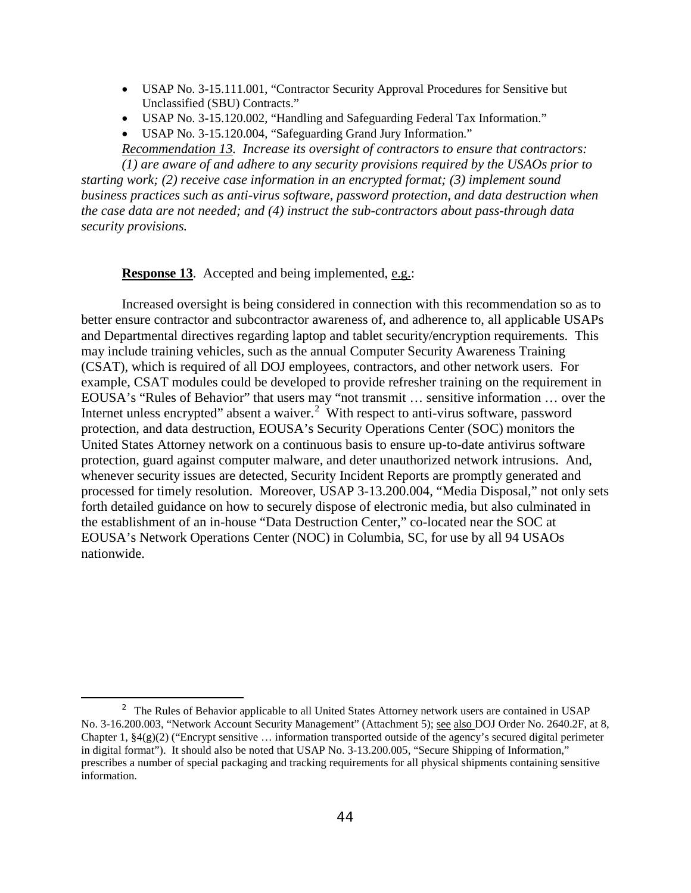- USAP No. 3-15.111.001, "Contractor Security Approval Procedures for Sensitive but Unclassified (SBU) Contracts."
- USAP No. 3-15.120.002, "Handling and Safeguarding Federal Tax Information."
- USAP No. 3-15.120.004, "Safeguarding Grand Jury Information."

*Recommendation 13. Increase its oversight of contractors to ensure that contractors: (1) are aware of and adhere to any security provisions required by the USAOs prior to starting work; (2) receive case information in an encrypted format; (3) implement sound business practices such as anti-virus software, password protection, and data destruction when the case data are not needed; and (4) instruct the sub-contractors about pass-through data security provisions.*

**Response 13**. Accepted and being implemented, e.g.:

Increased oversight is being considered in connection with this recommendation so as to better ensure contractor and subcontractor awareness of, and adherence to, all applicable USAPs and Departmental directives regarding laptop and tablet security/encryption requirements. This may include training vehicles, such as the annual Computer Security Awareness Training (CSAT), which is required of all DOJ employees, contractors, and other network users. For example, CSAT modules could be developed to provide refresher training on the requirement in EOUSA's "Rules of Behavior" that users may "not transmit … sensitive information … over the Internet unless encrypted" absent a waiver.[2] With respect to anti-virus software, password protection, and data destruction, EOUSA's Security Operations Center (SOC) monitors the United States Attorney network on a continuous basis to ensure up-to-date antivirus software protection, guard against computer malware, and deter unauthorized network intrusions. And, whenever security issues are detected, Security Incident Reports are promptly generated and processed for timely resolution. Moreover, USAP 3-13.200.004, "Media Disposal," not only sets forth detailed guidance on how to securely dispose of electronic media, but also culminated in the establishment of an in-house "Data Destruction Center," co-located near the SOC at EOUSA's Network Operations Center (NOC) in Columbia, SC, for use by all 94 USAOs nationwide.

[2] The Rules of Behavior applicable to all United States Attorney network users are contained in USAP No. 3-16.200.003, "Network Account Security Management" (Attachment 5); see also DOJ Order No. 2640.2F, at 8, Chapter 1, §4(g)(2) ("Encrypt sensitive … information transported outside of the agency's secured digital perimeter in digital format"). It should also be noted that USAP No. 3-13.200.005, "Secure Shipping of Information," prescribes a number of special packaging and tracking requirements for all physical shipments containing sensitive information.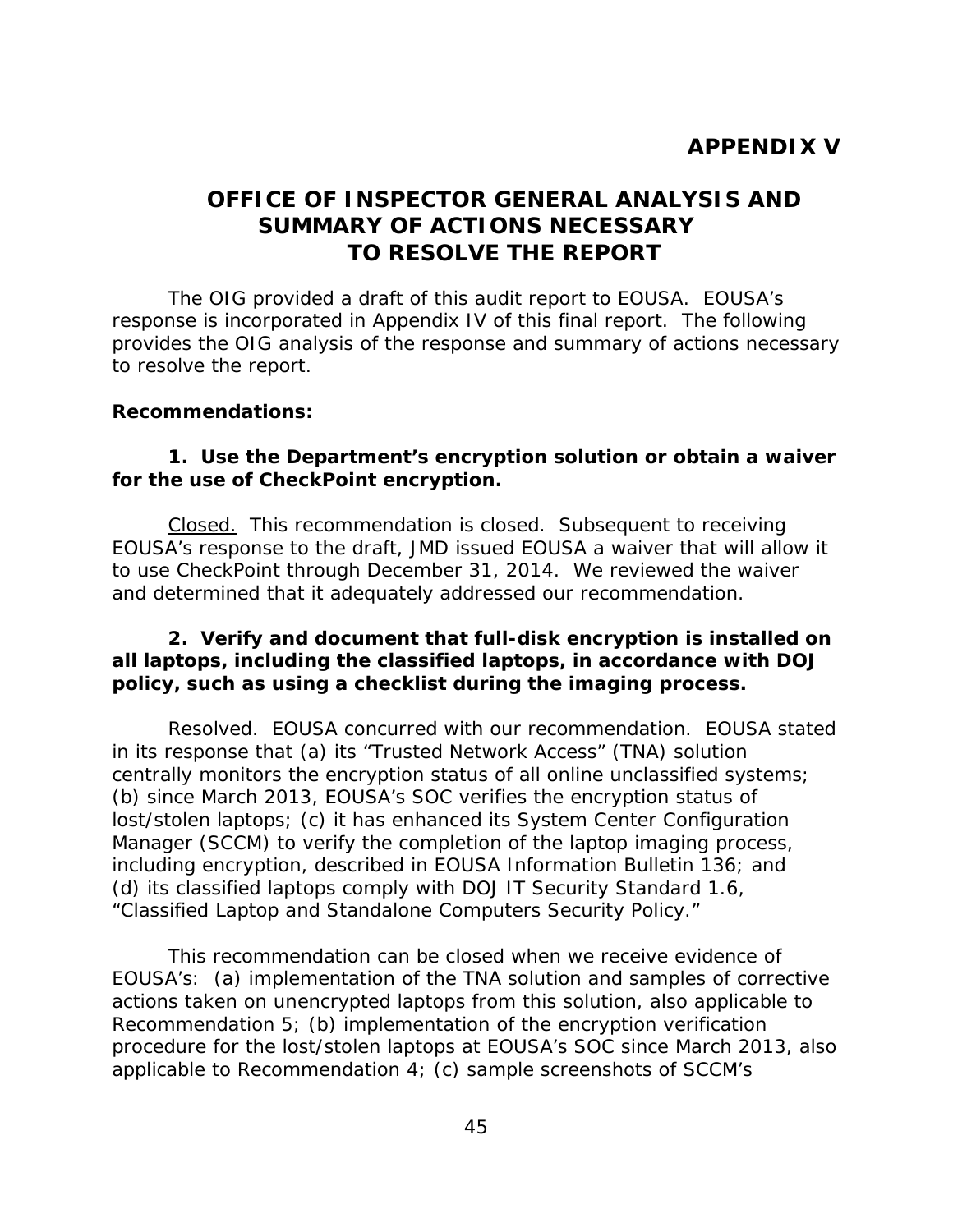# APPENDIX V

## OFFICE OF INSPECTOR GENERAL ANALYSIS AND SUMMARY OF ACTIONS NECESSARY TO RESOLVE THE REPORT

The OIG provided a draft of this audit report to EOUSA. EOUSA's response is incorporated in Appendix IV of this final report. The following provides the OIG analysis of the response and summary of actions necessary to resolve the report.

**Recommendations:**

**1. Use the Department's encryption solution or obtain a waiver for the use of CheckPoint encryption.**

Closed. This recommendation is closed. Subsequent to receiving EOUSA's response to the draft, JMD issued EOUSA a waiver that will allow it to use CheckPoint through December 31, 2014. We reviewed the waiver and determined that it adequately addressed our recommendation.

**2. Verify and document that full-disk encryption is installed on all laptops, including the classified laptops, in accordance with DOJ policy, such as using a checklist during the imaging process.**

Resolved. EOUSA concurred with our recommendation. EOUSA stated in its response that (a) its "Trusted Network Access" (TNA) solution centrally monitors the encryption status of all online unclassified systems; (b) since March 2013, EOUSA's SOC verifies the encryption status of lost/stolen laptops; (c) it has enhanced its System Center Configuration Manager (SCCM) to verify the completion of the laptop imaging process, including encryption, described in EOUSA Information Bulletin 136; and (d) its classified laptops comply with DOJ IT Security Standard 1.6, "Classified Laptop and Standalone Computers Security Policy."

This recommendation can be closed when we receive evidence of EOUSA's: (a) implementation of the TNA solution and samples of corrective actions taken on unencrypted laptops from this solution, also applicable to Recommendation 5; (b) implementation of the encryption verification procedure for the lost/stolen laptops at EOUSA's SOC since March 2013, also applicable to Recommendation 4; (c) sample screenshots of SCCM's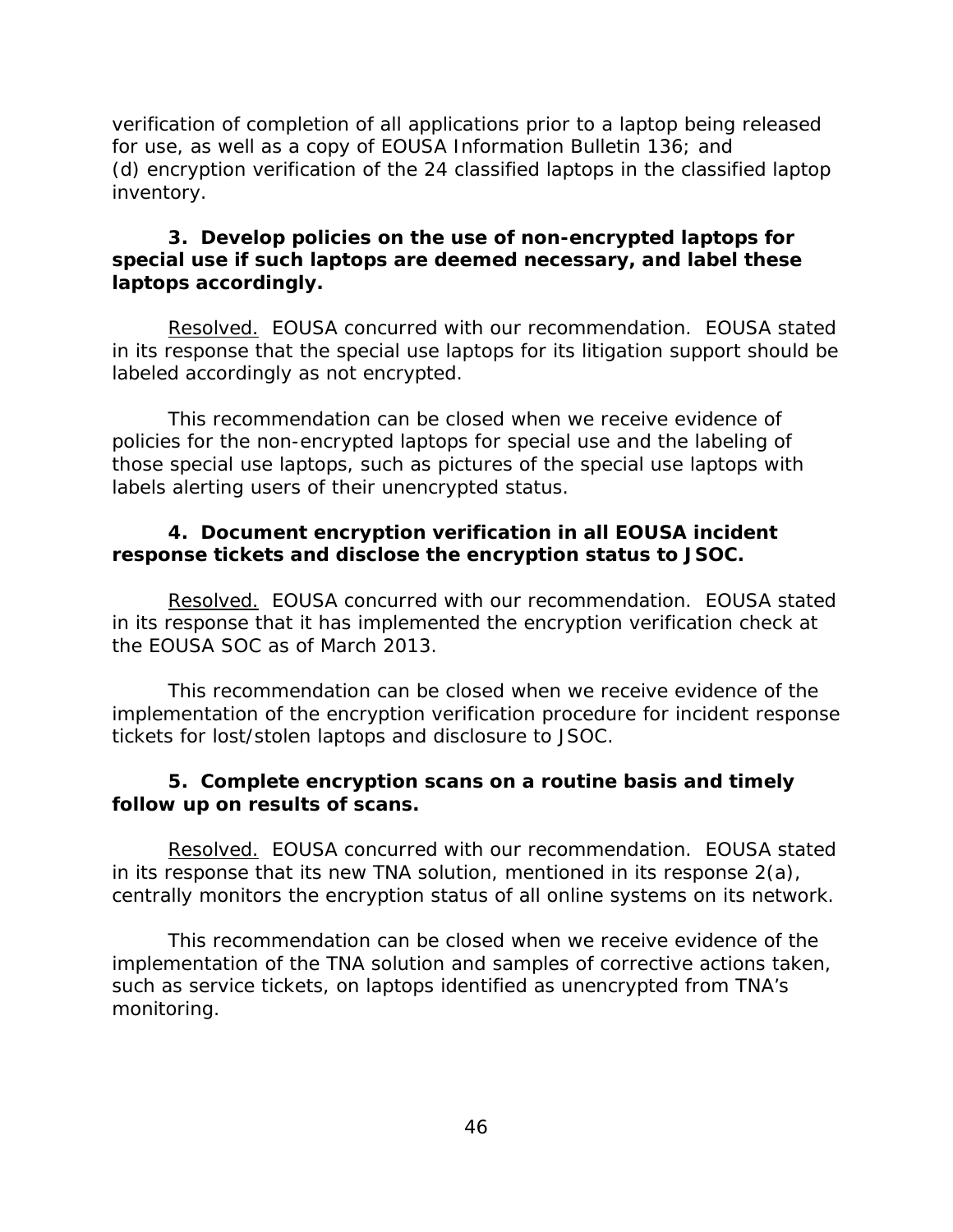verification of completion of all applications prior to a laptop being released for use, as well as a copy of EOUSA Information Bulletin 136; and (d) encryption verification of the 24 classified laptops in the classified laptop inventory.

**3. Develop policies on the use of non-encrypted laptops for special use if such laptops are deemed necessary, and label these laptops accordingly.**

Resolved. EOUSA concurred with our recommendation. EOUSA stated in its response that the special use laptops for its litigation support should be labeled accordingly as not encrypted.

This recommendation can be closed when we receive evidence of policies for the non-encrypted laptops for special use and the labeling of those special use laptops, such as pictures of the special use laptops with labels alerting users of their unencrypted status.

**4. Document encryption verification in all EOUSA incident response tickets and disclose the encryption status to JSOC.**

Resolved. EOUSA concurred with our recommendation. EOUSA stated in its response that it has implemented the encryption verification check at the EOUSA SOC as of March 2013.

This recommendation can be closed when we receive evidence of the implementation of the encryption verification procedure for incident response tickets for lost/stolen laptops and disclosure to JSOC.

**5. Complete encryption scans on a routine basis and timely follow up on results of scans.**

Resolved. EOUSA concurred with our recommendation. EOUSA stated in its response that its new TNA solution, mentioned in its response 2(a), centrally monitors the encryption status of all online systems on its network.

This recommendation can be closed when we receive evidence of the implementation of the TNA solution and samples of corrective actions taken, such as service tickets, on laptops identified as unencrypted from TNA's monitoring.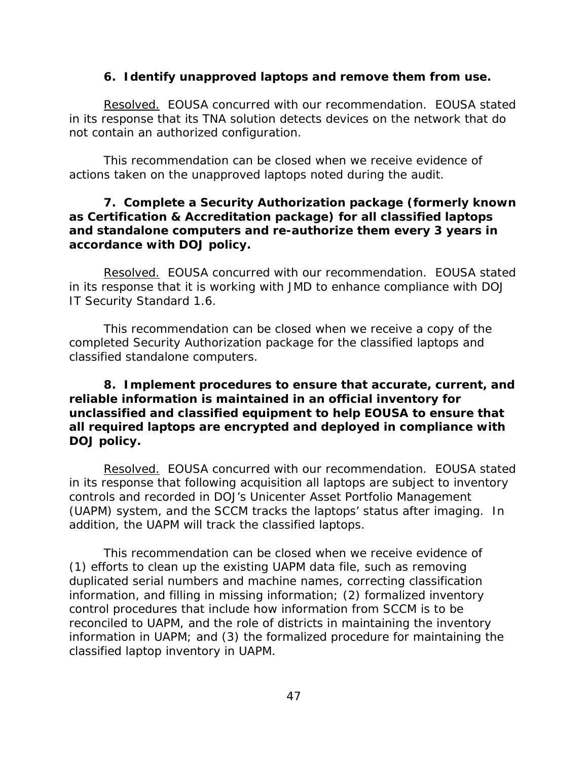**6. Identify unapproved laptops and remove them from use.**

Resolved. EOUSA concurred with our recommendation. EOUSA stated in its response that its TNA solution detects devices on the network that do not contain an authorized configuration.

This recommendation can be closed when we receive evidence of actions taken on the unapproved laptops noted during the audit.

**7. Complete a Security Authorization package (formerly known as Certification & Accreditation package) for all classified laptops and standalone computers and re-authorize them every 3 years in accordance with DOJ policy.**

Resolved. EOUSA concurred with our recommendation. EOUSA stated in its response that it is working with JMD to enhance compliance with DOJ IT Security Standard 1.6.

This recommendation can be closed when we receive a copy of the completed Security Authorization package for the classified laptops and classified standalone computers.

**8. Implement procedures to ensure that accurate, current, and reliable information is maintained in an official inventory for unclassified and classified equipment to help EOUSA to ensure that all required laptops are encrypted and deployed in compliance with DOJ policy.**

Resolved. EOUSA concurred with our recommendation. EOUSA stated in its response that following acquisition all laptops are subject to inventory controls and recorded in DOJ's Unicenter Asset Portfolio Management (UAPM) system, and the SCCM tracks the laptops' status after imaging. In addition, the UAPM will track the classified laptops.

This recommendation can be closed when we receive evidence of (1) efforts to clean up the existing UAPM data file, such as removing duplicated serial numbers and machine names, correcting classification information, and filling in missing information; (2) formalized inventory control procedures that include how information from SCCM is to be reconciled to UAPM, and the role of districts in maintaining the inventory information in UAPM; and (3) the formalized procedure for maintaining the classified laptop inventory in UAPM.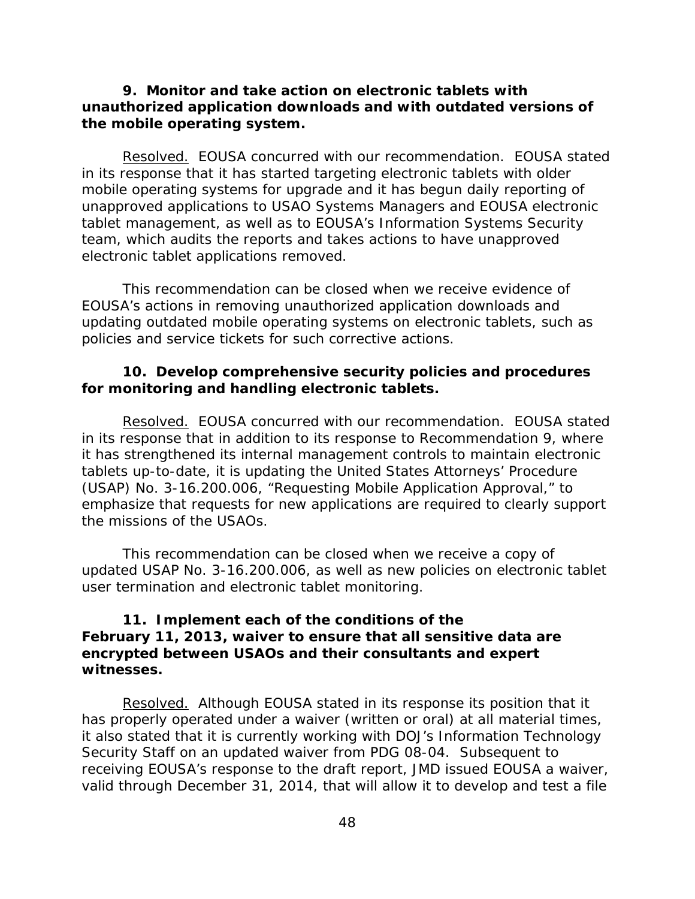**9. Monitor and take action on electronic tablets with unauthorized application downloads and with outdated versions of the mobile operating system.**

Resolved. EOUSA concurred with our recommendation. EOUSA stated in its response that it has started targeting electronic tablets with older mobile operating systems for upgrade and it has begun daily reporting of unapproved applications to USAO Systems Managers and EOUSA electronic tablet management, as well as to EOUSA's Information Systems Security team, which audits the reports and takes actions to have unapproved electronic tablet applications removed.

This recommendation can be closed when we receive evidence of EOUSA's actions in removing unauthorized application downloads and updating outdated mobile operating systems on electronic tablets, such as policies and service tickets for such corrective actions.

**10. Develop comprehensive security policies and procedures for monitoring and handling electronic tablets.**

Resolved. EOUSA concurred with our recommendation. EOUSA stated in its response that in addition to its response to Recommendation 9, where it has strengthened its internal management controls to maintain electronic tablets up-to-date, it is updating the United States Attorneys' Procedure (USAP) No. 3-16.200.006, "Requesting Mobile Application Approval," to emphasize that requests for new applications are required to clearly support the missions of the USAOs.

This recommendation can be closed when we receive a copy of updated USAP No. 3-16.200.006, as well as new policies on electronic tablet user termination and electronic tablet monitoring.

**11. Implement each of the conditions of the February 11, 2013, waiver to ensure that all sensitive data are encrypted between USAOs and their consultants and expert witnesses.**

Resolved. Although EOUSA stated in its response its position that it has properly operated under a waiver (written or oral) at all material times, it also stated that it is currently working with DOJ's Information Technology Security Staff on an updated waiver from PDG 08-04. Subsequent to receiving EOUSA's response to the draft report, JMD issued EOUSA a waiver, valid through December 31, 2014, that will allow it to develop and test a file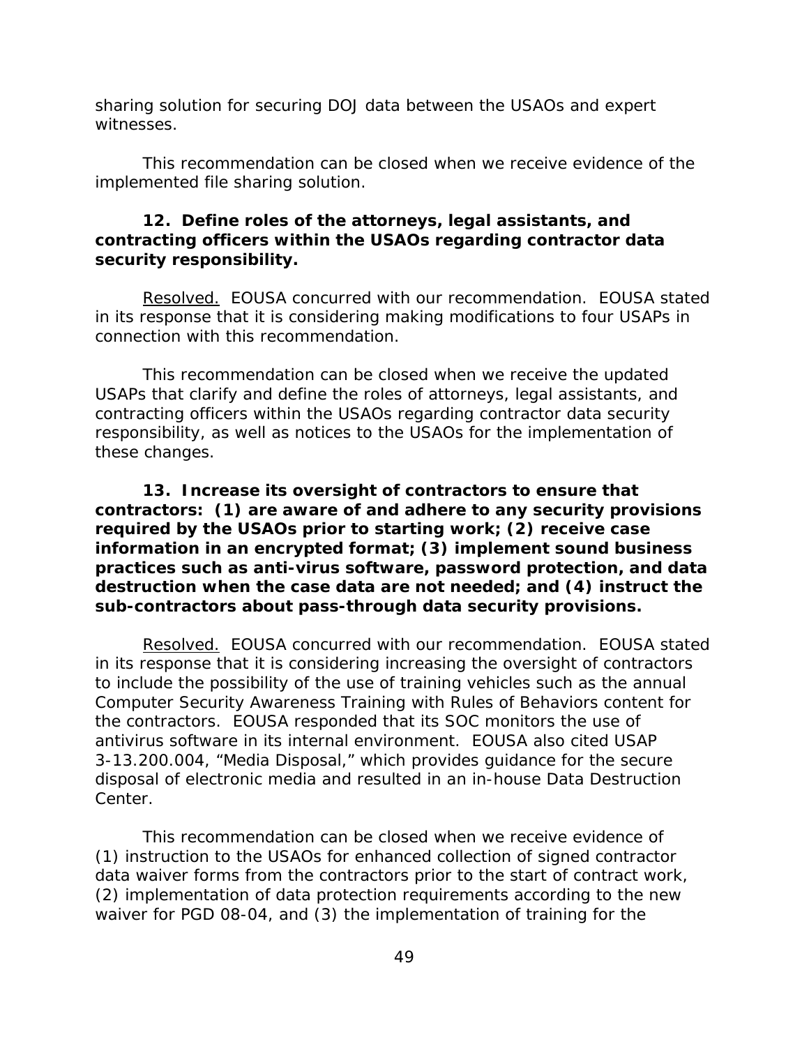sharing solution for securing DOJ data between the USAOs and expert witnesses.

This recommendation can be closed when we receive evidence of the implemented file sharing solution.

**12. Define roles of the attorneys, legal assistants, and contracting officers within the USAOs regarding contractor data security responsibility.**

Resolved. EOUSA concurred with our recommendation. EOUSA stated in its response that it is considering making modifications to four USAPs in connection with this recommendation.

This recommendation can be closed when we receive the updated USAPs that clarify and define the roles of attorneys, legal assistants, and contracting officers within the USAOs regarding contractor data security responsibility, as well as notices to the USAOs for the implementation of these changes.

**13. Increase its oversight of contractors to ensure that contractors: (1) are aware of and adhere to any security provisions required by the USAOs prior to starting work; (2) receive case information in an encrypted format; (3) implement sound business practices such as anti-virus software, password protection, and data destruction when the case data are not needed; and (4) instruct the sub-contractors about pass-through data security provisions.**

Resolved. EOUSA concurred with our recommendation. EOUSA stated in its response that it is considering increasing the oversight of contractors to include the possibility of the use of training vehicles such as the annual Computer Security Awareness Training with Rules of Behaviors content for the contractors. EOUSA responded that its SOC monitors the use of antivirus software in its internal environment. EOUSA also cited USAP 3-13.200.004, "Media Disposal," which provides guidance for the secure disposal of electronic media and resulted in an in-house Data Destruction Center.

This recommendation can be closed when we receive evidence of (1) instruction to the USAOs for enhanced collection of signed contractor data waiver forms from the contractors prior to the start of contract work, (2) implementation of data protection requirements according to the new waiver for PGD 08-04, and (3) the implementation of training for the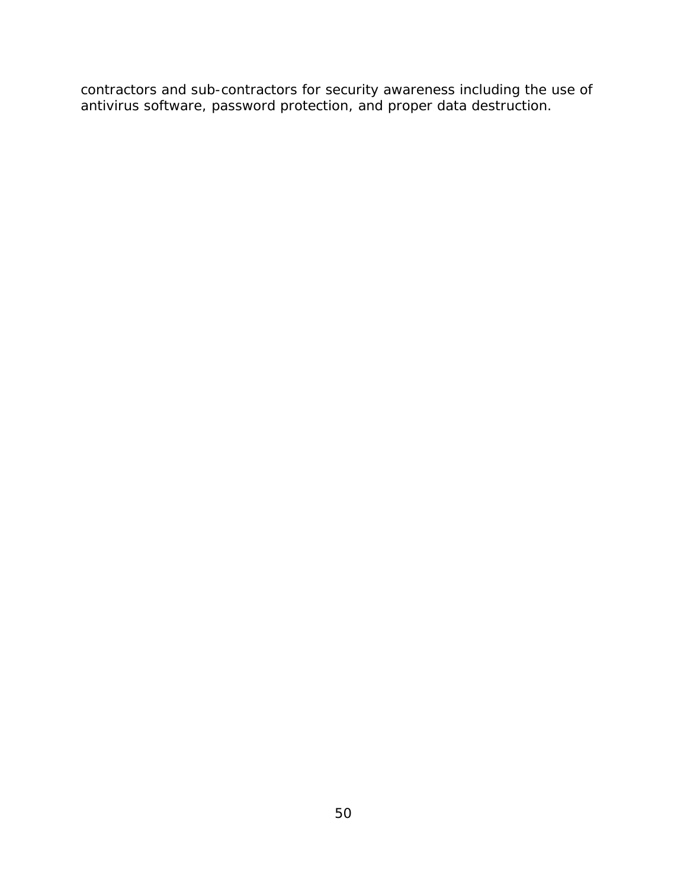contractors and sub-contractors for security awareness including the use of antivirus software, password protection, and proper data destruction.